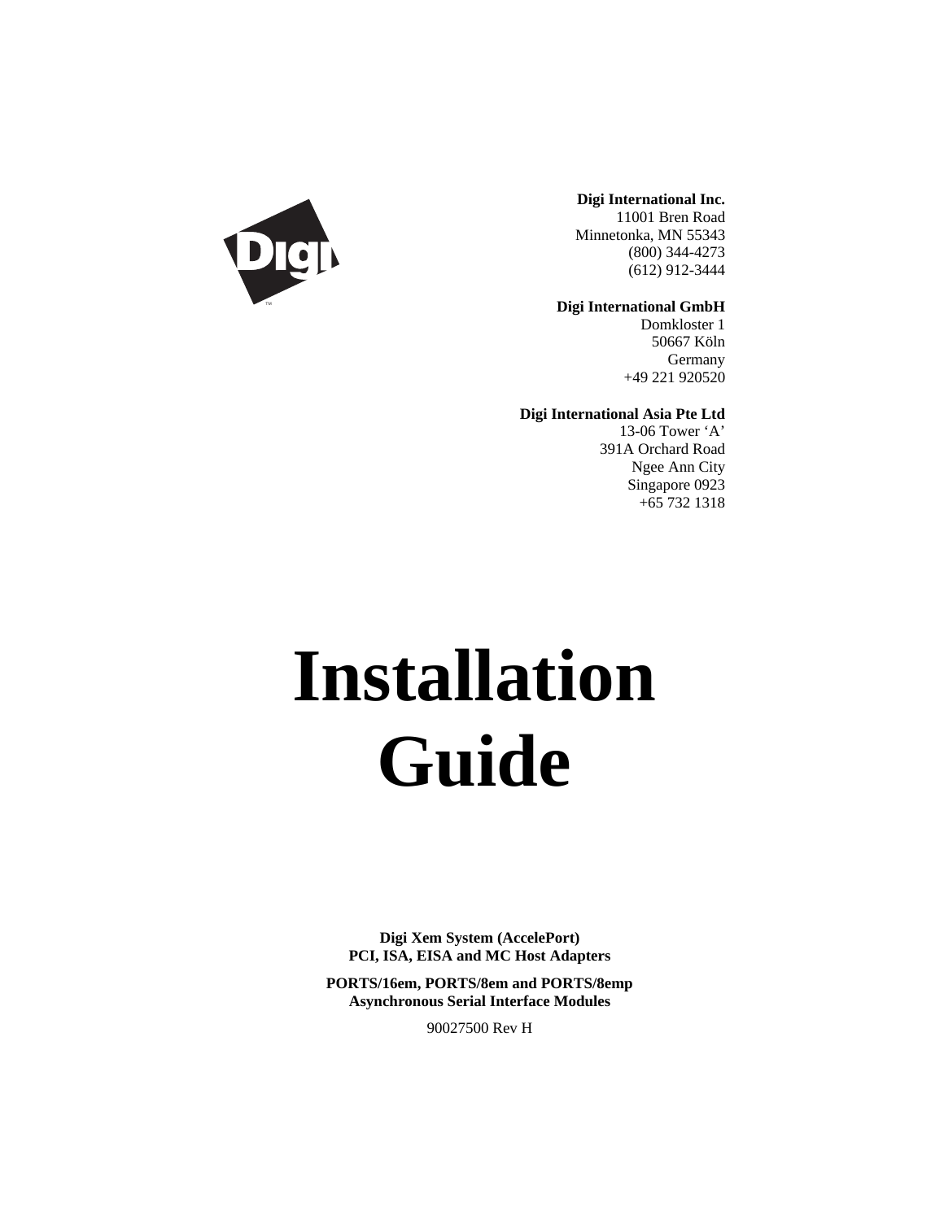**Digi International Inc.**
11001 Bren Road
Minnetonka, MN 55343
(800) 344-4273
(612) 912-3444

**Digi International GmbH**
Domkloster 1
50667 Köln
Germany
+49 221 920520

**Digi International Asia Pte Ltd**
13-06 Tower 'A'
391A Orchard Road
Ngee Ann City
Singapore 0923
+65 732 1318

# Installation Guide

**Digi Xem System (AccelePort)**
**PCI, ISA, EISA and MC Host Adapters**

**PORTS/16em, PORTS/8em and PORTS/8emp**
**Asynchronous Serial Interface Modules**

90027500 Rev H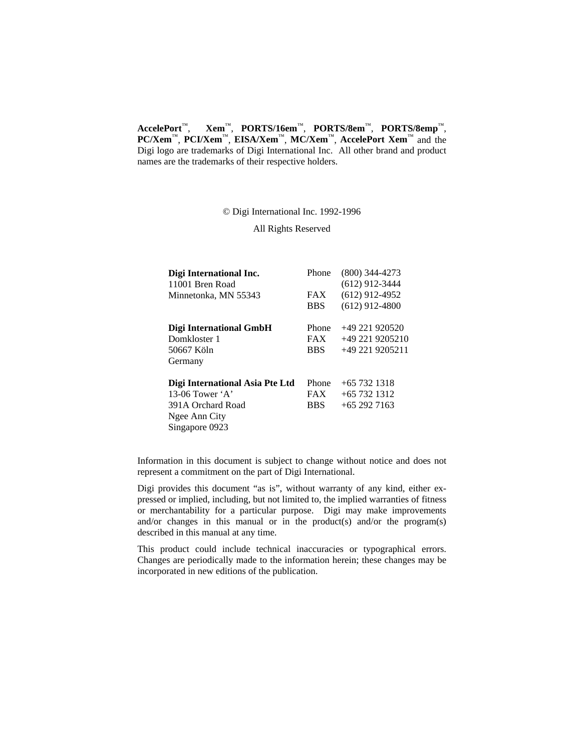**AccelePort**™, **Xem**™, **PORTS/16em**™, **PORTS/8em**™, **PORTS/8emp**™, **PC/Xem**™, **PCI/Xem**™, **EISA/Xem**™, **MC/Xem**™, **AccelePort Xem**™ and the Digi logo are trademarks of Digi International Inc. All other brand and product names are the trademarks of their respective holders.

© Digi International Inc. 1992-1996

All Rights Reserved

| | | |
|---|---|---|
| **Digi International Inc.** | Phone | (800) 344-4273 |
| 11001 Bren Road | | (612) 912-3444 |
| Minnetonka, MN 55343 | FAX | (612) 912-4952 |
| | BBS | (612) 912-4800 |
| **Digi International GmbH** | Phone | +49 221 920520 |
| Domkloster 1 | FAX | +49 221 9205210 |
| 50667 Köln | BBS | +49 221 9205211 |
| Germany | | |
| **Digi International Asia Pte Ltd** | Phone | +65 732 1318 |
| 13-06 Tower 'A' | FAX | +65 732 1312 |
| 391A Orchard Road | BBS | +65 292 7163 |
| Ngee Ann City | | |
| Singapore 0923 | | |

Information in this document is subject to change without notice and does not represent a commitment on the part of Digi International.

Digi provides this document "as is", without warranty of any kind, either expressed or implied, including, but not limited to, the implied warranties of fitness or merchantability for a particular purpose. Digi may make improvements and/or changes in this manual or in the product(s) and/or the program(s) described in this manual at any time.

This product could include technical inaccuracies or typographical errors. Changes are periodically made to the information herein; these changes may be incorporated in new editions of the publication.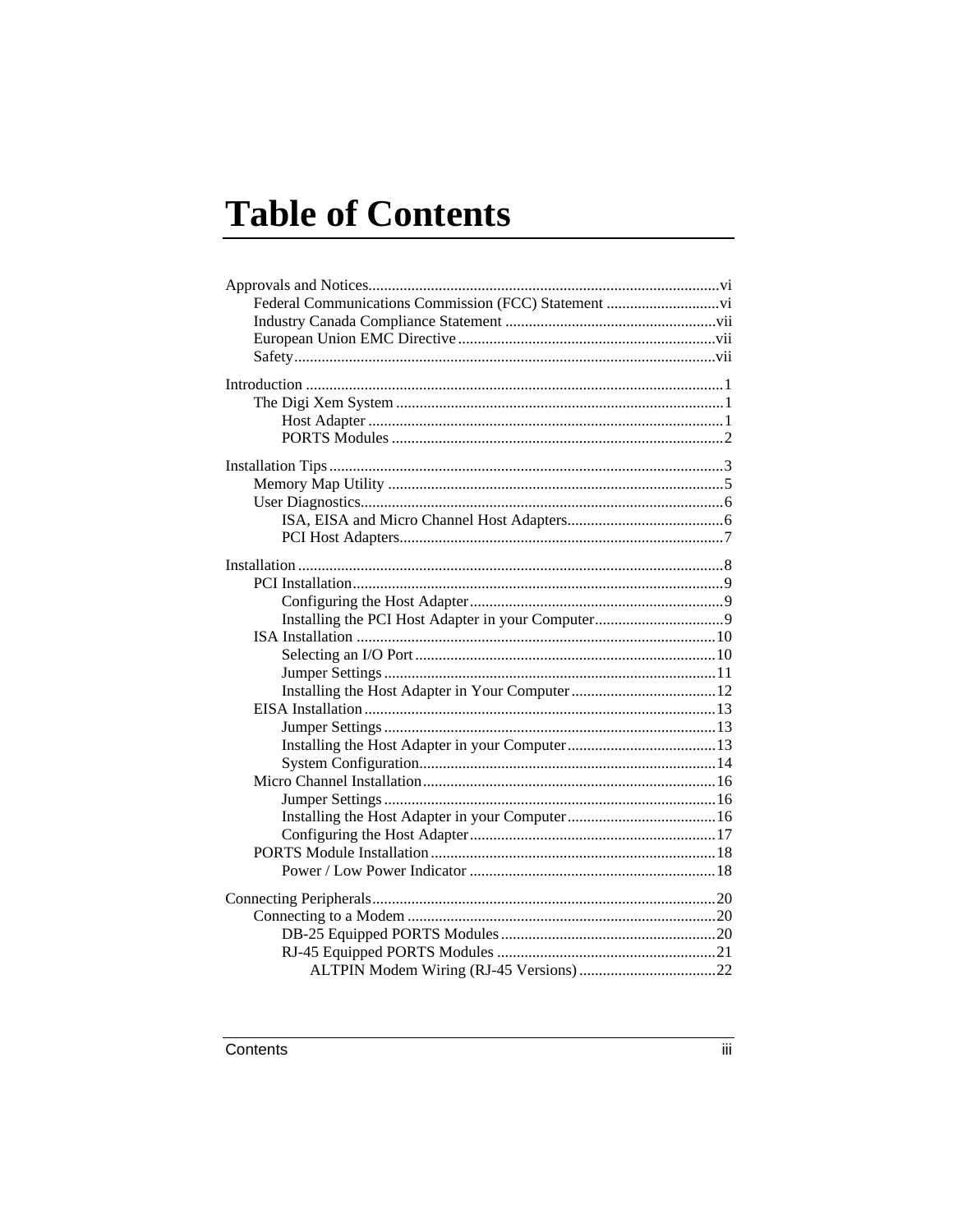# Table of Contents

Approvals and Notices......................................................................................vi
- Federal Communications Commission (FCC) Statement .............................vi
- Industry Canada Compliance Statement .....................................................vii
- European Union EMC Directive..................................................................vii
- Safety...........................................................................................................vii

Introduction ..........................................................................................................1
- The Digi Xem System ...................................................................................1
  - Host Adapter ..........................................................................................1
  - PORTS Modules ....................................................................................2

Installation Tips ....................................................................................................3
- Memory Map Utility .....................................................................................5
- User Diagnostics............................................................................................6
  - ISA, EISA and Micro Channel Host Adapters........................................6
  - PCI Host Adapters..................................................................................7

Installation ............................................................................................................8
- PCI Installation..............................................................................................9
  - Configuring the Host Adapter.................................................................9
  - Installing the PCI Host Adapter in your Computer.................................9
- ISA Installation ...........................................................................................10
  - Selecting an I/O Port............................................................................10
  - Jumper Settings....................................................................................11
  - Installing the Host Adapter in Your Computer.....................................12
- EISA Installation.........................................................................................13
  - Jumper Settings....................................................................................13
  - Installing the Host Adapter in your Computer......................................13
  - System Configuration...........................................................................14
- Micro Channel Installation..........................................................................16
  - Jumper Settings....................................................................................16
  - Installing the Host Adapter in your Computer......................................16
  - Configuring the Host Adapter...............................................................17
- PORTS Module Installation........................................................................18
  - Power / Low Power Indicator ..............................................................18

Connecting Peripherals.......................................................................................20
- Connecting to a Modem ..............................................................................20
  - DB-25 Equipped PORTS Modules.......................................................20
  - RJ-45 Equipped PORTS Modules ........................................................21
    - ALTPIN Modem Wiring (RJ-45 Versions)...................................22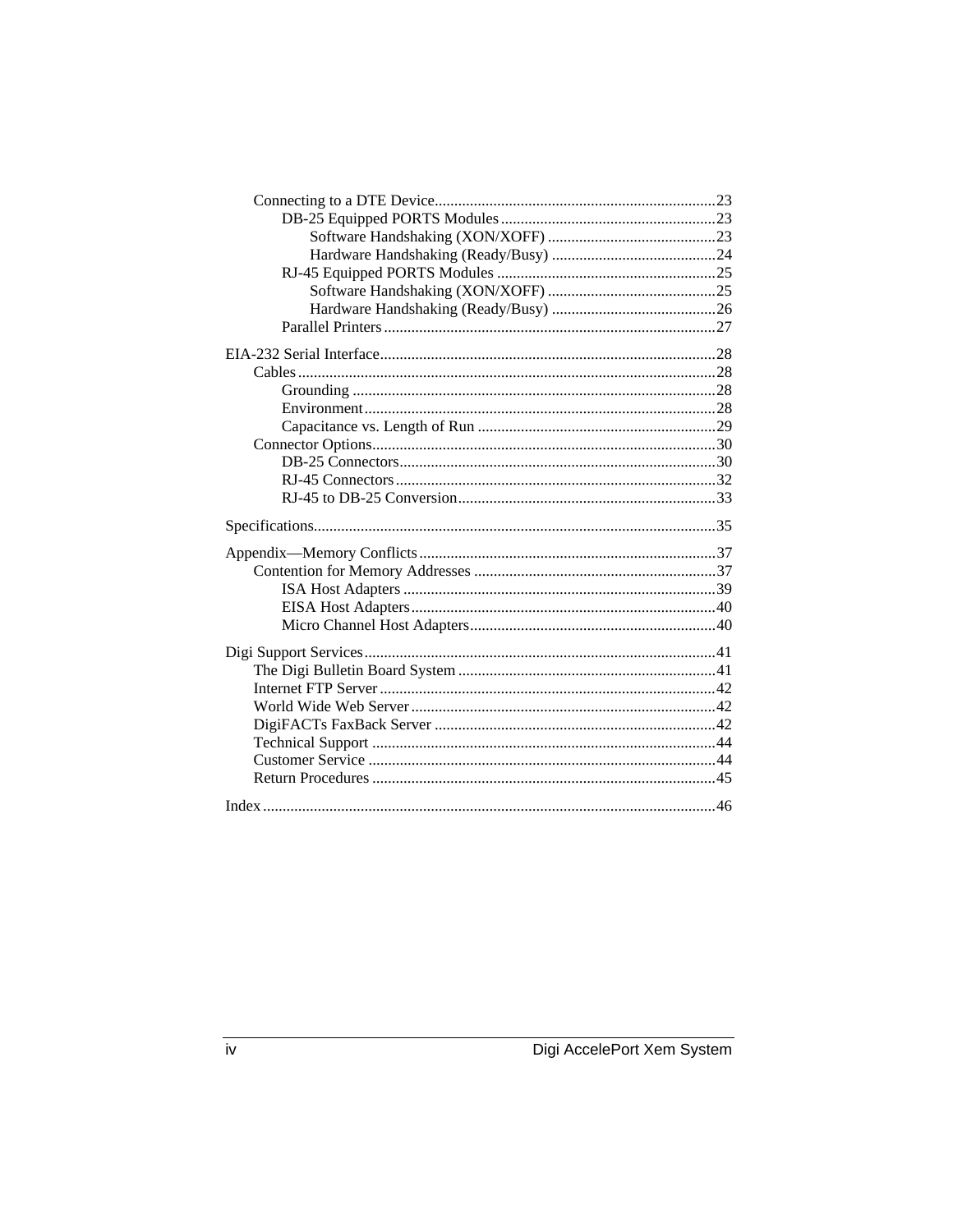Connecting to a DTE Device........................................................................23
    DB-25 Equipped PORTS Modules.......................................................23
        Software Handshaking (XON/XOFF) ...........................................23
        Hardware Handshaking (Ready/Busy) ..........................................24
    RJ-45 Equipped PORTS Modules ........................................................25
        Software Handshaking (XON/XOFF) ...........................................25
        Hardware Handshaking (Ready/Busy) ..........................................26
    Parallel Printers....................................................................................27

EIA-232 Serial Interface.....................................................................................28
Cables..........................................................................................................28
    Grounding ............................................................................................28
    Environment.........................................................................................28
    Capacitance vs. Length of Run ............................................................29
Connector Options.......................................................................................30
    DB-25 Connectors................................................................................30
    RJ-45 Connectors.................................................................................32
    RJ-45 to DB-25 Conversion.................................................................33

Specifications......................................................................................................35

Appendix—Memory Conflicts...........................................................................37
Contention for Memory Addresses .............................................................37
    ISA Host Adapters ...............................................................................39
    EISA Host Adapters.............................................................................40
    Micro Channel Host Adapters..............................................................40

Digi Support Services.........................................................................................41
The Digi Bulletin Board System .................................................................41
Internet FTP Server.....................................................................................42
World Wide Web Server.............................................................................42
DigiFACTs FaxBack Server .......................................................................42
Technical Support .......................................................................................44
Customer Service ........................................................................................44
Return Procedures .......................................................................................45

Index...................................................................................................................46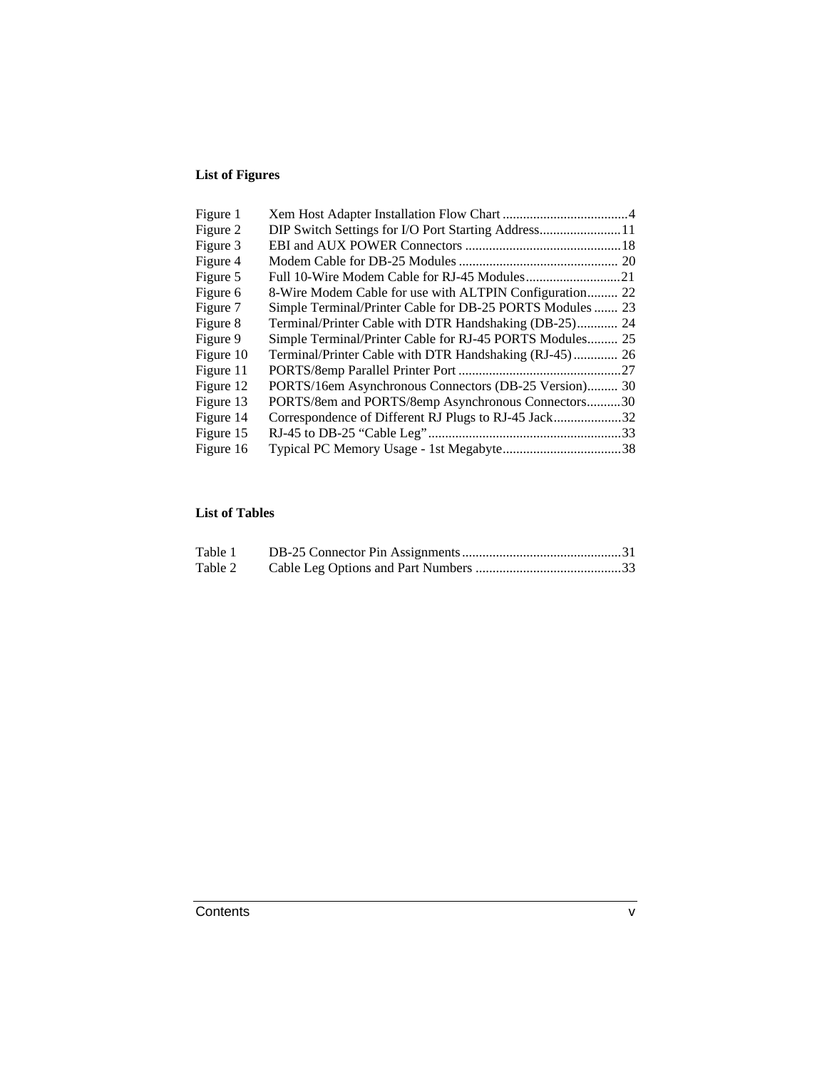## List of Figures

| | | |
|---|---|---|
| Figure 1 | Xem Host Adapter Installation Flow Chart | 4 |
| Figure 2 | DIP Switch Settings for I/O Port Starting Address | 11 |
| Figure 3 | EBI and AUX POWER Connectors | 18 |
| Figure 4 | Modem Cable for DB-25 Modules | 20 |
| Figure 5 | Full 10-Wire Modem Cable for RJ-45 Modules | 21 |
| Figure 6 | 8-Wire Modem Cable for use with ALTPIN Configuration | 22 |
| Figure 7 | Simple Terminal/Printer Cable for DB-25 PORTS Modules | 23 |
| Figure 8 | Terminal/Printer Cable with DTR Handshaking (DB-25) | 24 |
| Figure 9 | Simple Terminal/Printer Cable for RJ-45 PORTS Modules | 25 |
| Figure 10 | Terminal/Printer Cable with DTR Handshaking (RJ-45) | 26 |
| Figure 11 | PORTS/8emp Parallel Printer Port | 27 |
| Figure 12 | PORTS/16em Asynchronous Connectors (DB-25 Version) | 30 |
| Figure 13 | PORTS/8em and PORTS/8emp Asynchronous Connectors | 30 |
| Figure 14 | Correspondence of Different RJ Plugs to RJ-45 Jack | 32 |
| Figure 15 | RJ-45 to DB-25 “Cable Leg” | 33 |
| Figure 16 | Typical PC Memory Usage - 1st Megabyte | 38 |

## List of Tables

| | | |
|---|---|---|
| Table 1 | DB-25 Connector Pin Assignments | 31 |
| Table 2 | Cable Leg Options and Part Numbers | 33 |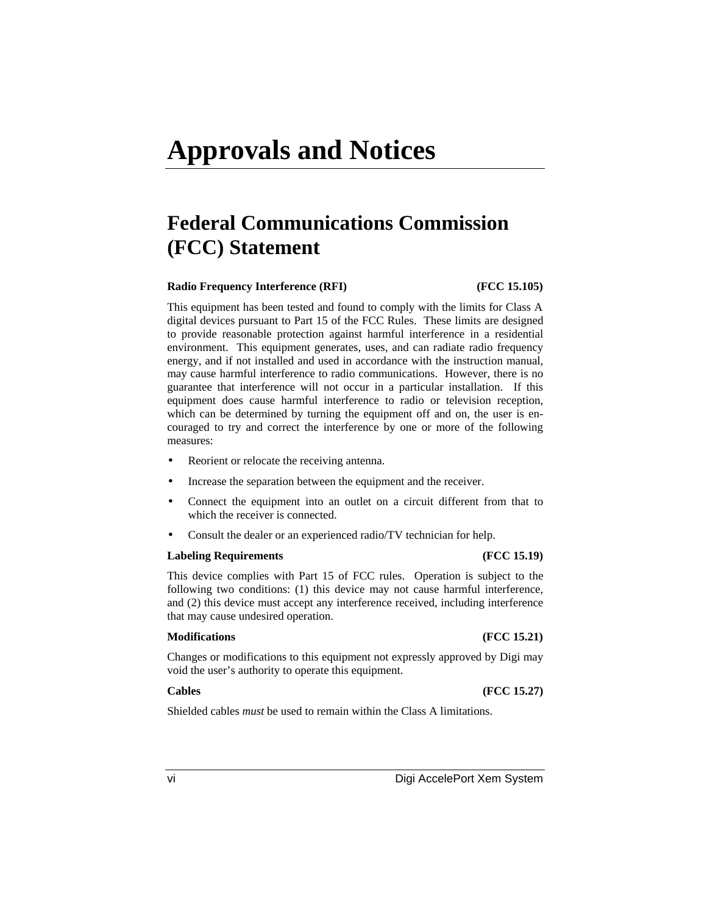# Approvals and Notices

## Federal Communications Commission (FCC) Statement

**Radio Frequency Interference (RFI) (FCC 15.105)**

This equipment has been tested and found to comply with the limits for Class A digital devices pursuant to Part 15 of the FCC Rules. These limits are designed to provide reasonable protection against harmful interference in a residential environment. This equipment generates, uses, and can radiate radio frequency energy, and if not installed and used in accordance with the instruction manual, may cause harmful interference to radio communications. However, there is no guarantee that interference will not occur in a particular installation. If this equipment does cause harmful interference to radio or television reception, which can be determined by turning the equipment off and on, the user is encouraged to try and correct the interference by one or more of the following measures:

- Reorient or relocate the receiving antenna.
- Increase the separation between the equipment and the receiver.
- Connect the equipment into an outlet on a circuit different from that to which the receiver is connected.
- Consult the dealer or an experienced radio/TV technician for help.

**Labeling Requirements (FCC 15.19)**

This device complies with Part 15 of FCC rules. Operation is subject to the following two conditions: (1) this device may not cause harmful interference, and (2) this device must accept any interference received, including interference that may cause undesired operation.

**Modifications (FCC 15.21)**

Changes or modifications to this equipment not expressly approved by Digi may void the user's authority to operate this equipment.

**Cables (FCC 15.27)**

Shielded cables *must* be used to remain within the Class A limitations.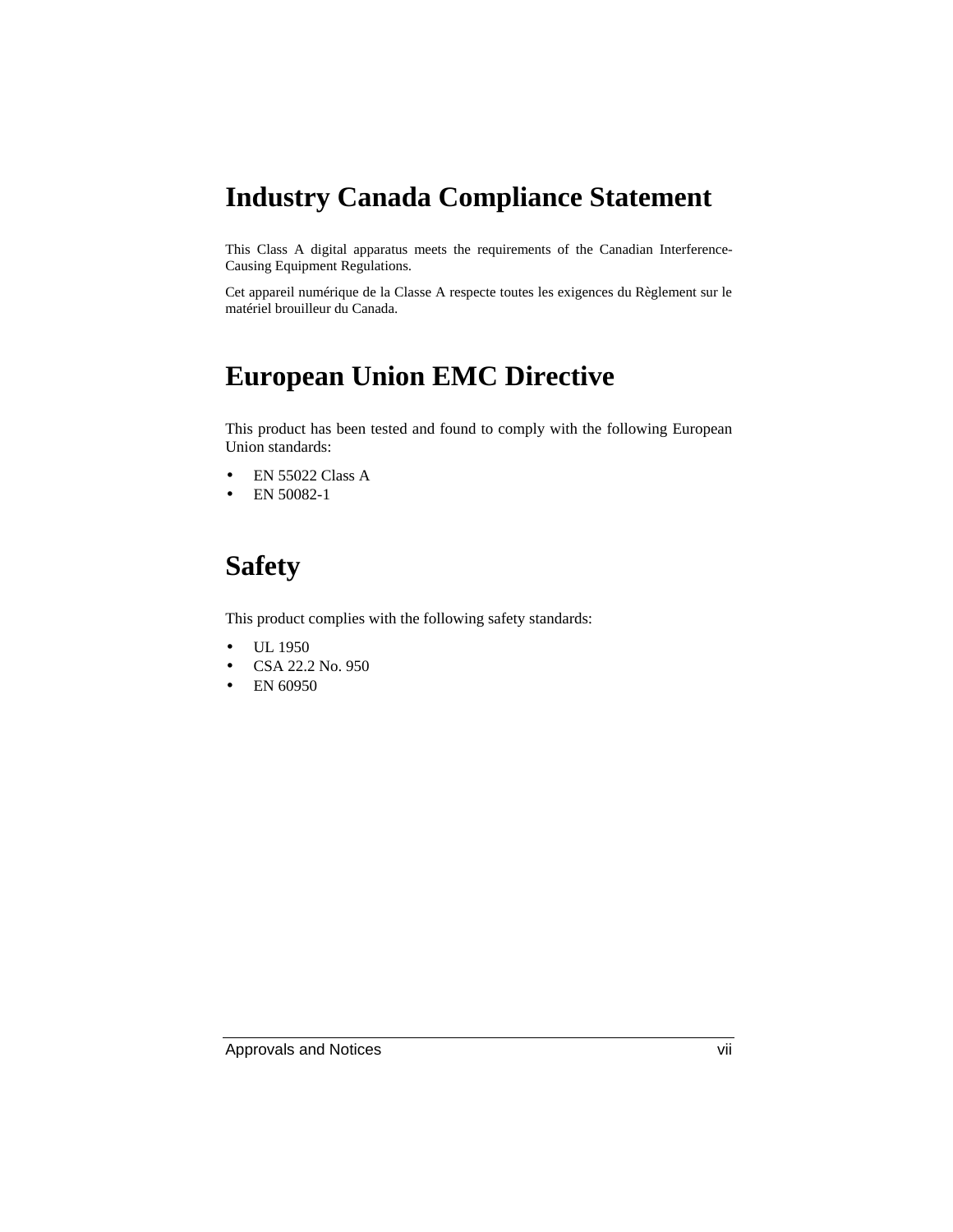# Industry Canada Compliance Statement

This Class A digital apparatus meets the requirements of the Canadian Interference-Causing Equipment Regulations.

Cet appareil numérique de la Classe A respecte toutes les exigences du Règlement sur le matériel brouilleur du Canada.

# European Union EMC Directive

This product has been tested and found to comply with the following European Union standards:

- EN 55022 Class A
- EN 50082-1

# Safety

This product complies with the following safety standards:

- UL 1950
- CSA 22.2 No. 950
- EN 60950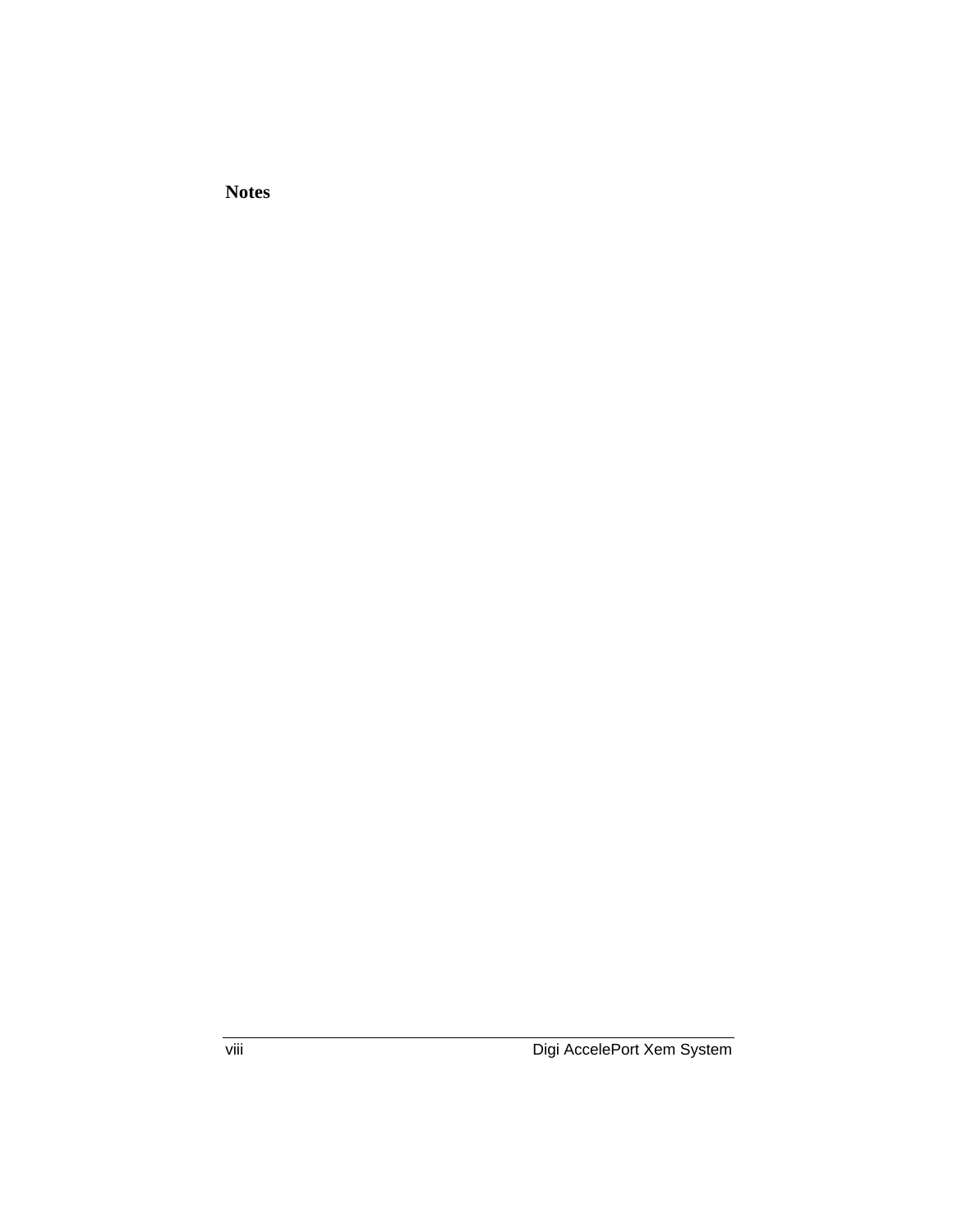**Notes**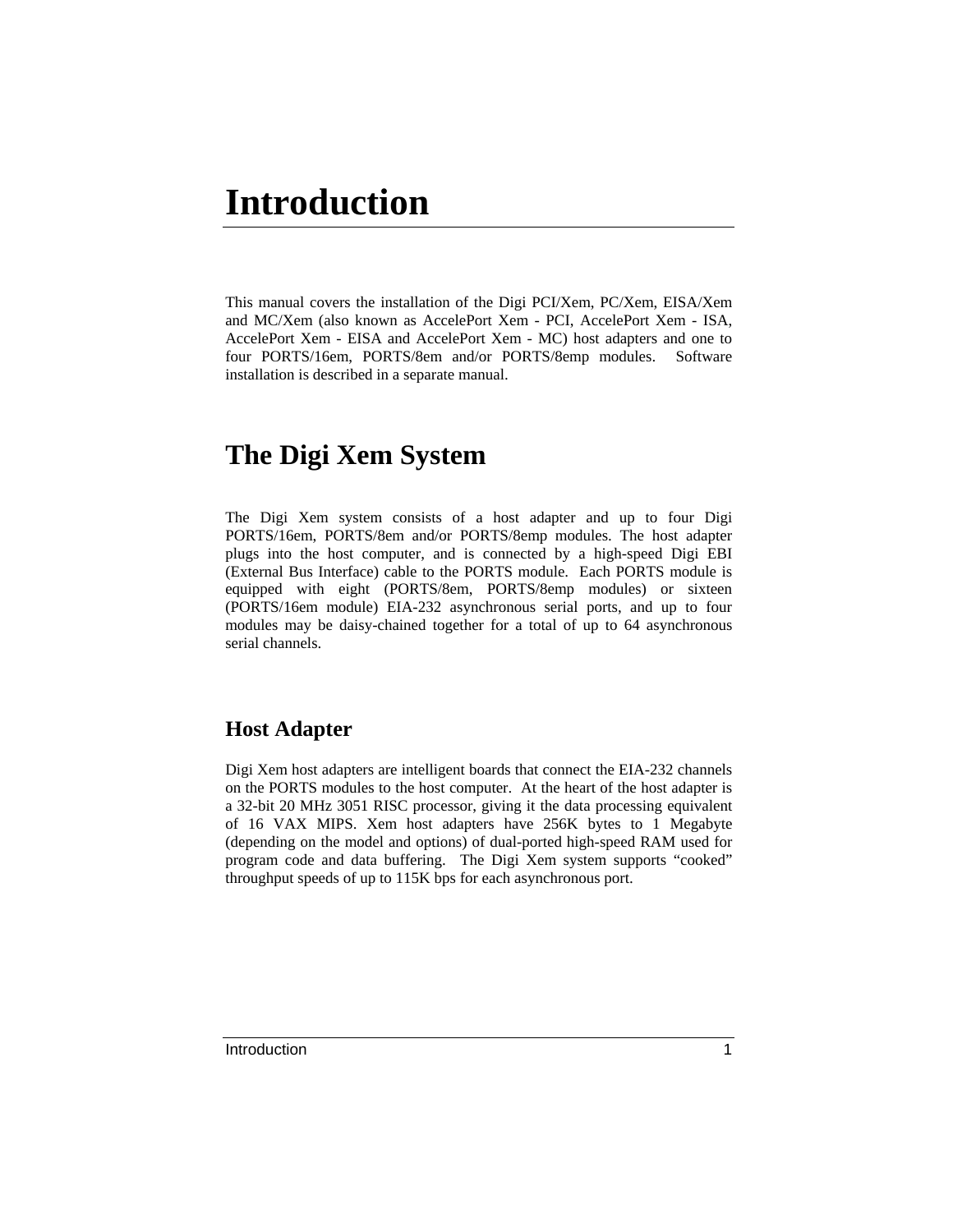# Introduction

This manual covers the installation of the Digi PCI/Xem, PC/Xem, EISA/Xem and MC/Xem (also known as AccelePort Xem - PCI, AccelePort Xem - ISA, AccelePort Xem - EISA and AccelePort Xem - MC) host adapters and one to four PORTS/16em, PORTS/8em and/or PORTS/8emp modules. Software installation is described in a separate manual.

## The Digi Xem System

The Digi Xem system consists of a host adapter and up to four Digi PORTS/16em, PORTS/8em and/or PORTS/8emp modules. The host adapter plugs into the host computer, and is connected by a high-speed Digi EBI (External Bus Interface) cable to the PORTS module. Each PORTS module is equipped with eight (PORTS/8em, PORTS/8emp modules) or sixteen (PORTS/16em module) EIA-232 asynchronous serial ports, and up to four modules may be daisy-chained together for a total of up to 64 asynchronous serial channels.

### Host Adapter

Digi Xem host adapters are intelligent boards that connect the EIA-232 channels on the PORTS modules to the host computer. At the heart of the host adapter is a 32-bit 20 MHz 3051 RISC processor, giving it the data processing equivalent of 16 VAX MIPS. Xem host adapters have 256K bytes to 1 Megabyte (depending on the model and options) of dual-ported high-speed RAM used for program code and data buffering. The Digi Xem system supports “cooked” throughput speeds of up to 115K bps for each asynchronous port.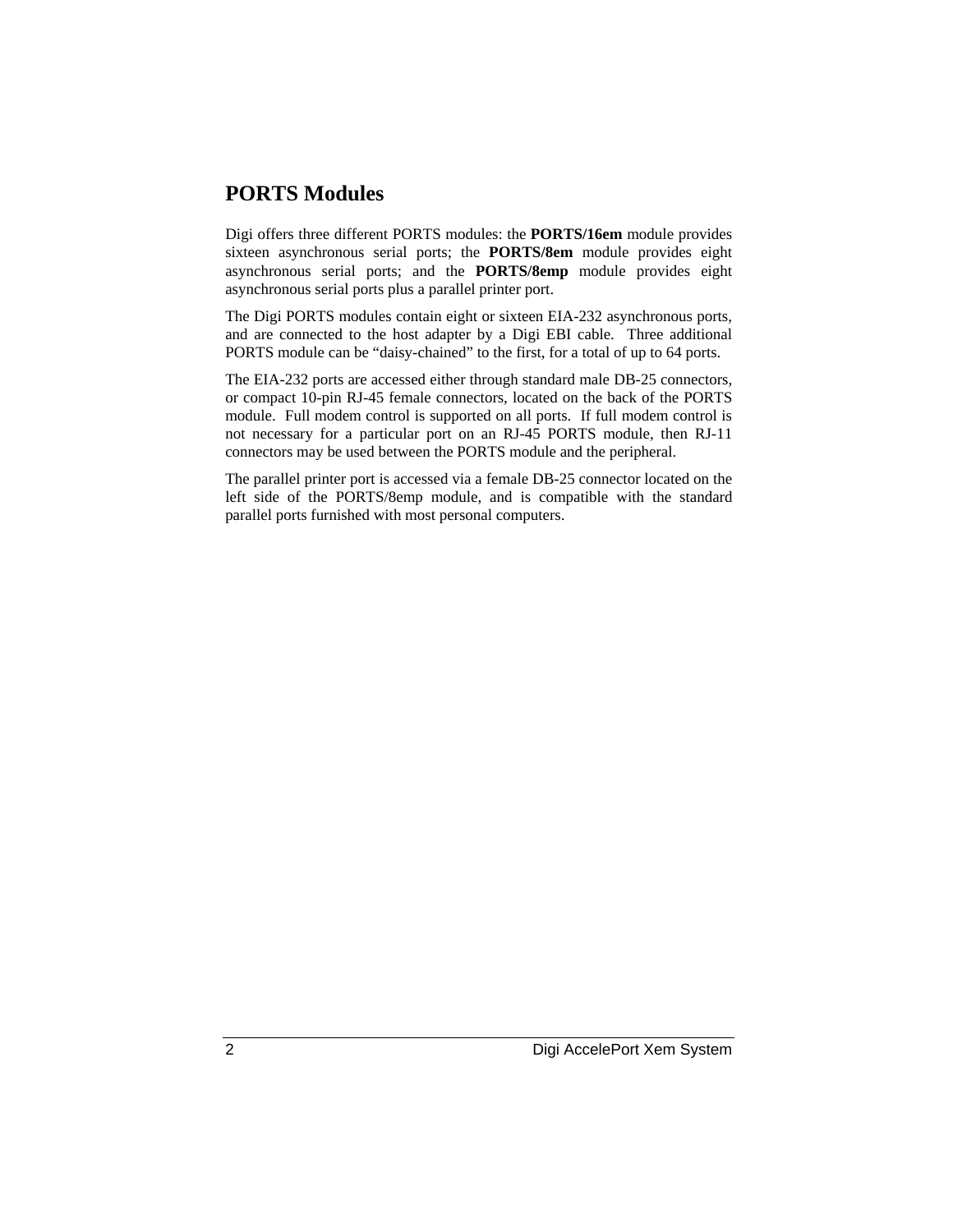## PORTS Modules

Digi offers three different PORTS modules: the **PORTS/16em** module provides sixteen asynchronous serial ports; the **PORTS/8em** module provides eight asynchronous serial ports; and the **PORTS/8emp** module provides eight asynchronous serial ports plus a parallel printer port.

The Digi PORTS modules contain eight or sixteen EIA-232 asynchronous ports, and are connected to the host adapter by a Digi EBI cable. Three additional PORTS module can be "daisy-chained" to the first, for a total of up to 64 ports.

The EIA-232 ports are accessed either through standard male DB-25 connectors, or compact 10-pin RJ-45 female connectors, located on the back of the PORTS module. Full modem control is supported on all ports. If full modem control is not necessary for a particular port on an RJ-45 PORTS module, then RJ-11 connectors may be used between the PORTS module and the peripheral.

The parallel printer port is accessed via a female DB-25 connector located on the left side of the PORTS/8emp module, and is compatible with the standard parallel ports furnished with most personal computers.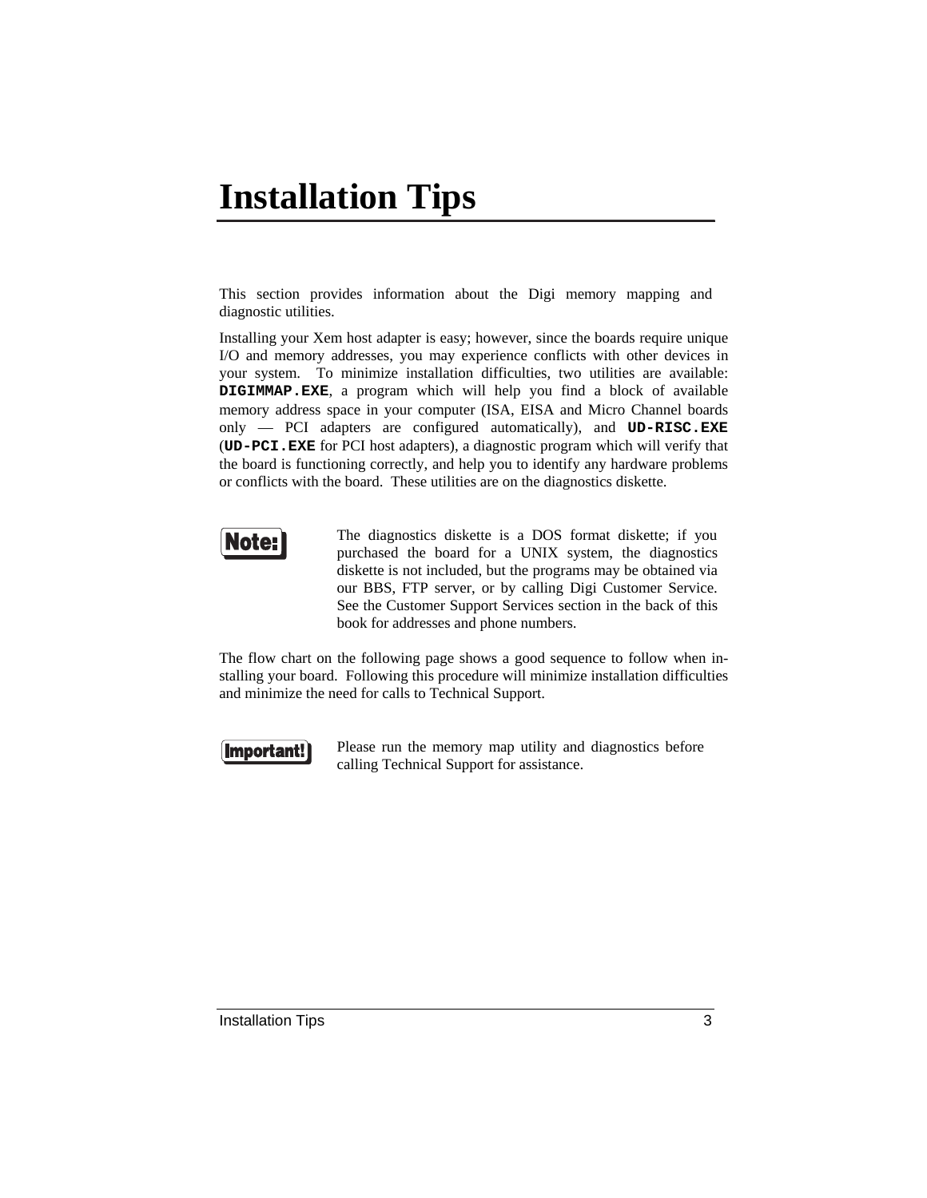# Installation Tips

This section provides information about the Digi memory mapping and diagnostic utilities.

Installing your Xem host adapter is easy; however, since the boards require unique I/O and memory addresses, you may experience conflicts with other devices in your system. To minimize installation difficulties, two utilities are available: **`DIGIMMAP.EXE`**, a program which will help you find a block of available memory address space in your computer (ISA, EISA and Micro Channel boards only — PCI adapters are configured automatically), and **`UD-RISC.EXE`** (**`UD-PCI.EXE`** for PCI host adapters), a diagnostic program which will verify that the board is functioning correctly, and help you to identify any hardware problems or conflicts with the board. These utilities are on the diagnostics diskette.

**Note:** The diagnostics diskette is a DOS format diskette; if you purchased the board for a UNIX system, the diagnostics diskette is not included, but the programs may be obtained via our BBS, FTP server, or by calling Digi Customer Service. See the Customer Support Services section in the back of this book for addresses and phone numbers.

The flow chart on the following page shows a good sequence to follow when installing your board. Following this procedure will minimize installation difficulties and minimize the need for calls to Technical Support.

**Important!** Please run the memory map utility and diagnostics before calling Technical Support for assistance.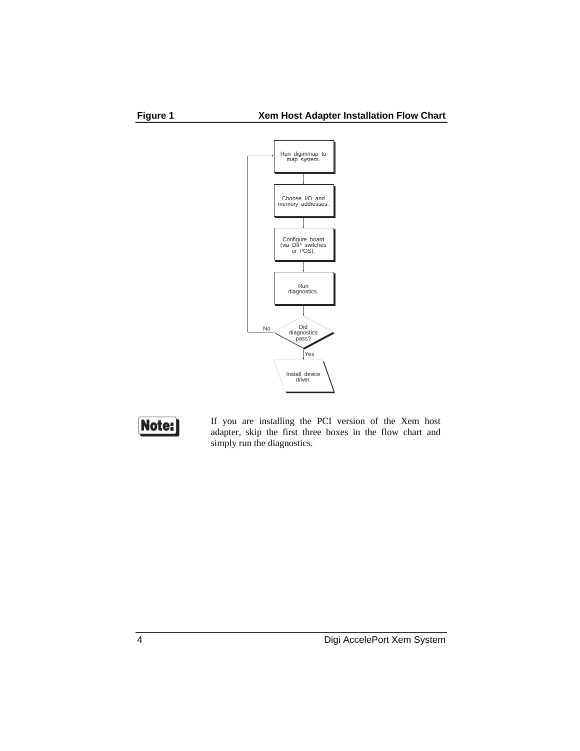**Figure 1** **Xem Host Adapter Installation Flow Chart**

Run digimmap to map system.

Choose I/O and memory addresses.

Configure board (via DIP switches or POS).

Run diagnostics.

Did diagnostics pass?

No

Yes

Install device driver.

**Note:** If you are installing the PCI version of the Xem host adapter, skip the first three boxes in the flow chart and simply run the diagnostics.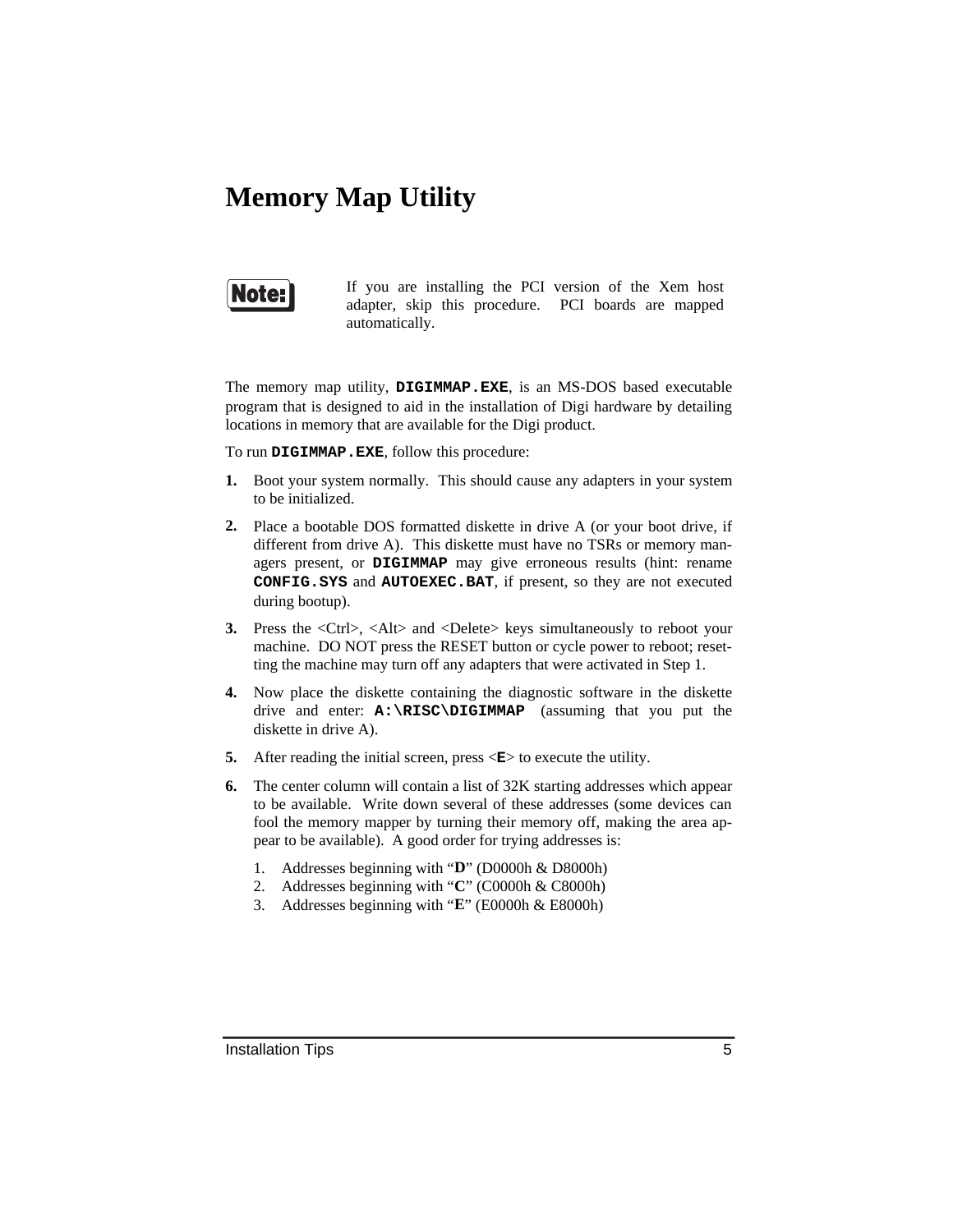# Memory Map Utility

**Note:** If you are installing the PCI version of the Xem host adapter, skip this procedure. PCI boards are mapped automatically.

The memory map utility, **`DIGIMMAP.EXE`**, is an MS-DOS based executable program that is designed to aid in the installation of Digi hardware by detailing locations in memory that are available for the Digi product.

To run **`DIGIMMAP.EXE`**, follow this procedure:

1. Boot your system normally. This should cause any adapters in your system to be initialized.
2. Place a bootable DOS formatted diskette in drive A (or your boot drive, if different from drive A). This diskette must have no TSRs or memory managers present, or **`DIGIMMAP`** may give erroneous results (hint: rename **`CONFIG.SYS`** and **`AUTOEXEC.BAT`**, if present, so they are not executed during bootup).
3. Press the <Ctrl>, <Alt> and <Delete> keys simultaneously to reboot your machine. DO NOT press the RESET button or cycle power to reboot; resetting the machine may turn off any adapters that were activated in Step 1.
4. Now place the diskette containing the diagnostic software in the diskette drive and enter: **`A:\RISC\DIGIMMAP`** (assuming that you put the diskette in drive A).
5. After reading the initial screen, press <**`E`**> to execute the utility.
6. The center column will contain a list of 32K starting addresses which appear to be available. Write down several of these addresses (some devices can fool the memory mapper by turning their memory off, making the area appear to be available). A good order for trying addresses is:
   1. Addresses beginning with "**D**" (D0000h & D8000h)
   2. Addresses beginning with "**C**" (C0000h & C8000h)
   3. Addresses beginning with "**E**" (E0000h & E8000h)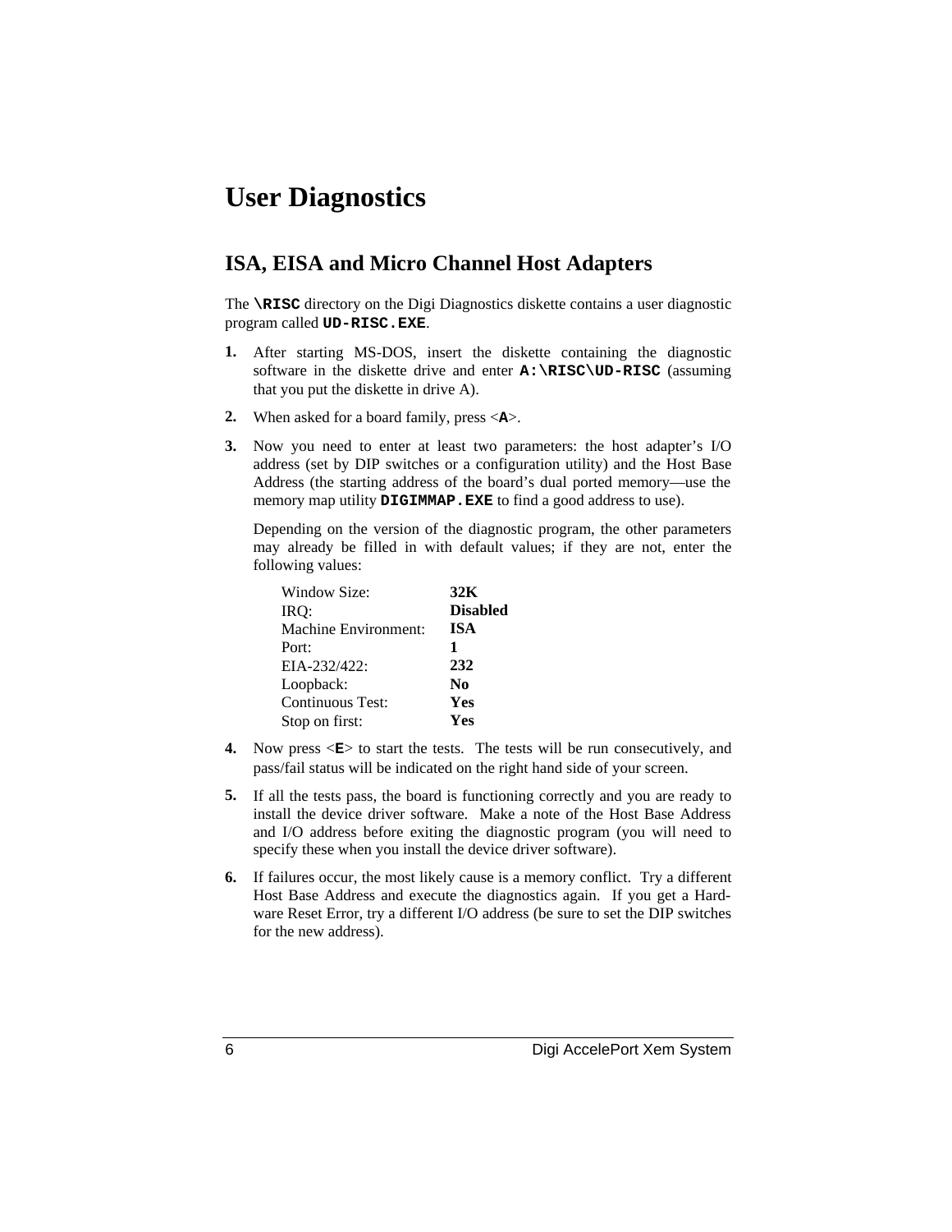# User Diagnostics

## ISA, EISA and Micro Channel Host Adapters

The **\RISC** directory on the Digi Diagnostics diskette contains a user diagnostic program called **UD-RISC.EXE**.

1. After starting MS-DOS, insert the diskette containing the diagnostic software in the diskette drive and enter **A:\RISC\UD-RISC** (assuming that you put the diskette in drive A).

2. When asked for a board family, press <**A**>.

3. Now you need to enter at least two parameters: the host adapter's I/O address (set by DIP switches or a configuration utility) and the Host Base Address (the starting address of the board's dual ported memory—use the memory map utility **DIGIMMAP.EXE** to find a good address to use).

   Depending on the version of the diagnostic program, the other parameters may already be filled in with default values; if they are not, enter the following values:

   | | |
   |---|---|
   | Window Size: | **32K** |
   | IRQ: | **Disabled** |
   | Machine Environment: | **ISA** |
   | Port: | **1** |
   | EIA-232/422: | **232** |
   | Loopback: | **No** |
   | Continuous Test: | **Yes** |
   | Stop on first: | **Yes** |

4. Now press <**E**> to start the tests. The tests will be run consecutively, and pass/fail status will be indicated on the right hand side of your screen.

5. If all the tests pass, the board is functioning correctly and you are ready to install the device driver software. Make a note of the Host Base Address and I/O address before exiting the diagnostic program (you will need to specify these when you install the device driver software).

6. If failures occur, the most likely cause is a memory conflict. Try a different Host Base Address and execute the diagnostics again. If you get a Hardware Reset Error, try a different I/O address (be sure to set the DIP switches for the new address).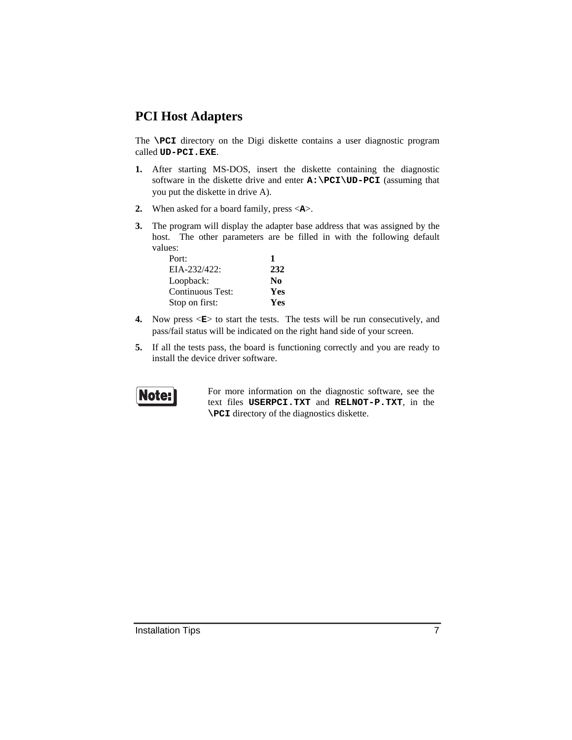## PCI Host Adapters

The **`\PCI`** directory on the Digi diskette contains a user diagnostic program called **`UD-PCI.EXE`**.

1. After starting MS-DOS, insert the diskette containing the diagnostic software in the diskette drive and enter **`A:\PCI\UD-PCI`** (assuming that you put the diskette in drive A).

2. When asked for a board family, press <**`A`**>.

3. The program will display the adapter base address that was assigned by the host. The other parameters are be filled in with the following default values:

   | | |
   |---|---|
   | Port: | **1** |
   | EIA-232/422: | **232** |
   | Loopback: | **No** |
   | Continuous Test: | **Yes** |
   | Stop on first: | **Yes** |

4. Now press <**`E`**> to start the tests. The tests will be run consecutively, and pass/fail status will be indicated on the right hand side of your screen.

5. If all the tests pass, the board is functioning correctly and you are ready to install the device driver software.

**Note:** For more information on the diagnostic software, see the text files **`USERPCI.TXT`** and **`RELNOT-P.TXT`**, in the **`\PCI`** directory of the diagnostics diskette.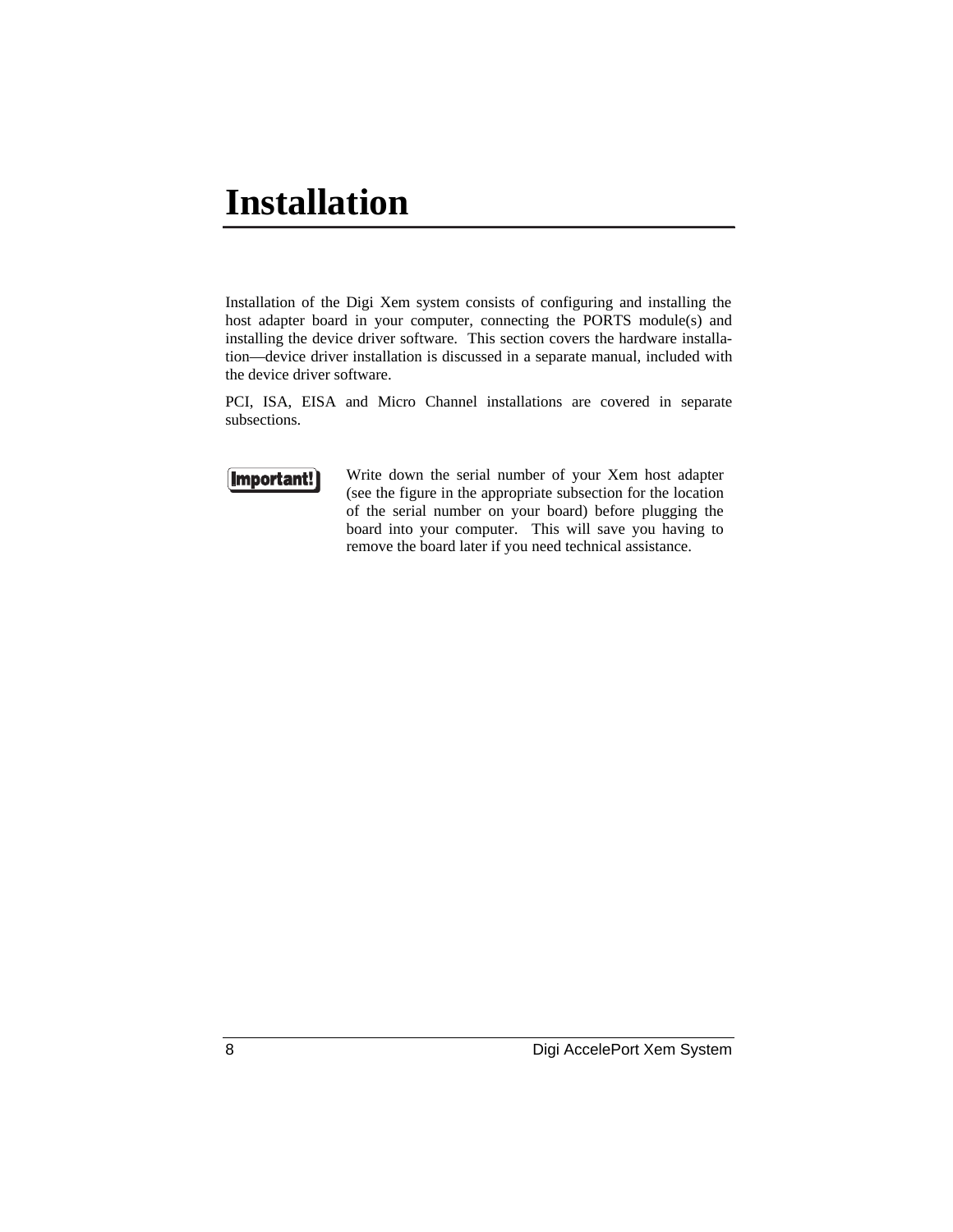# Installation

Installation of the Digi Xem system consists of configuring and installing the host adapter board in your computer, connecting the PORTS module(s) and installing the device driver software. This section covers the hardware installation—device driver installation is discussed in a separate manual, included with the device driver software.

PCI, ISA, EISA and Micro Channel installations are covered in separate subsections.

**Important!** Write down the serial number of your Xem host adapter (see the figure in the appropriate subsection for the location of the serial number on your board) before plugging the board into your computer. This will save you having to remove the board later if you need technical assistance.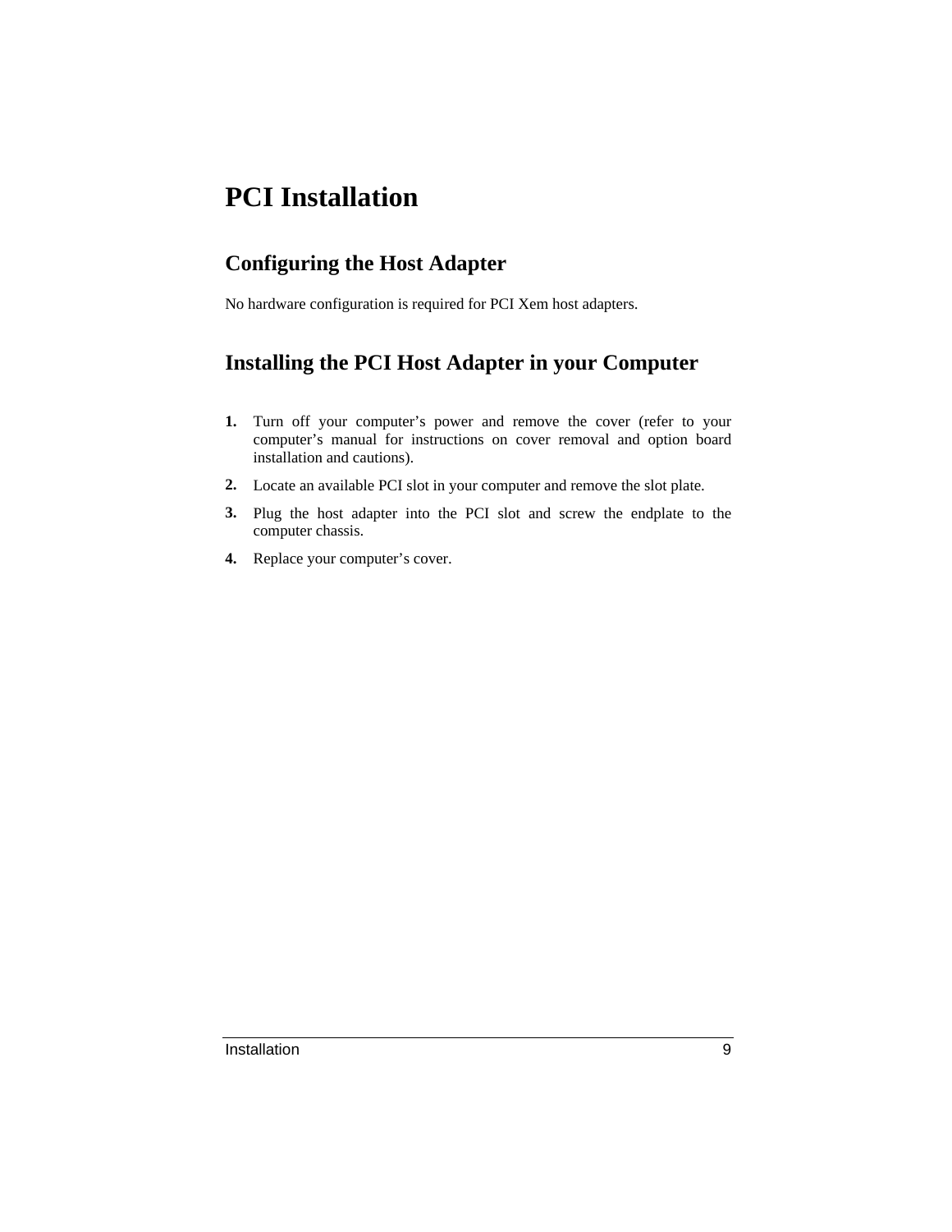# PCI Installation

## Configuring the Host Adapter

No hardware configuration is required for PCI Xem host adapters.

## Installing the PCI Host Adapter in your Computer

1. Turn off your computer's power and remove the cover (refer to your computer's manual for instructions on cover removal and option board installation and cautions).
2. Locate an available PCI slot in your computer and remove the slot plate.
3. Plug the host adapter into the PCI slot and screw the endplate to the computer chassis.
4. Replace your computer's cover.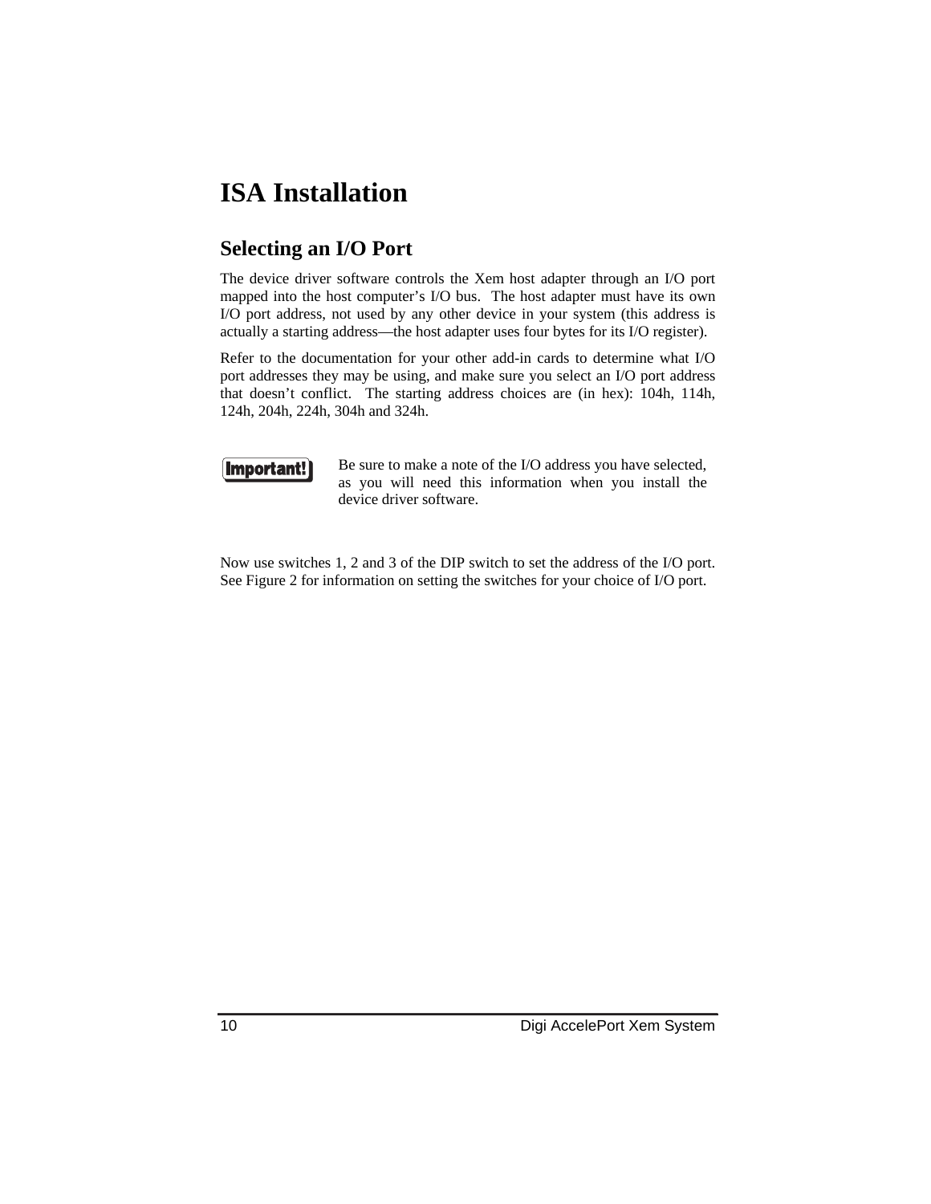# ISA Installation

## Selecting an I/O Port

The device driver software controls the Xem host adapter through an I/O port mapped into the host computer's I/O bus. The host adapter must have its own I/O port address, not used by any other device in your system (this address is actually a starting address—the host adapter uses four bytes for its I/O register).

Refer to the documentation for your other add-in cards to determine what I/O port addresses they may be using, and make sure you select an I/O port address that doesn't conflict. The starting address choices are (in hex): 104h, 114h, 124h, 204h, 224h, 304h and 324h.

**Important!** Be sure to make a note of the I/O address you have selected, as you will need this information when you install the device driver software.

Now use switches 1, 2 and 3 of the DIP switch to set the address of the I/O port. See Figure 2 for information on setting the switches for your choice of I/O port.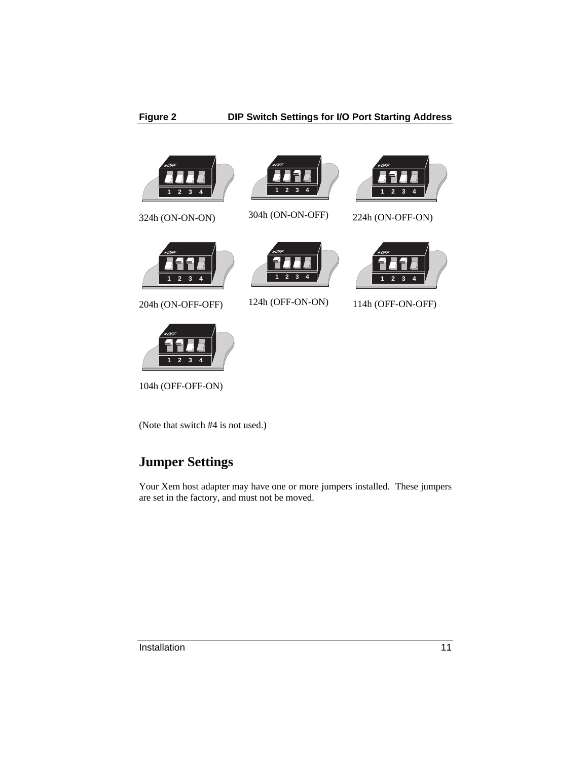**Figure 2 DIP Switch Settings for I/O Port Starting Address**

324h (ON-ON-ON)

304h (ON-ON-OFF)

224h (ON-OFF-ON)

204h (ON-OFF-OFF)

124h (OFF-ON-ON)

114h (OFF-ON-OFF)

104h (OFF-OFF-ON)

(Note that switch #4 is not used.)

## Jumper Settings

Your Xem host adapter may have one or more jumpers installed. These jumpers are set in the factory, and must not be moved.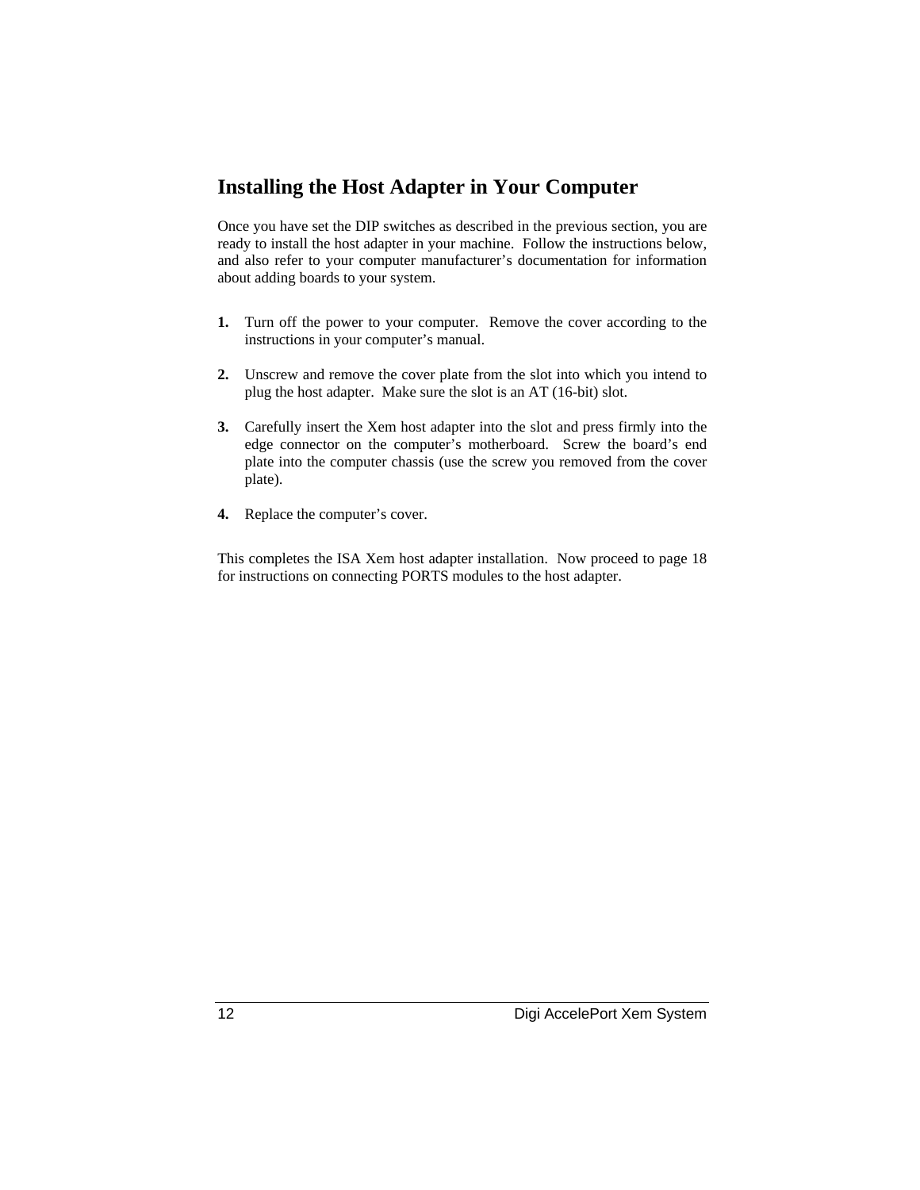## Installing the Host Adapter in Your Computer

Once you have set the DIP switches as described in the previous section, you are ready to install the host adapter in your machine. Follow the instructions below, and also refer to your computer manufacturer's documentation for information about adding boards to your system.

1. Turn off the power to your computer. Remove the cover according to the instructions in your computer's manual.

2. Unscrew and remove the cover plate from the slot into which you intend to plug the host adapter. Make sure the slot is an AT (16-bit) slot.

3. Carefully insert the Xem host adapter into the slot and press firmly into the edge connector on the computer's motherboard. Screw the board's end plate into the computer chassis (use the screw you removed from the cover plate).

4. Replace the computer's cover.

This completes the ISA Xem host adapter installation. Now proceed to page 18 for instructions on connecting PORTS modules to the host adapter.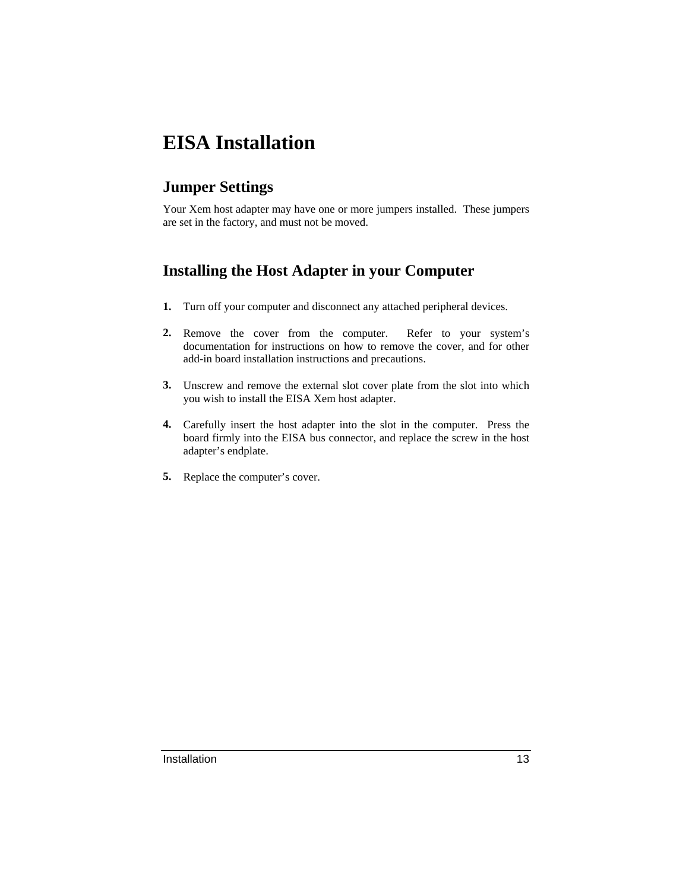# EISA Installation

## Jumper Settings

Your Xem host adapter may have one or more jumpers installed. These jumpers are set in the factory, and must not be moved.

## Installing the Host Adapter in your Computer

1. Turn off your computer and disconnect any attached peripheral devices.

2. Remove the cover from the computer. Refer to your system's documentation for instructions on how to remove the cover, and for other add-in board installation instructions and precautions.

3. Unscrew and remove the external slot cover plate from the slot into which you wish to install the EISA Xem host adapter.

4. Carefully insert the host adapter into the slot in the computer. Press the board firmly into the EISA bus connector, and replace the screw in the host adapter's endplate.

5. Replace the computer's cover.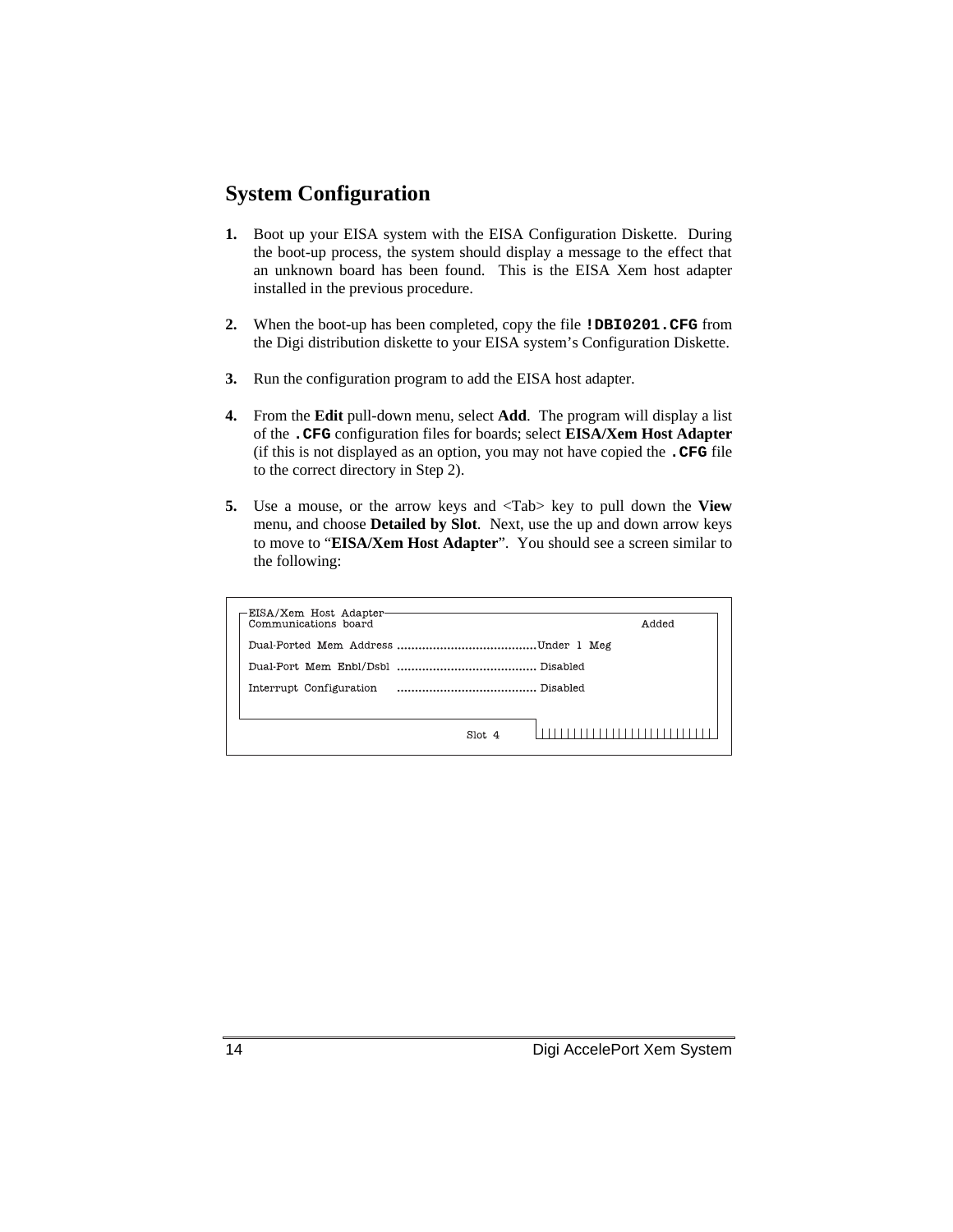## System Configuration

1. Boot up your EISA system with the EISA Configuration Diskette. During the boot-up process, the system should display a message to the effect that an unknown board has been found. This is the EISA Xem host adapter installed in the previous procedure.

2. When the boot-up has been completed, copy the file **`!DBI0201.CFG`** from the Digi distribution diskette to your EISA system's Configuration Diskette.

3. Run the configuration program to add the EISA host adapter.

4. From the **Edit** pull-down menu, select **Add**. The program will display a list of the **`.CFG`** configuration files for boards; select **EISA/Xem Host Adapter** (if this is not displayed as an option, you may not have copied the **`.CFG`** file to the correct directory in Step 2).

5. Use a mouse, or the arrow keys and <Tab> key to pull down the **View** menu, and choose **Detailed by Slot**. Next, use the up and down arrow keys to move to "**EISA/Xem Host Adapter**". You should see a screen similar to the following:

```
EISA/Xem Host Adapter
Communications board                                         Added

Dual-Ported Mem Address .......................................Under 1 Meg

Dual-Port Mem Enbl/Dsbl ....................................... Disabled

Interrupt Configuration ....................................... Disabled


                                   Slot 4
```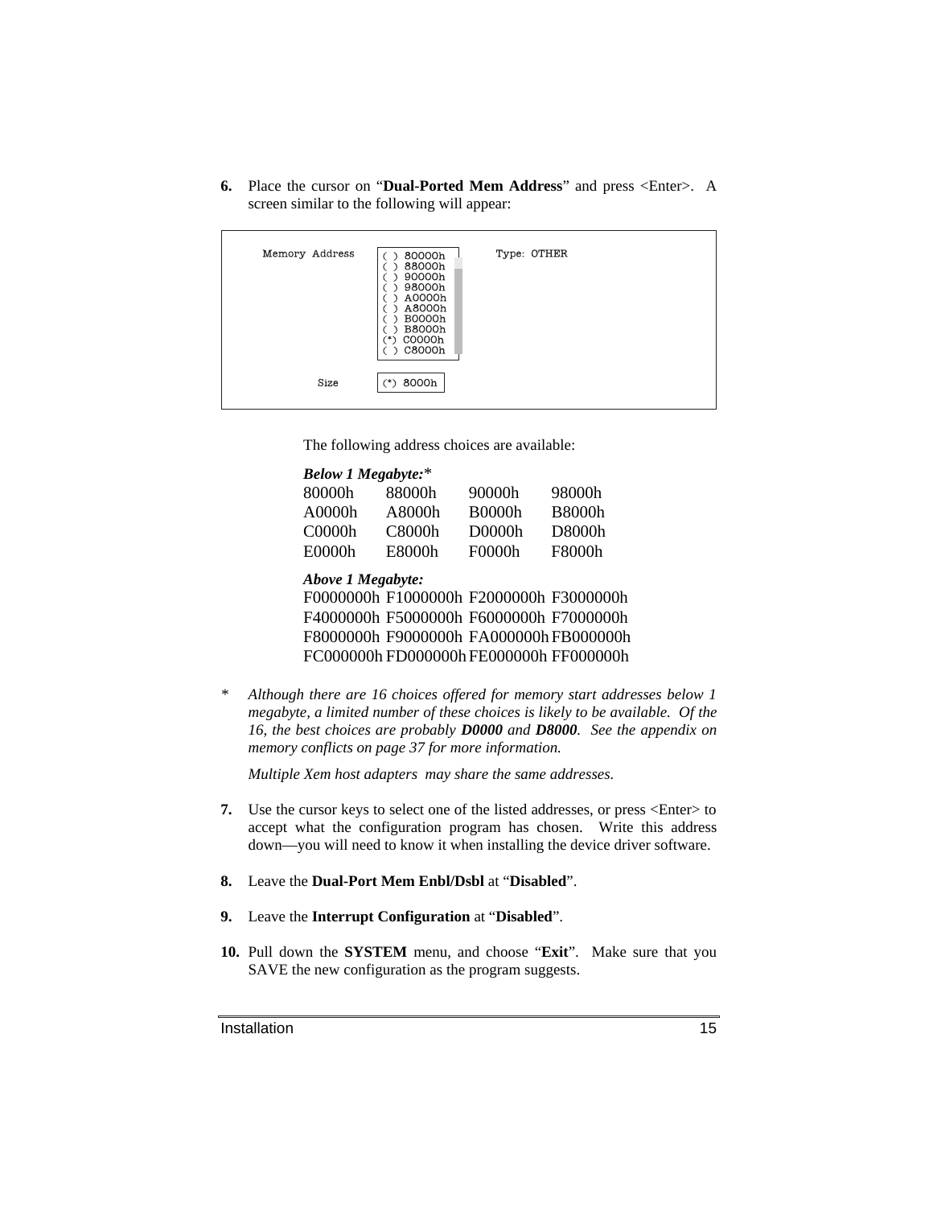**6.** Place the cursor on "**Dual-Ported Mem Address**" and press <Enter>. A screen similar to the following will appear:

```
Memory Address    ( ) 80000h         Type: OTHER
                  ( ) 88000h
                  ( ) 90000h
                  ( ) 98000h
                  ( ) A0000h
                  ( ) A8000h
                  ( ) B0000h
                  ( ) B8000h
                  (*) C0000h
                  ( ) C8000h

Size              (*) 8000h
```

The following address choices are available:

***Below 1 Megabyte:****

| | | | |
|---|---|---|---|
| 80000h | 88000h | 90000h | 98000h |
| A0000h | A8000h | B0000h | B8000h |
| C0000h | C8000h | D0000h | D8000h |
| E0000h | E8000h | F0000h | F8000h |

***Above 1 Megabyte:***

| | | | |
|---|---|---|---|
| F0000000h | F1000000h | F2000000h | F3000000h |
| F4000000h | F5000000h | F6000000h | F7000000h |
| F8000000h | F9000000h | FA000000h | FB000000h |
| FC000000h | FD000000h | FE000000h | FF000000h |

\* *Although there are 16 choices offered for memory start addresses below 1 megabyte, a limited number of these choices is likely to be available. Of the 16, the best choices are probably* ***D0000*** *and* ***D8000****. See the appendix on memory conflicts on page 37 for more information.*

*Multiple Xem host adapters may share the same addresses.*

**7.** Use the cursor keys to select one of the listed addresses, or press <Enter> to accept what the configuration program has chosen. Write this address down—you will need to know it when installing the device driver software.

**8.** Leave the **Dual-Port Mem Enbl/Dsbl** at "**Disabled**".

**9.** Leave the **Interrupt Configuration** at "**Disabled**".

**10.** Pull down the **SYSTEM** menu, and choose "**Exit**". Make sure that you SAVE the new configuration as the program suggests.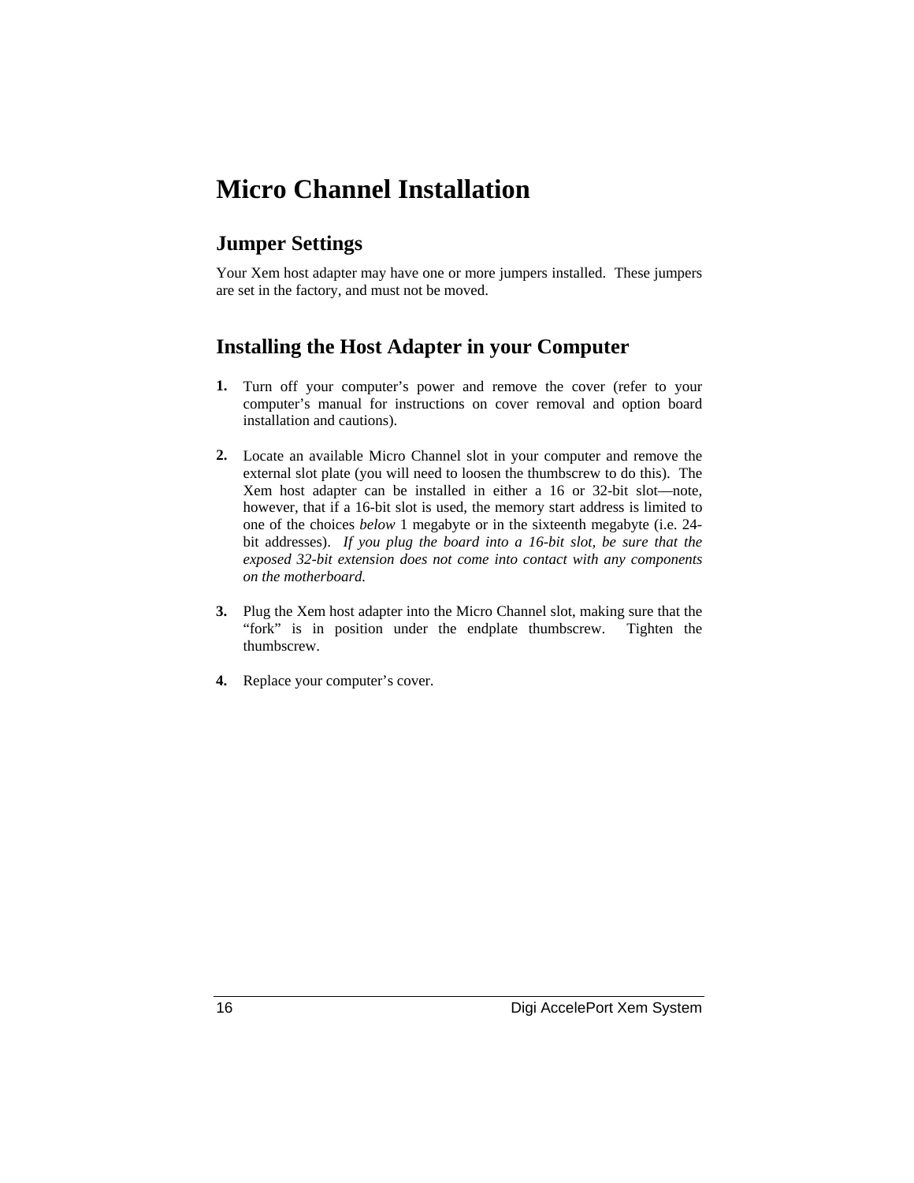# Micro Channel Installation

## Jumper Settings

Your Xem host adapter may have one or more jumpers installed. These jumpers are set in the factory, and must not be moved.

## Installing the Host Adapter in your Computer

1. Turn off your computer's power and remove the cover (refer to your computer's manual for instructions on cover removal and option board installation and cautions).

2. Locate an available Micro Channel slot in your computer and remove the external slot plate (you will need to loosen the thumbscrew to do this). The Xem host adapter can be installed in either a 16 or 32-bit slot—note, however, that if a 16-bit slot is used, the memory start address is limited to one of the choices *below* 1 megabyte or in the sixteenth megabyte (i.e. 24-bit addresses). *If you plug the board into a 16-bit slot, be sure that the exposed 32-bit extension does not come into contact with any components on the motherboard.*

3. Plug the Xem host adapter into the Micro Channel slot, making sure that the "fork" is in position under the endplate thumbscrew. Tighten the thumbscrew.

4. Replace your computer's cover.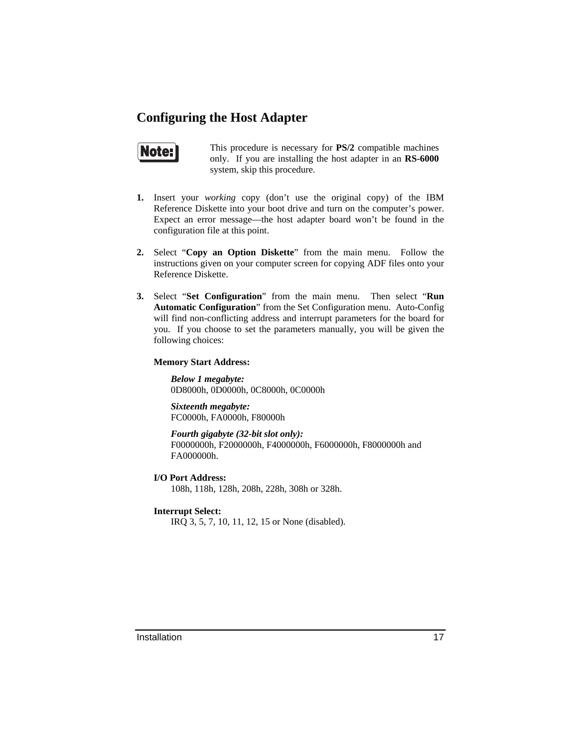## Configuring the Host Adapter

**Note:** This procedure is necessary for **PS/2** compatible machines only. If you are installing the host adapter in an **RS-6000** system, skip this procedure.

1. Insert your *working* copy (don't use the original copy) of the IBM Reference Diskette into your boot drive and turn on the computer's power. Expect an error message—the host adapter board won't be found in the configuration file at this point.

2. Select "**Copy an Option Diskette**" from the main menu. Follow the instructions given on your computer screen for copying ADF files onto your Reference Diskette.

3. Select "**Set Configuration**" from the main menu. Then select "**Run Automatic Configuration**" from the Set Configuration menu. Auto-Config will find non-conflicting address and interrupt parameters for the board for you. If you choose to set the parameters manually, you will be given the following choices:

   **Memory Start Address:**

   ***Below 1 megabyte:***
   0D8000h, 0D0000h, 0C8000h, 0C0000h

   ***Sixteenth megabyte:***
   FC0000h, FA0000h, F80000h

   ***Fourth gigabyte (32-bit slot only):***
   F0000000h, F2000000h, F4000000h, F6000000h, F8000000h and FA000000h.

   **I/O Port Address:**
   108h, 118h, 128h, 208h, 228h, 308h or 328h.

   **Interrupt Select:**
   IRQ 3, 5, 7, 10, 11, 12, 15 or None (disabled).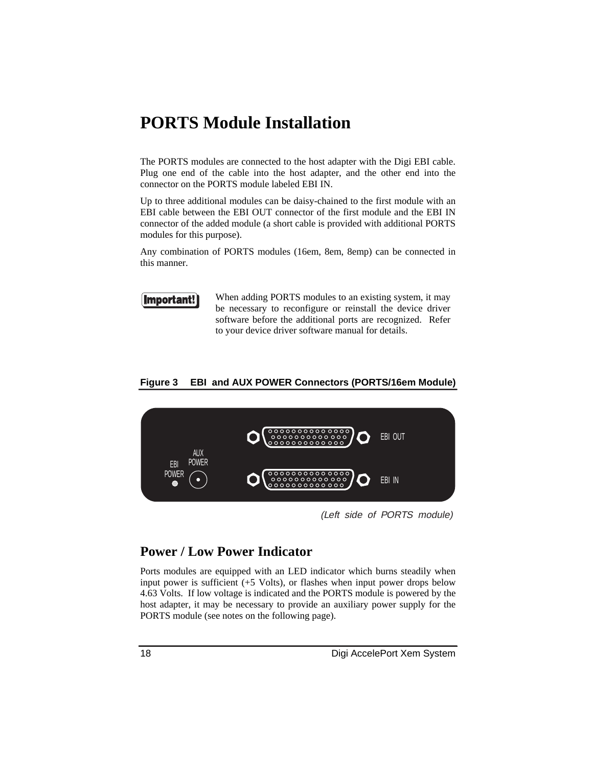# PORTS Module Installation

The PORTS modules are connected to the host adapter with the Digi EBI cable. Plug one end of the cable into the host adapter, and the other end into the connector on the PORTS module labeled EBI IN.

Up to three additional modules can be daisy-chained to the first module with an EBI cable between the EBI OUT connector of the first module and the EBI IN connector of the added module (a short cable is provided with additional PORTS modules for this purpose).

Any combination of PORTS modules (16em, 8em, 8emp) can be connected in this manner.

**Important!** When adding PORTS modules to an existing system, it may be necessary to reconfigure or reinstall the device driver software before the additional ports are recognized. Refer to your device driver software manual for details.

**Figure 3 EBI and AUX POWER Connectors (PORTS/16em Module)**

EBI OUT

AUX POWER

EBI POWER

EBI IN

*(Left side of PORTS module)*

## Power / Low Power Indicator

Ports modules are equipped with an LED indicator which burns steadily when input power is sufficient (+5 Volts), or flashes when input power drops below 4.63 Volts. If low voltage is indicated and the PORTS module is powered by the host adapter, it may be necessary to provide an auxiliary power supply for the PORTS module (see notes on the following page).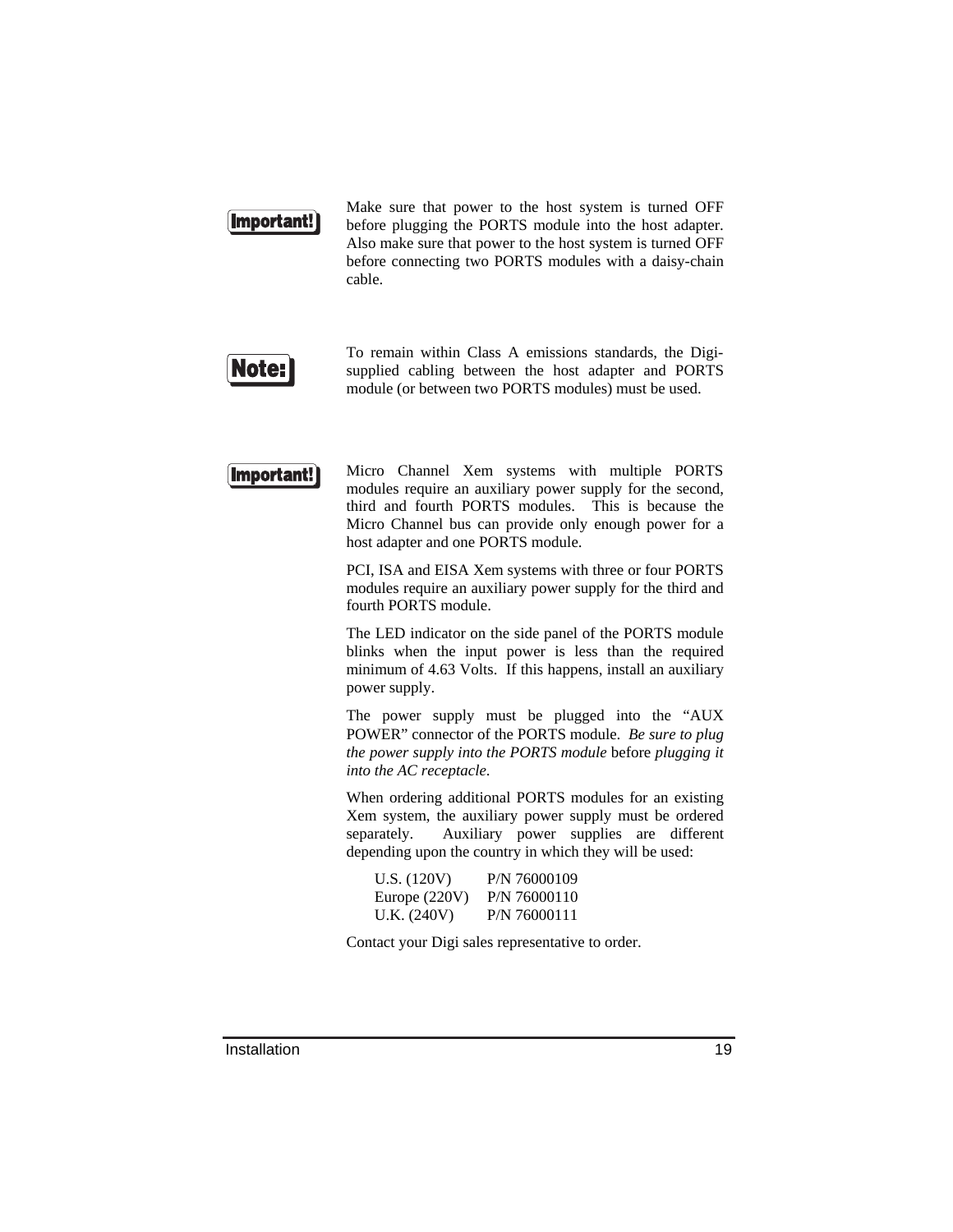**Important!**

Make sure that power to the host system is turned OFF before plugging the PORTS module into the host adapter. Also make sure that power to the host system is turned OFF before connecting two PORTS modules with a daisy-chain cable.

**Note:**

To remain within Class A emissions standards, the Digi-supplied cabling between the host adapter and PORTS module (or between two PORTS modules) must be used.

**Important!**

Micro Channel Xem systems with multiple PORTS modules require an auxiliary power supply for the second, third and fourth PORTS modules. This is because the Micro Channel bus can provide only enough power for a host adapter and one PORTS module.

PCI, ISA and EISA Xem systems with three or four PORTS modules require an auxiliary power supply for the third and fourth PORTS module.

The LED indicator on the side panel of the PORTS module blinks when the input power is less than the required minimum of 4.63 Volts. If this happens, install an auxiliary power supply.

The power supply must be plugged into the "AUX POWER" connector of the PORTS module. *Be sure to plug the power supply into the PORTS module* before *plugging it into the AC receptacle.*

When ordering additional PORTS modules for an existing Xem system, the auxiliary power supply must be ordered separately. Auxiliary power supplies are different depending upon the country in which they will be used:

| | |
|---|---|
| U.S. (120V) | P/N 76000109 |
| Europe (220V) | P/N 76000110 |
| U.K. (240V) | P/N 76000111 |

Contact your Digi sales representative to order.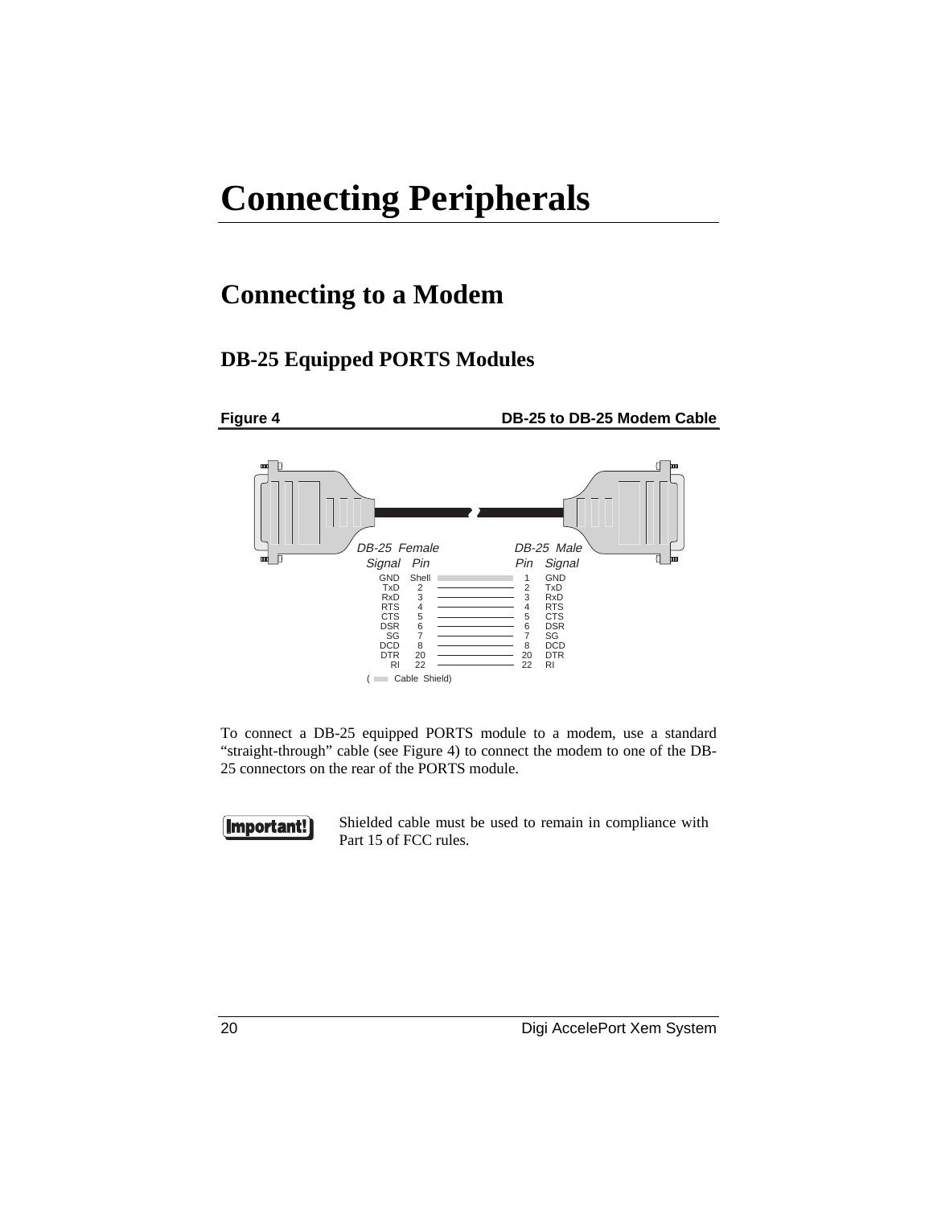# Connecting Peripherals

## Connecting to a Modem

### DB-25 Equipped PORTS Modules

**Figure 4** **DB-25 to DB-25 Modem Cable**

| DB-25 Female Signal | Pin | | DB-25 Male Pin | Signal |
|---|---|---|---|---|
| GND | Shell | | 1 | GND |
| TxD | 2 | | 2 | TxD |
| RxD | 3 | | 3 | RxD |
| RTS | 4 | | 4 | RTS |
| CTS | 5 | | 5 | CTS |
| DSR | 6 | | 6 | DSR |
| SG | 7 | | 7 | SG |
| DCD | 8 | | 8 | DCD |
| DTR | 20 | | 20 | DTR |
| RI | 22 | | 22 | RI |

( Cable Shield)

To connect a DB-25 equipped PORTS module to a modem, use a standard "straight-through" cable (see Figure 4) to connect the modem to one of the DB-25 connectors on the rear of the PORTS module.

**Important!** Shielded cable must be used to remain in compliance with Part 15 of FCC rules.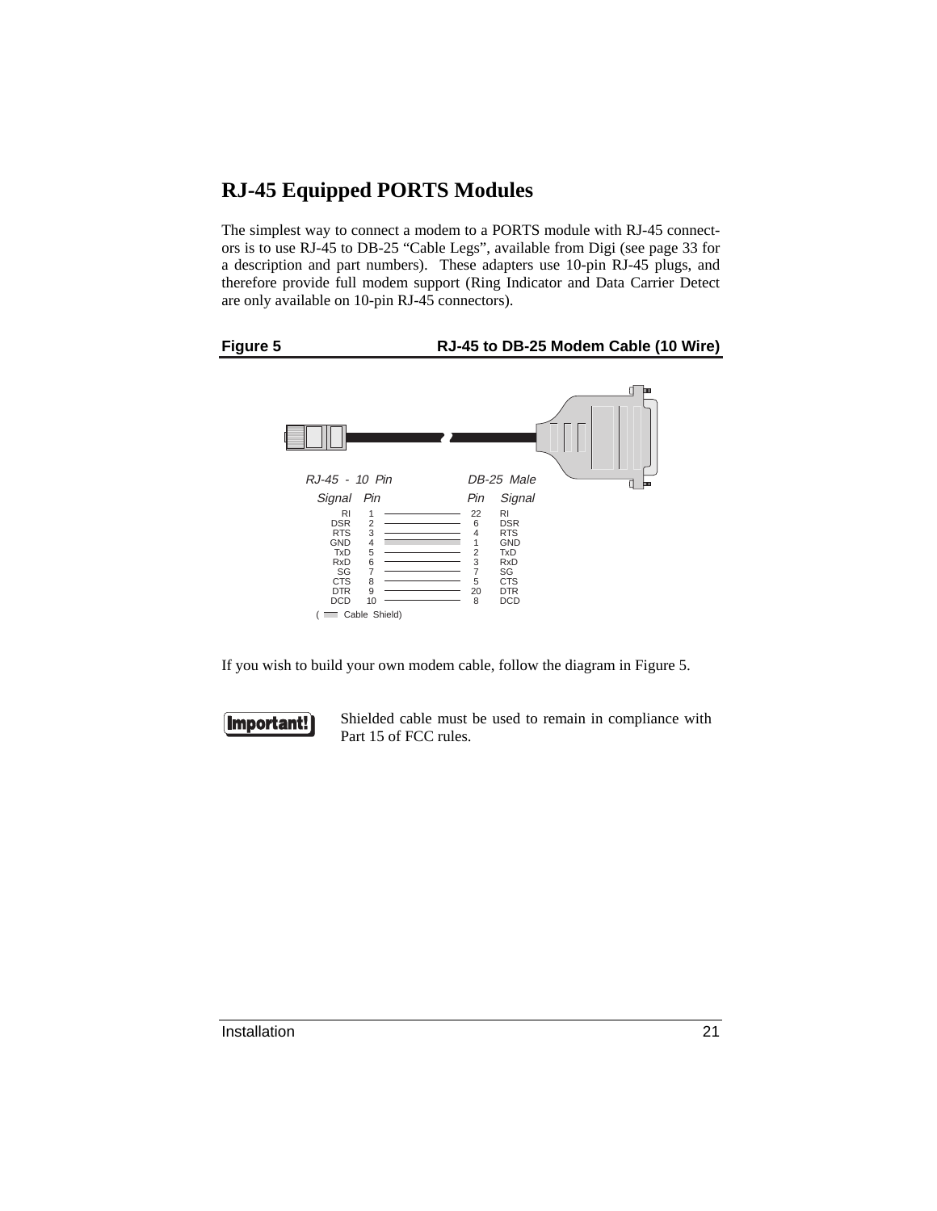## RJ-45 Equipped PORTS Modules

The simplest way to connect a modem to a PORTS module with RJ-45 connectors is to use RJ-45 to DB-25 “Cable Legs”, available from Digi (see page 33 for a description and part numbers). These adapters use 10-pin RJ-45 plugs, and therefore provide full modem support (Ring Indicator and Data Carrier Detect are only available on 10-pin RJ-45 connectors).

**Figure 5 — RJ-45 to DB-25 Modem Cable (10 Wire)**

| RJ-45 - 10 Pin Signal | Pin | DB-25 Male Pin | Signal |
|---|---|---|---|
| RI | 1 | 22 | RI |
| DSR | 2 | 6 | DSR |
| RTS | 3 | 4 | RTS |
| GND | 4 | 1 | GND |
| TxD | 5 | 2 | TxD |
| RxD | 6 | 3 | RxD |
| SG | 7 | 7 | SG |
| CTS | 8 | 5 | CTS |
| DTR | 9 | 20 | DTR |
| DCD | 10 | 8 | DCD |

( Cable Shield)

If you wish to build your own modem cable, follow the diagram in Figure 5.

**Important!** Shielded cable must be used to remain in compliance with Part 15 of FCC rules.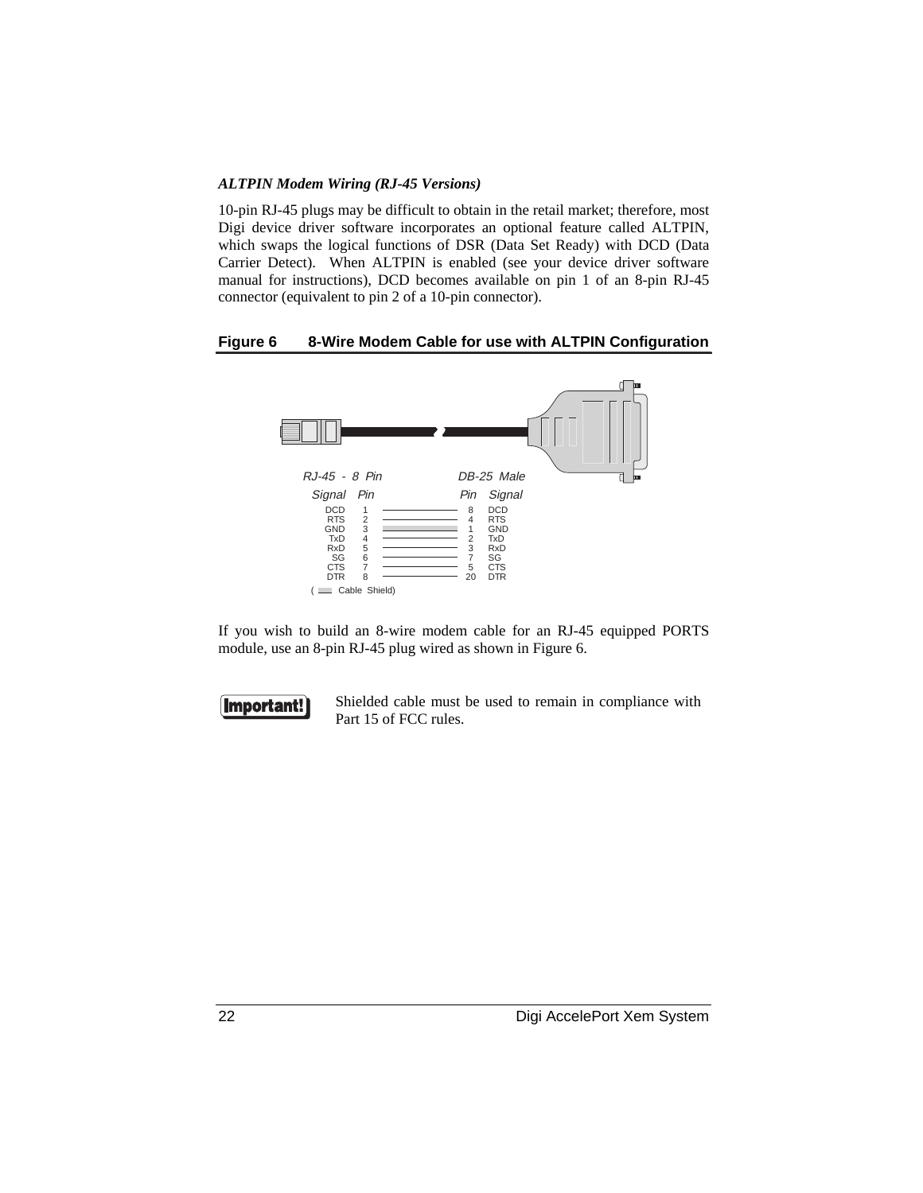### *ALTPIN Modem Wiring (RJ-45 Versions)*

10-pin RJ-45 plugs may be difficult to obtain in the retail market; therefore, most Digi device driver software incorporates an optional feature called ALTPIN, which swaps the logical functions of DSR (Data Set Ready) with DCD (Data Carrier Detect). When ALTPIN is enabled (see your device driver software manual for instructions), DCD becomes available on pin 1 of an 8-pin RJ-45 connector (equivalent to pin 2 of a 10-pin connector).

**Figure 6 8-Wire Modem Cable for use with ALTPIN Configuration**

| RJ-45 - 8 Pin Signal | RJ-45 - 8 Pin Pin | DB-25 Male Pin | DB-25 Male Signal |
|---|---|---|---|
| DCD | 1 | 8 | DCD |
| RTS | 2 | 4 | RTS |
| GND | 3 | 1 | GND |
| TxD | 4 | 2 | TxD |
| RxD | 5 | 3 | RxD |
| SG | 6 | 7 | SG |
| CTS | 7 | 5 | CTS |
| DTR | 8 | 20 | DTR |

( Cable Shield)

If you wish to build an 8-wire modem cable for an RJ-45 equipped PORTS module, use an 8-pin RJ-45 plug wired as shown in Figure 6.

**Important!** Shielded cable must be used to remain in compliance with Part 15 of FCC rules.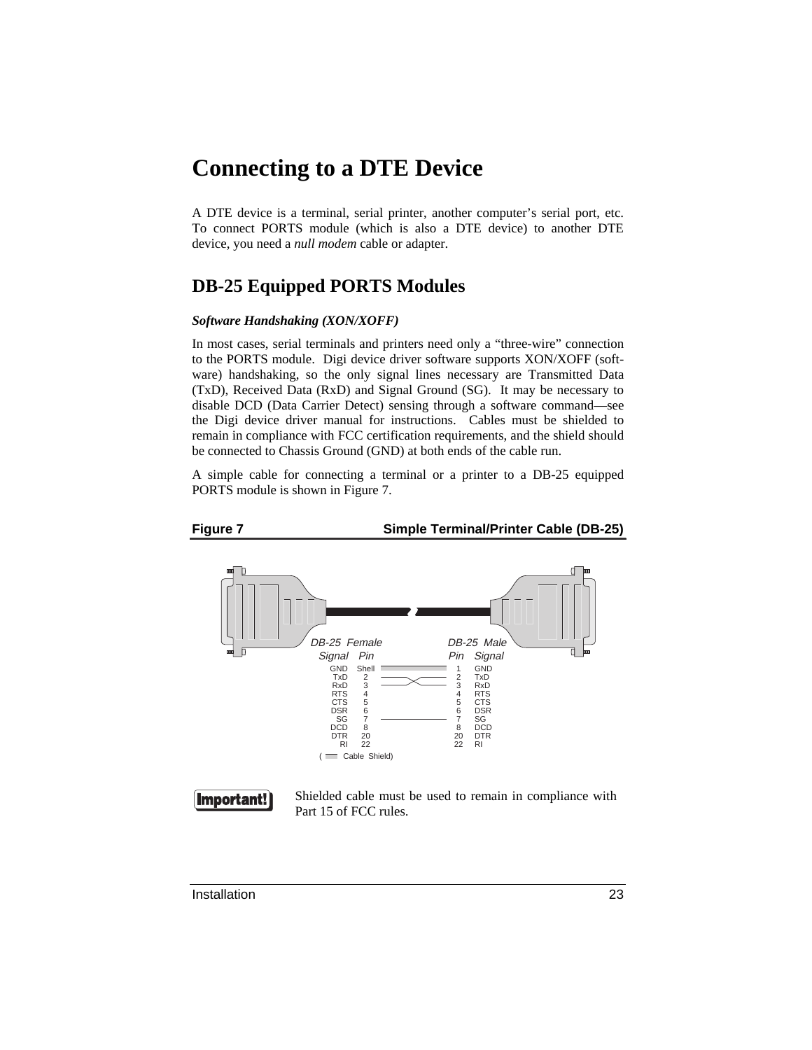# Connecting to a DTE Device

A DTE device is a terminal, serial printer, another computer's serial port, etc. To connect PORTS module (which is also a DTE device) to another DTE device, you need a *null modem* cable or adapter.

## DB-25 Equipped PORTS Modules

### *Software Handshaking (XON/XOFF)*

In most cases, serial terminals and printers need only a "three-wire" connection to the PORTS module. Digi device driver software supports XON/XOFF (software) handshaking, so the only signal lines necessary are Transmitted Data (TxD), Received Data (RxD) and Signal Ground (SG). It may be necessary to disable DCD (Data Carrier Detect) sensing through a software command—see the Digi device driver manual for instructions. Cables must be shielded to remain in compliance with FCC certification requirements, and the shield should be connected to Chassis Ground (GND) at both ends of the cable run.

A simple cable for connecting a terminal or a printer to a DB-25 equipped PORTS module is shown in Figure 7.

**Figure 7 Simple Terminal/Printer Cable (DB-25)**

| DB-25 Female Signal | Pin | Connection | Pin | DB-25 Male Signal |
|---|---|---|---|---|
| GND | Shell | Cable Shield | 1 | GND |
| TxD | 2 | crossed to pin 3 | 2 | TxD |
| RxD | 3 | crossed to pin 2 | 3 | RxD |
| RTS | 4 | | 4 | RTS |
| CTS | 5 | | 5 | CTS |
| DSR | 6 | | 6 | DSR |
| SG | 7 | straight | 7 | SG |
| DCD | 8 | | 8 | DCD |
| DTR | 20 | | 20 | DTR |
| RI | 22 | | 22 | RI |

( Cable Shield)

**Important!** Shielded cable must be used to remain in compliance with Part 15 of FCC rules.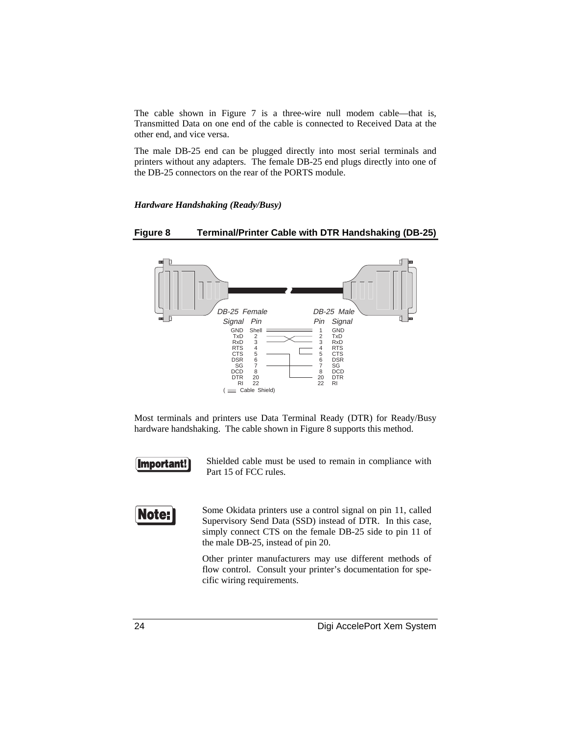The cable shown in Figure 7 is a three-wire null modem cable—that is, Transmitted Data on one end of the cable is connected to Received Data at the other end, and vice versa.

The male DB-25 end can be plugged directly into most serial terminals and printers without any adapters. The female DB-25 end plugs directly into one of the DB-25 connectors on the rear of the PORTS module.

### *Hardware Handshaking (Ready/Busy)*

**Figure 8 Terminal/Printer Cable with DTR Handshaking (DB-25)**

| DB-25 Female Signal | Pin | DB-25 Male Pin | Signal |
|---|---|---|---|
| GND | Shell | 1 | GND |
| TxD | 2 | 2 | TxD |
| RxD | 3 | 3 | RxD |
| RTS | 4 | 4 | RTS |
| CTS | 5 | 5 | CTS |
| DSR | 6 | 6 | DSR |
| SG | 7 | 7 | SG |
| DCD | 8 | 8 | DCD |
| DTR | 20 | 20 | DTR |
| RI | 22 | 22 | RI |

( Cable Shield)

Most terminals and printers use Data Terminal Ready (DTR) for Ready/Busy hardware handshaking. The cable shown in Figure 8 supports this method.

**Important!** Shielded cable must be used to remain in compliance with Part 15 of FCC rules.

**Note:** Some Okidata printers use a control signal on pin 11, called Supervisory Send Data (SSD) instead of DTR. In this case, simply connect CTS on the female DB-25 side to pin 11 of the male DB-25, instead of pin 20.

Other printer manufacturers may use different methods of flow control. Consult your printer's documentation for specific wiring requirements.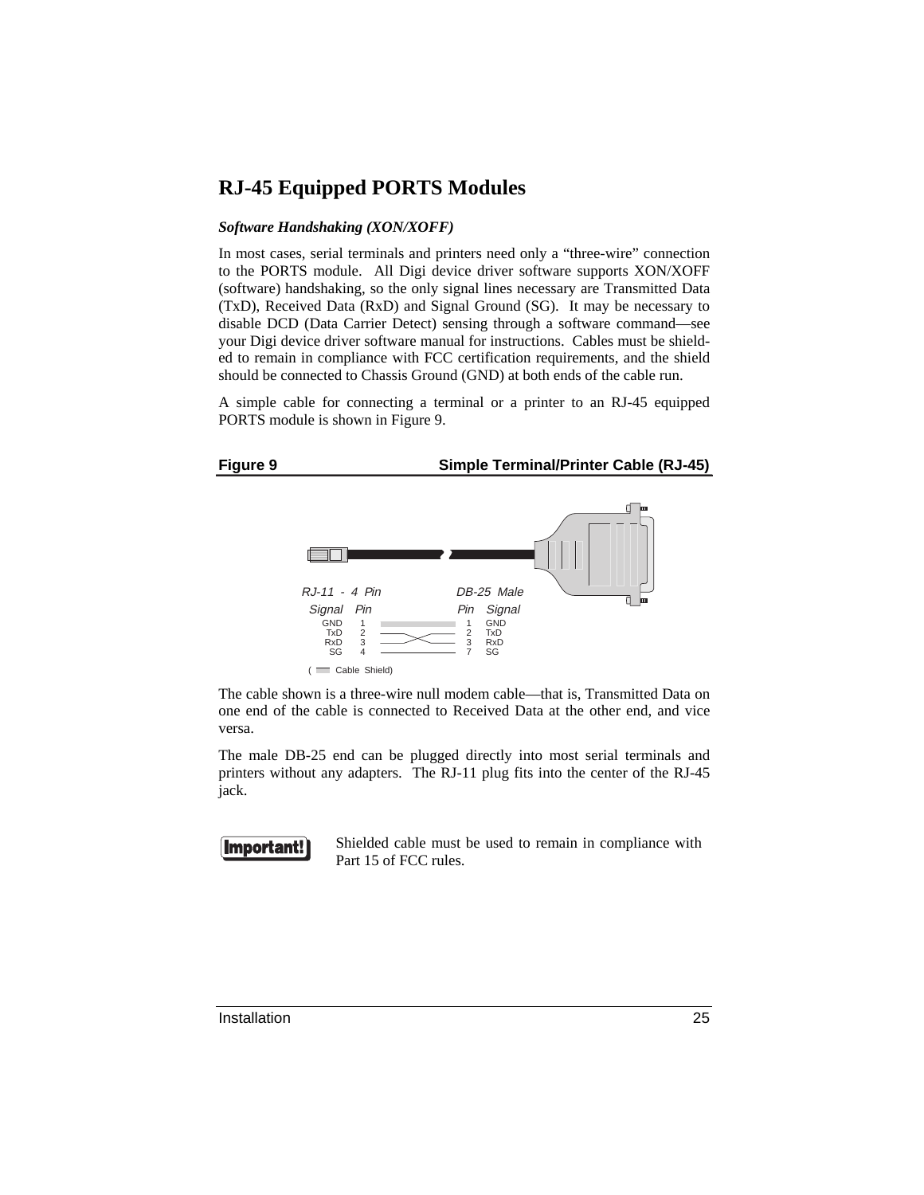## RJ-45 Equipped PORTS Modules

### *Software Handshaking (XON/XOFF)*

In most cases, serial terminals and printers need only a "three-wire" connection to the PORTS module. All Digi device driver software supports XON/XOFF (software) handshaking, so the only signal lines necessary are Transmitted Data (TxD), Received Data (RxD) and Signal Ground (SG). It may be necessary to disable DCD (Data Carrier Detect) sensing through a software command—see your Digi device driver software manual for instructions. Cables must be shielded to remain in compliance with FCC certification requirements, and the shield should be connected to Chassis Ground (GND) at both ends of the cable run.

A simple cable for connecting a terminal or a printer to an RJ-45 equipped PORTS module is shown in Figure 9.

**Figure 9 Simple Terminal/Printer Cable (RJ-45)**

| RJ-11 - 4 Pin Signal | Pin | DB-25 Male Pin | Signal |
|---|---|---|---|
| GND | 1 | 1 | GND |
| TxD | 2 | 3 | RxD |
| RxD | 3 | 2 | TxD |
| SG | 4 | 7 | SG |

(GND–GND: Cable Shield)

The cable shown is a three-wire null modem cable—that is, Transmitted Data on one end of the cable is connected to Received Data at the other end, and vice versa.

The male DB-25 end can be plugged directly into most serial terminals and printers without any adapters. The RJ-11 plug fits into the center of the RJ-45 jack.

**Important!** Shielded cable must be used to remain in compliance with Part 15 of FCC rules.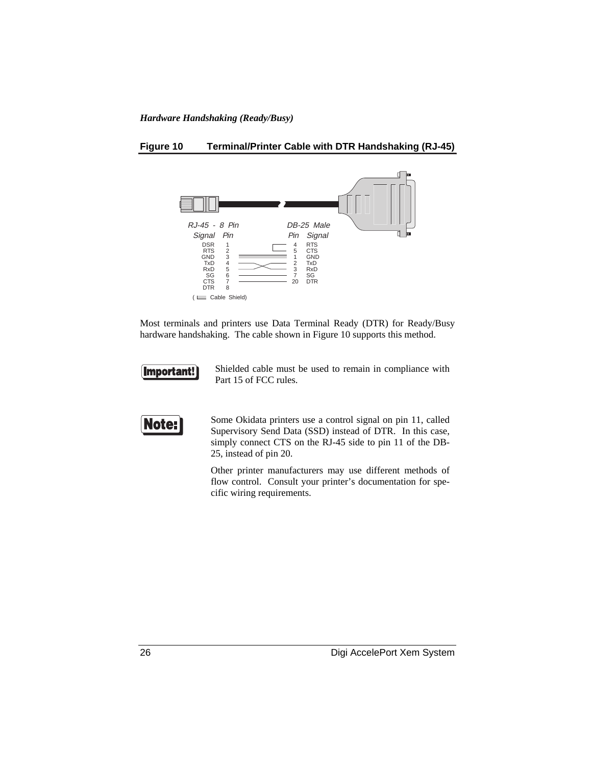*Hardware Handshaking (Ready/Busy)*

**Figure 10　　Terminal/Printer Cable with DTR Handshaking (RJ-45)**

| RJ-45 - 8 Pin Signal | Pin | DB-25 Male Pin | Signal |
|---|---|---|---|
| DSR | 1 | 4 | RTS |
| RTS | 2 | 5 | CTS |
| GND | 3 | 1 | GND |
| TxD | 4 | 2 | TxD |
| RxD | 5 | 3 | RxD |
| SG | 6 | 7 | SG |
| CTS | 7 | 20 | DTR |
| DTR | 8 | | |

( Cable Shield)

Most terminals and printers use Data Terminal Ready (DTR) for Ready/Busy hardware handshaking. The cable shown in Figure 10 supports this method.

**Important!** Shielded cable must be used to remain in compliance with Part 15 of FCC rules.

**Note:** Some Okidata printers use a control signal on pin 11, called Supervisory Send Data (SSD) instead of DTR. In this case, simply connect CTS on the RJ-45 side to pin 11 of the DB-25, instead of pin 20.

Other printer manufacturers may use different methods of flow control. Consult your printer's documentation for specific wiring requirements.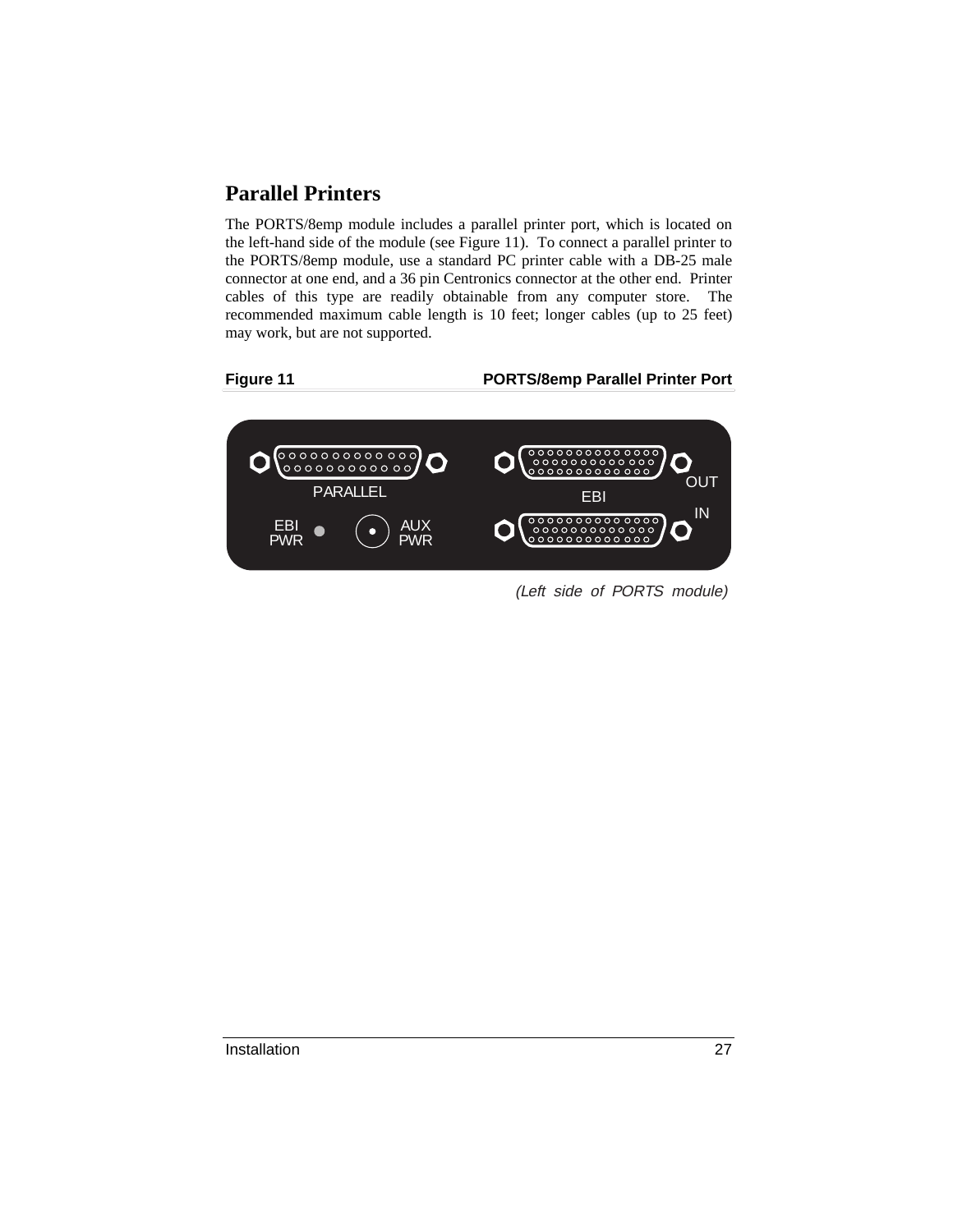## Parallel Printers

The PORTS/8emp module includes a parallel printer port, which is located on the left-hand side of the module (see Figure 11). To connect a parallel printer to the PORTS/8emp module, use a standard PC printer cable with a DB-25 male connector at one end, and a 36 pin Centronics connector at the other end. Printer cables of this type are readily obtainable from any computer store. The recommended maximum cable length is 10 feet; longer cables (up to 25 feet) may work, but are not supported.

**Figure 11** **PORTS/8emp Parallel Printer Port**

PARALLEL EBI OUT IN EBI PWR AUX PWR

*(Left side of PORTS module)*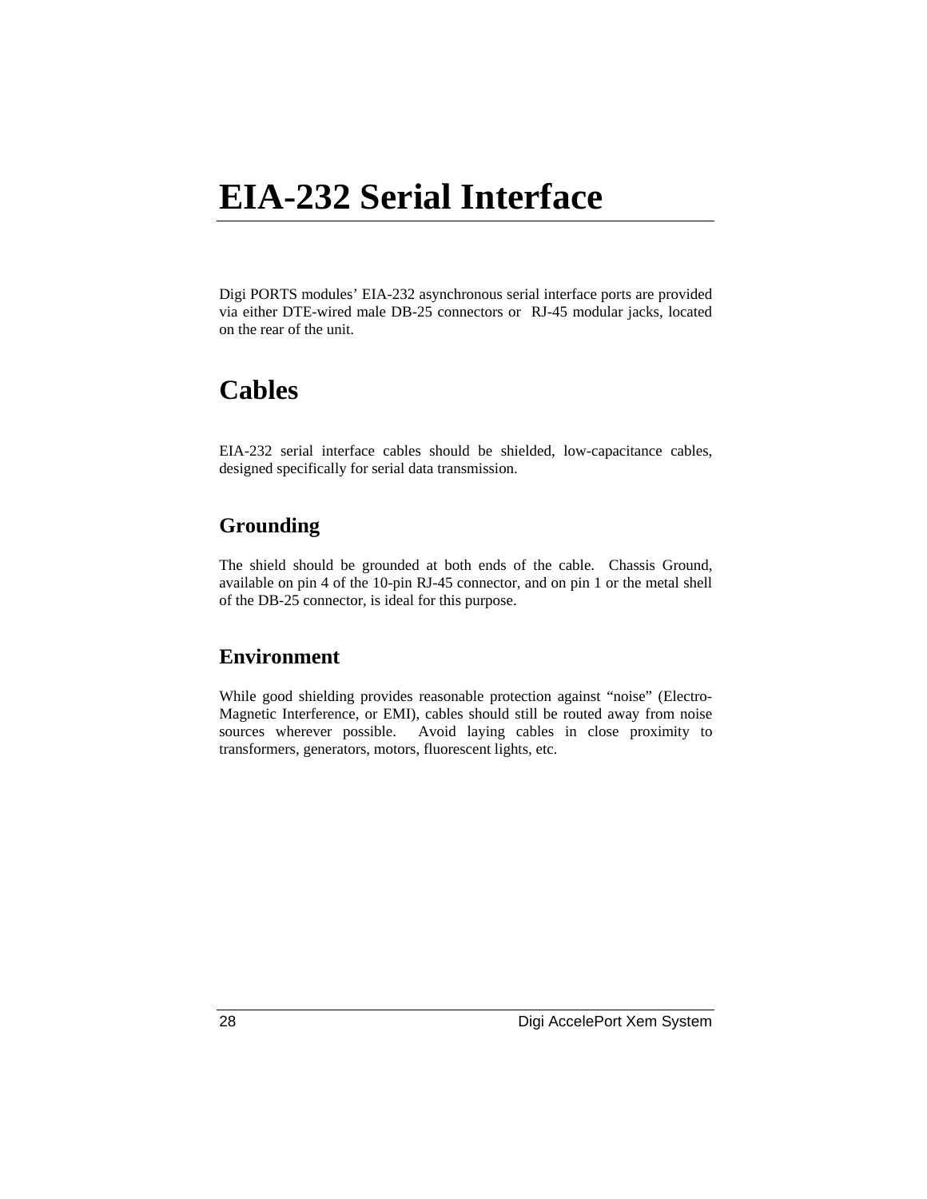# EIA-232 Serial Interface

Digi PORTS modules' EIA-232 asynchronous serial interface ports are provided via either DTE-wired male DB-25 connectors or RJ-45 modular jacks, located on the rear of the unit.

## Cables

EIA-232 serial interface cables should be shielded, low-capacitance cables, designed specifically for serial data transmission.

### Grounding

The shield should be grounded at both ends of the cable. Chassis Ground, available on pin 4 of the 10-pin RJ-45 connector, and on pin 1 or the metal shell of the DB-25 connector, is ideal for this purpose.

### Environment

While good shielding provides reasonable protection against "noise" (Electro-Magnetic Interference, or EMI), cables should still be routed away from noise sources wherever possible. Avoid laying cables in close proximity to transformers, generators, motors, fluorescent lights, etc.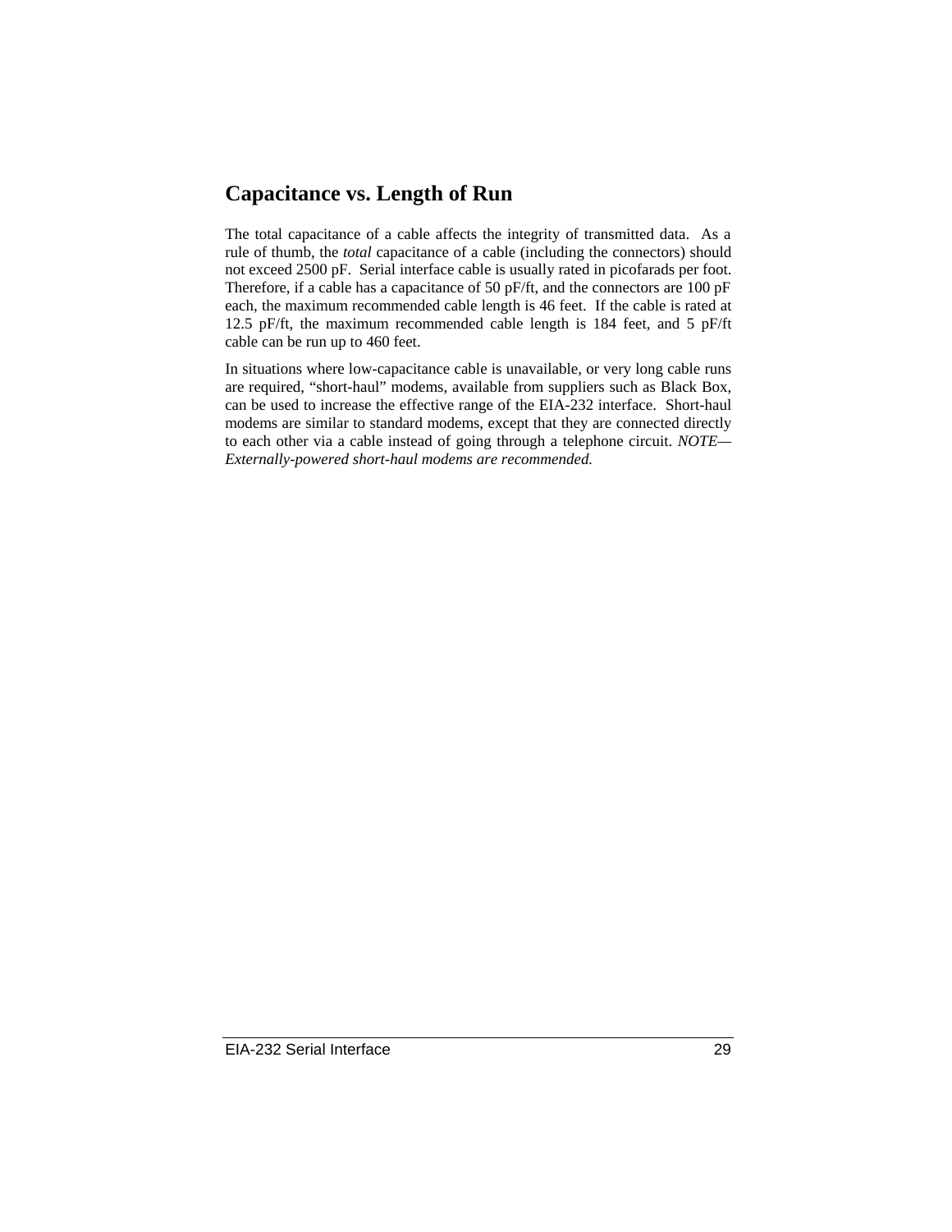## Capacitance vs. Length of Run

The total capacitance of a cable affects the integrity of transmitted data. As a rule of thumb, the *total* capacitance of a cable (including the connectors) should not exceed 2500 pF. Serial interface cable is usually rated in picofarads per foot. Therefore, if a cable has a capacitance of 50 pF/ft, and the connectors are 100 pF each, the maximum recommended cable length is 46 feet. If the cable is rated at 12.5 pF/ft, the maximum recommended cable length is 184 feet, and 5 pF/ft cable can be run up to 460 feet.

In situations where low-capacitance cable is unavailable, or very long cable runs are required, "short-haul" modems, available from suppliers such as Black Box, can be used to increase the effective range of the EIA-232 interface. Short-haul modems are similar to standard modems, except that they are connected directly to each other via a cable instead of going through a telephone circuit. *NOTE—Externally-powered short-haul modems are recommended.*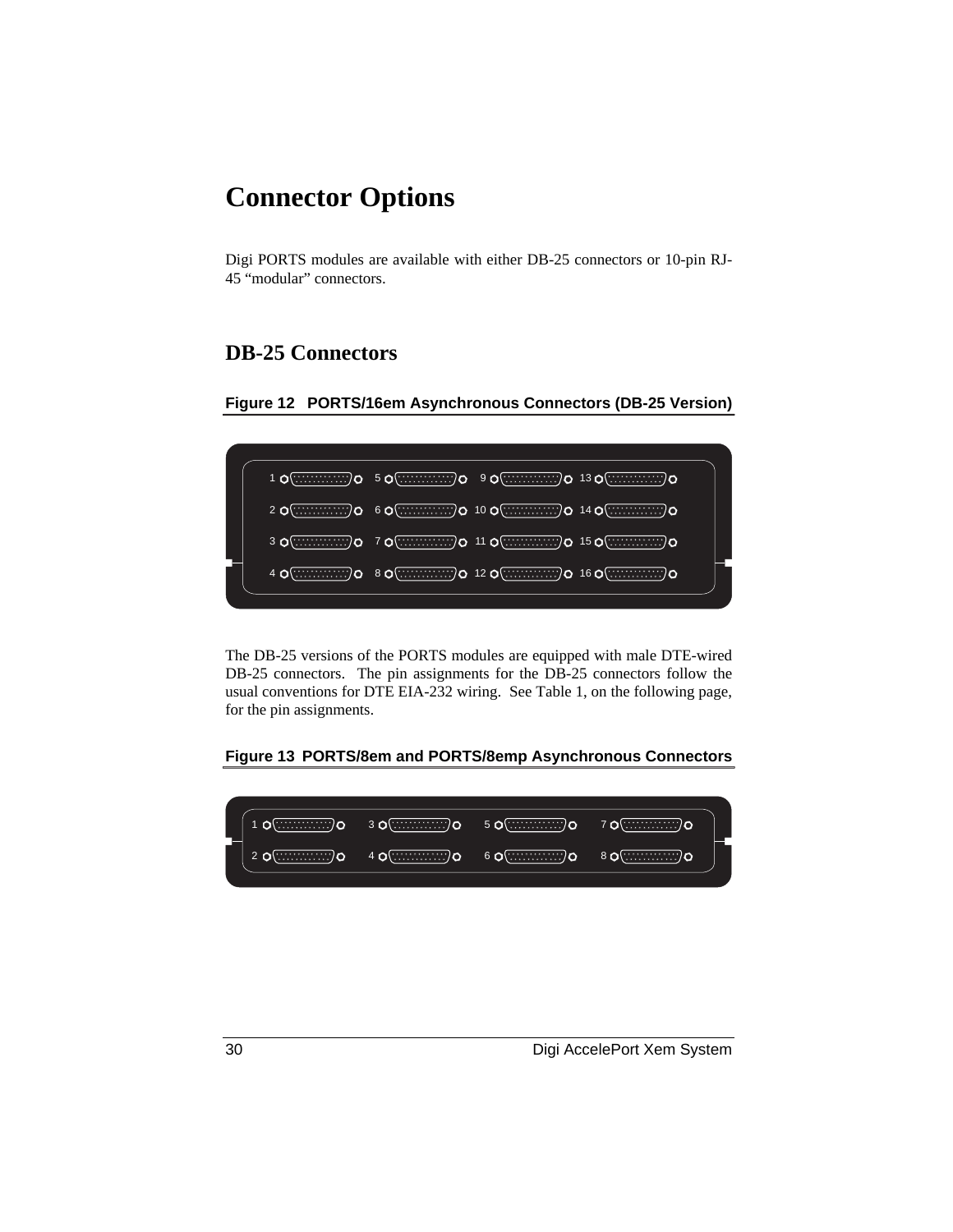# Connector Options

Digi PORTS modules are available with either DB-25 connectors or 10-pin RJ-45 “modular” connectors.

## DB-25 Connectors

**Figure 12 PORTS/16em Asynchronous Connectors (DB-25 Version)**

The DB-25 versions of the PORTS modules are equipped with male DTE-wired DB-25 connectors. The pin assignments for the DB-25 connectors follow the usual conventions for DTE EIA-232 wiring. See Table 1, on the following page, for the pin assignments.

**Figure 13 PORTS/8em and PORTS/8emp Asynchronous Connectors**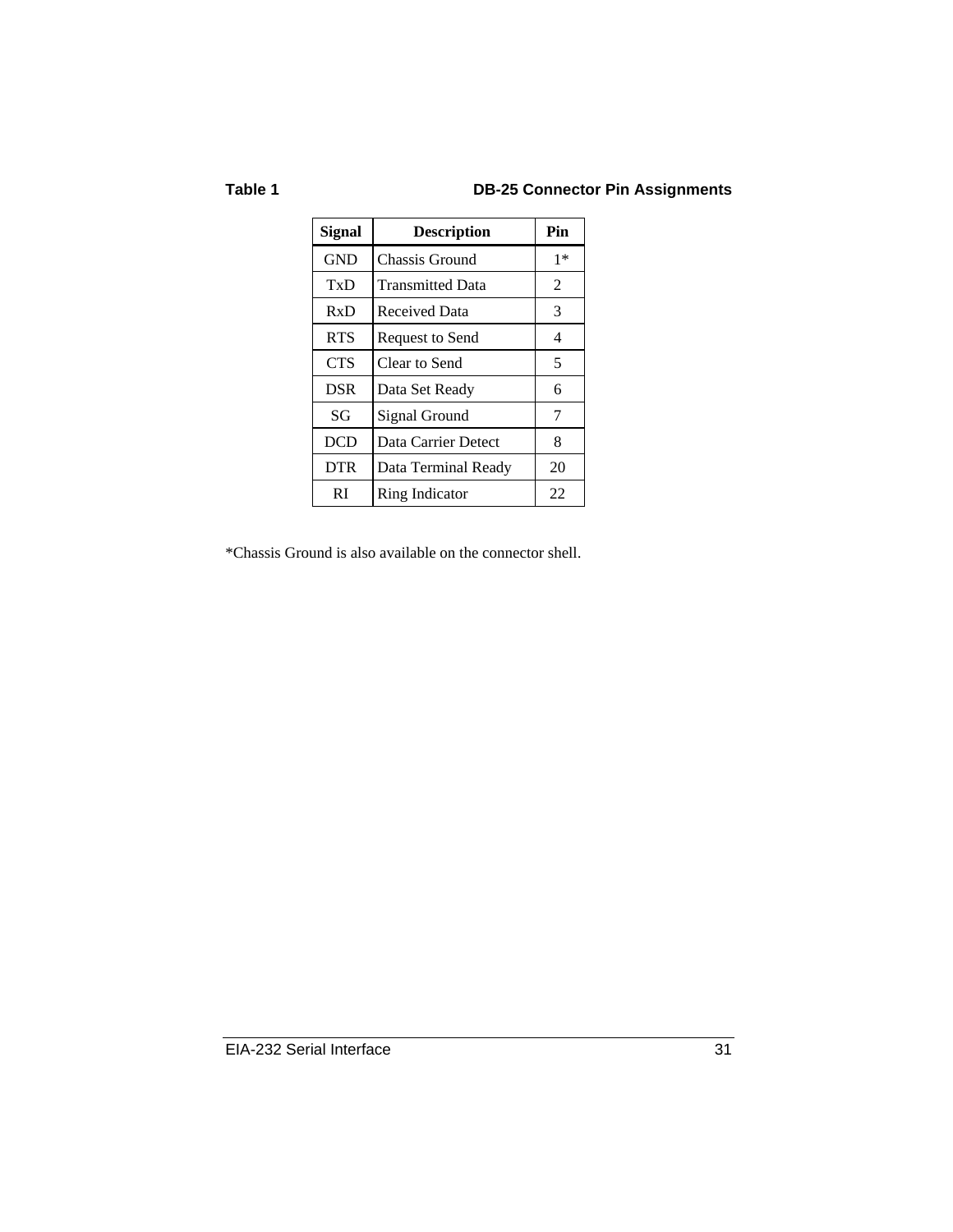**Table 1 DB-25 Connector Pin Assignments**

| Signal | Description | Pin |
|---|---|---|
| GND | Chassis Ground | 1* |
| TxD | Transmitted Data | 2 |
| RxD | Received Data | 3 |
| RTS | Request to Send | 4 |
| CTS | Clear to Send | 5 |
| DSR | Data Set Ready | 6 |
| SG | Signal Ground | 7 |
| DCD | Data Carrier Detect | 8 |
| DTR | Data Terminal Ready | 20 |
| RI | Ring Indicator | 22 |

*Chassis Ground is also available on the connector shell.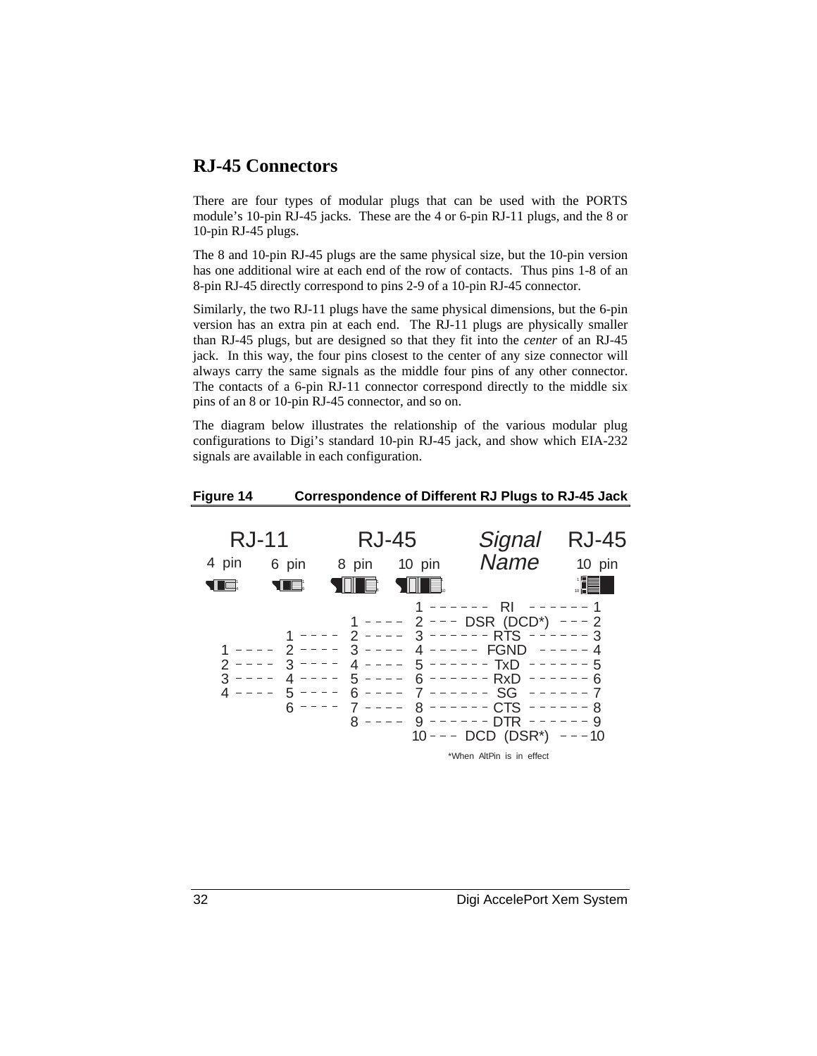## RJ-45 Connectors

There are four types of modular plugs that can be used with the PORTS module's 10-pin RJ-45 jacks. These are the 4 or 6-pin RJ-11 plugs, and the 8 or 10-pin RJ-45 plugs.

The 8 and 10-pin RJ-45 plugs are the same physical size, but the 10-pin version has one additional wire at each end of the row of contacts. Thus pins 1-8 of an 8-pin RJ-45 directly correspond to pins 2-9 of a 10-pin RJ-45 connector.

Similarly, the two RJ-11 plugs have the same physical dimensions, but the 6-pin version has an extra pin at each end. The RJ-11 plugs are physically smaller than RJ-45 plugs, but are designed so that they fit into the *center* of an RJ-45 jack. In this way, the four pins closest to the center of any size connector will always carry the same signals as the middle four pins of any other connector. The contacts of a 6-pin RJ-11 connector correspond directly to the middle six pins of an 8 or 10-pin RJ-45 connector, and so on.

The diagram below illustrates the relationship of the various modular plug configurations to Digi's standard 10-pin RJ-45 jack, and show which EIA-232 signals are available in each configuration.

**Figure 14 Correspondence of Different RJ Plugs to RJ-45 Jack**

| RJ-11 4 pin | RJ-11 6 pin | RJ-45 8 pin | RJ-45 10 pin | *Signal Name* | RJ-45 10 pin |
|---|---|---|---|---|---|
| | | | 1 | RI | 1 |
| | | 1 | 2 | DSR (DCD*) | 2 |
| | 1 | 2 | 3 | RTS | 3 |
| 1 | 2 | 3 | 4 | FGND | 4 |
| 2 | 3 | 4 | 5 | TxD | 5 |
| 3 | 4 | 5 | 6 | RxD | 6 |
| 4 | 5 | 6 | 7 | SG | 7 |
| | 6 | 7 | 8 | CTS | 8 |
| | | 8 | 9 | DTR | 9 |
| | | | 10 | DCD (DSR*) | 10 |

*When AltPin is in effect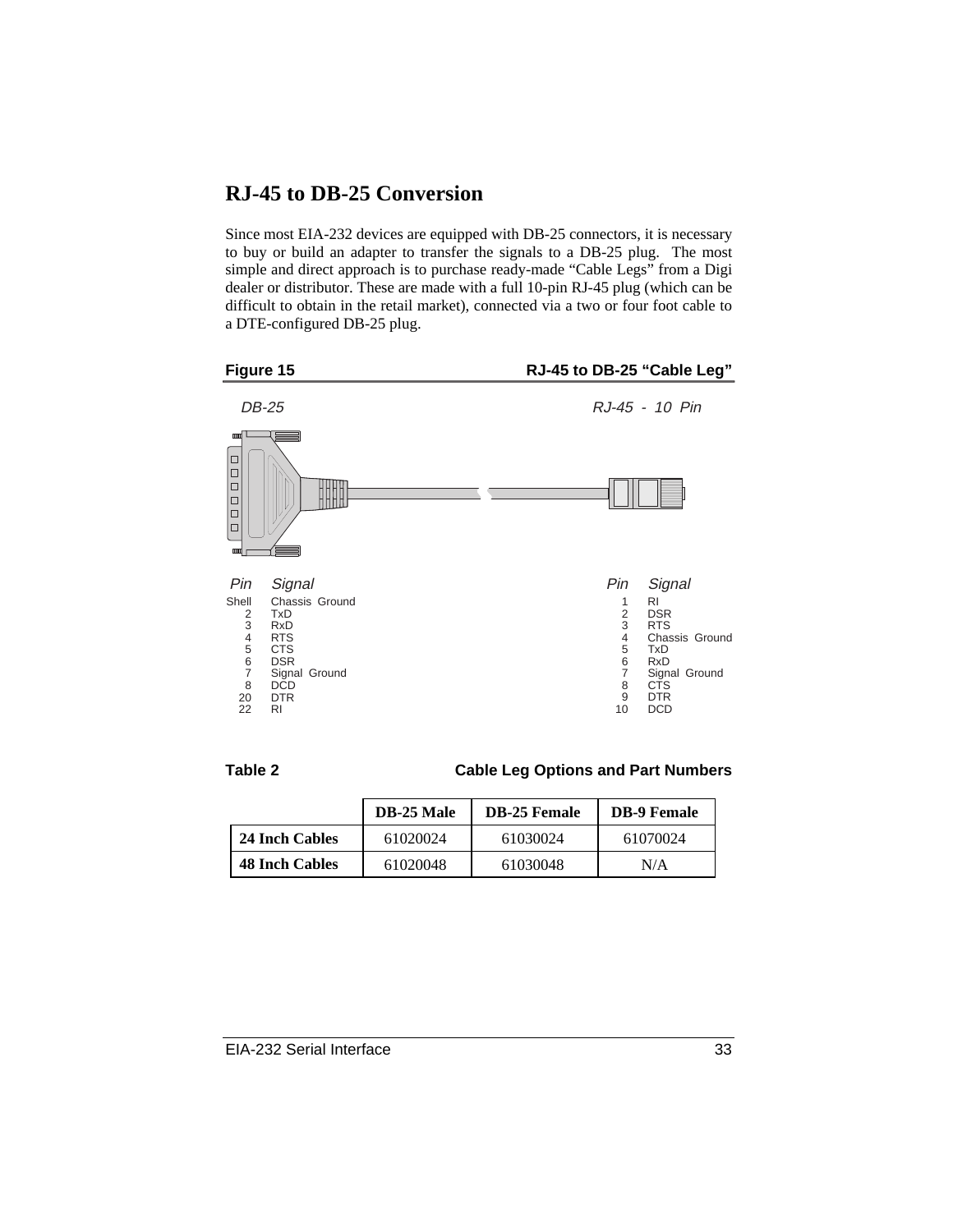## RJ-45 to DB-25 Conversion

Since most EIA-232 devices are equipped with DB-25 connectors, it is necessary to buy or build an adapter to transfer the signals to a DB-25 plug. The most simple and direct approach is to purchase ready-made “Cable Legs” from a Digi dealer or distributor. These are made with a full 10-pin RJ-45 plug (which can be difficult to obtain in the retail market), connected via a two or four foot cable to a DTE-configured DB-25 plug.

**Figure 15** **RJ-45 to DB-25 “Cable Leg”**

*DB-25*

| Pin | Signal |
|---|---|
| Shell | Chassis Ground |
| 2 | TxD |
| 3 | RxD |
| 4 | RTS |
| 5 | CTS |
| 6 | DSR |
| 7 | Signal Ground |
| 8 | DCD |
| 20 | DTR |
| 22 | RI |

*RJ-45 - 10 Pin*

| Pin | Signal |
|---|---|
| 1 | RI |
| 2 | DSR |
| 3 | RTS |
| 4 | Chassis Ground |
| 5 | TxD |
| 6 | RxD |
| 7 | Signal Ground |
| 8 | CTS |
| 9 | DTR |
| 10 | DCD |

**Table 2** **Cable Leg Options and Part Numbers**

| | DB-25 Male | DB-25 Female | DB-9 Female |
|---|---|---|---|
| **24 Inch Cables** | 61020024 | 61030024 | 61070024 |
| **48 Inch Cables** | 61020048 | 61030048 | N/A |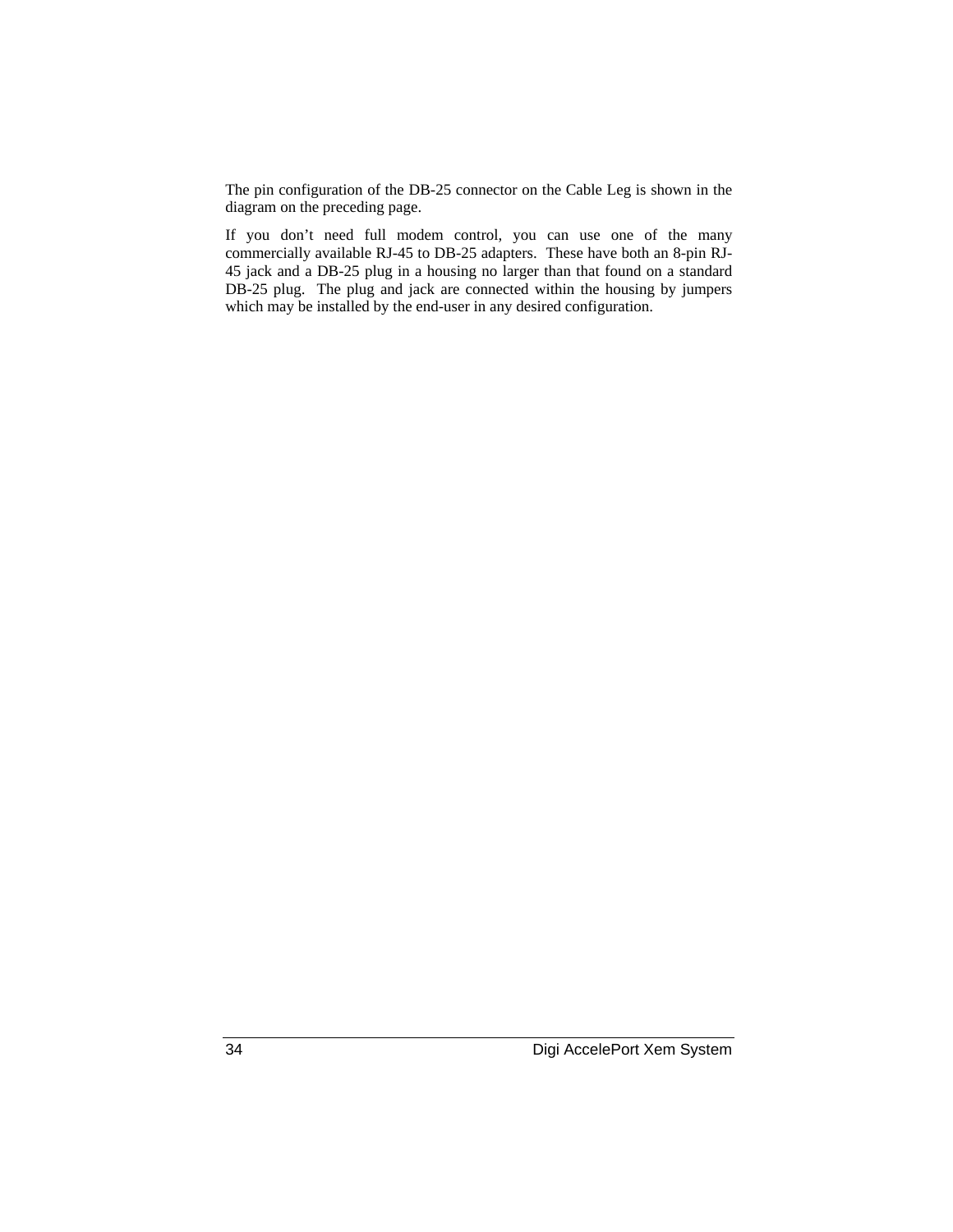The pin configuration of the DB-25 connector on the Cable Leg is shown in the diagram on the preceding page.

If you don't need full modem control, you can use one of the many commercially available RJ-45 to DB-25 adapters. These have both an 8-pin RJ-45 jack and a DB-25 plug in a housing no larger than that found on a standard DB-25 plug. The plug and jack are connected within the housing by jumpers which may be installed by the end-user in any desired configuration.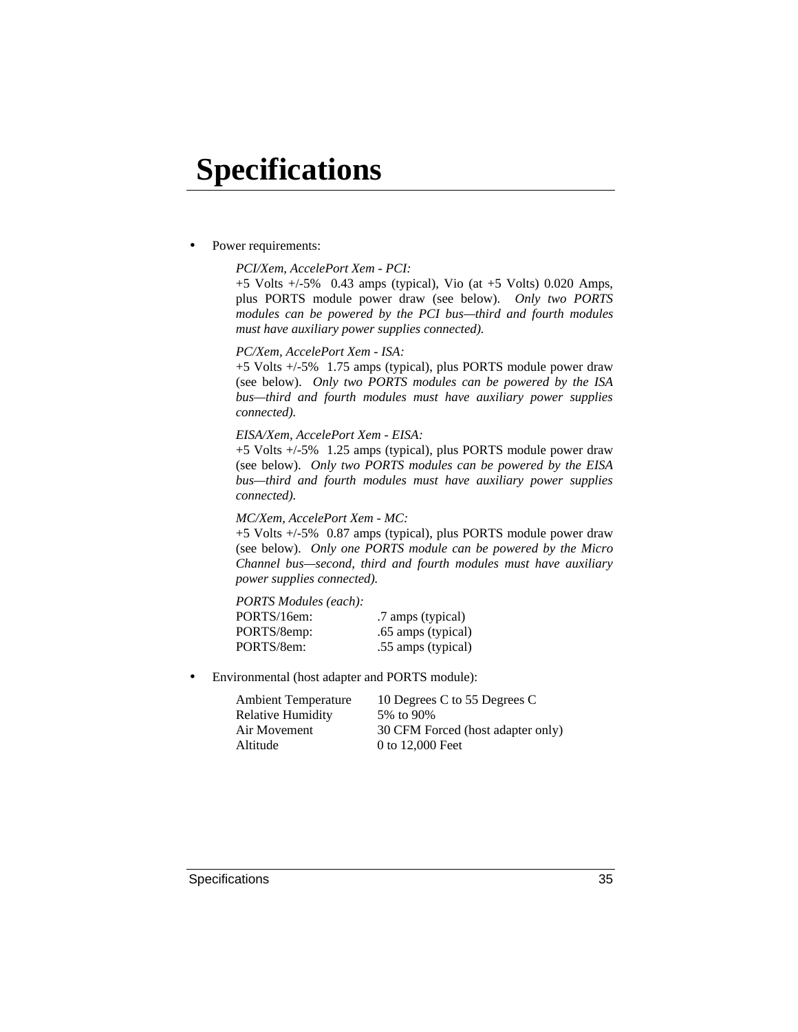# Specifications

- Power requirements:

  *PCI/Xem, AccelePort Xem - PCI:*
  +5 Volts +/-5%  0.43 amps (typical), Vio (at +5 Volts) 0.020 Amps, plus PORTS module power draw (see below).  *Only two PORTS modules can be powered by the PCI bus—third and fourth modules must have auxiliary power supplies connected).*

  *PC/Xem, AccelePort Xem - ISA:*
  +5 Volts +/-5%  1.75 amps (typical), plus PORTS module power draw (see below).  *Only two PORTS modules can be powered by the ISA bus—third and fourth modules must have auxiliary power supplies connected).*

  *EISA/Xem, AccelePort Xem - EISA:*
  +5 Volts +/-5%  1.25 amps (typical), plus PORTS module power draw (see below).  *Only two PORTS modules can be powered by the EISA bus—third and fourth modules must have auxiliary power supplies connected).*

  *MC/Xem, AccelePort Xem - MC:*
  +5 Volts +/-5%  0.87 amps (typical), plus PORTS module power draw (see below).  *Only one PORTS module can be powered by the Micro Channel bus—second, third and fourth modules must have auxiliary power supplies connected).*

  *PORTS Modules (each):*

  | | |
  |---|---|
  | PORTS/16em: | .7 amps (typical) |
  | PORTS/8emp: | .65 amps (typical) |
  | PORTS/8em: | .55 amps (typical) |

- Environmental (host adapter and PORTS module):

  | | |
  |---|---|
  | Ambient Temperature | 10 Degrees C to 55 Degrees C |
  | Relative Humidity | 5% to 90% |
  | Air Movement | 30 CFM Forced (host adapter only) |
  | Altitude | 0 to 12,000 Feet |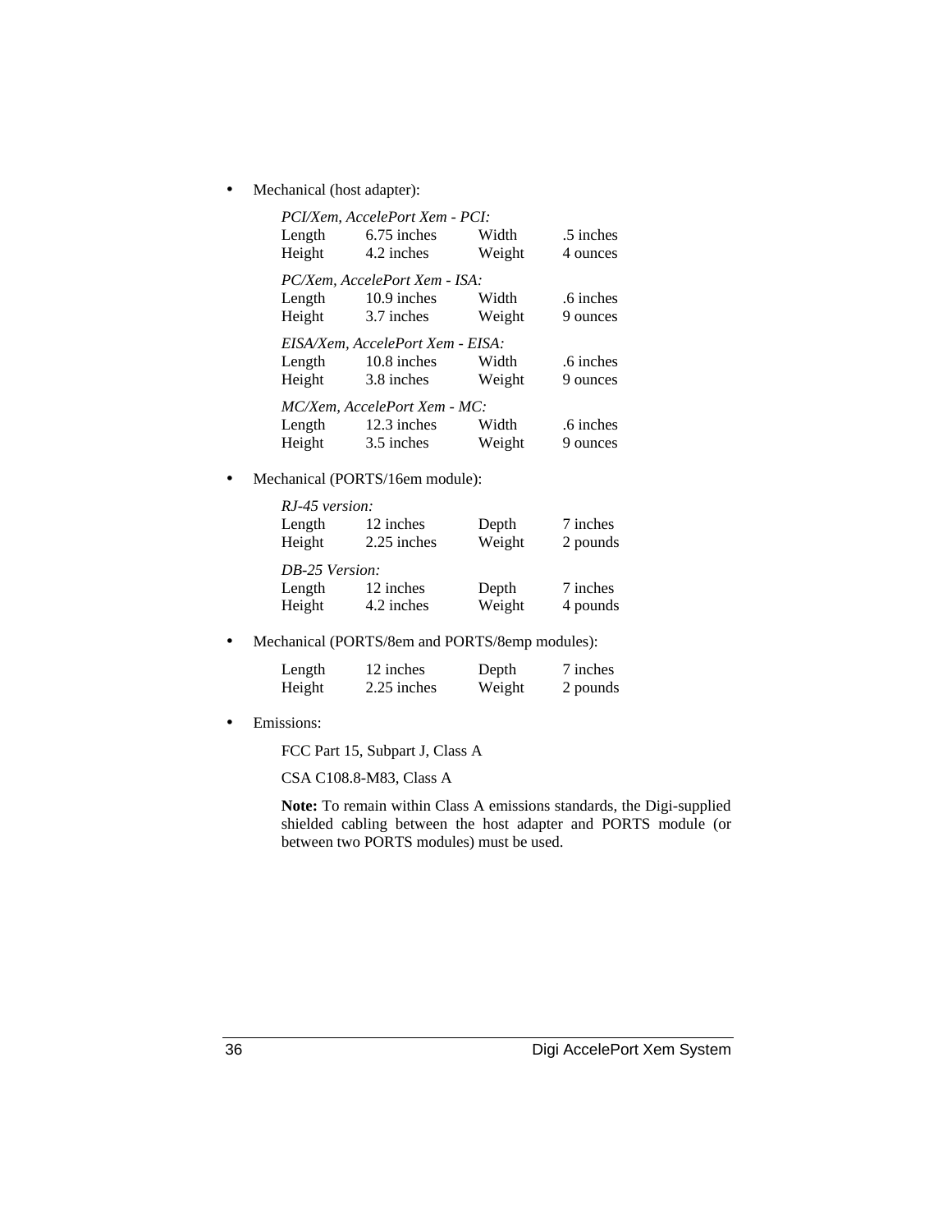- Mechanical (host adapter):

  *PCI/Xem, AccelePort Xem - PCI:*

  | | | | |
  |---|---|---|---|
  | Length | 6.75 inches | Width | .5 inches |
  | Height | 4.2 inches | Weight | 4 ounces |

  *PC/Xem, AccelePort Xem - ISA:*

  | | | | |
  |---|---|---|---|
  | Length | 10.9 inches | Width | .6 inches |
  | Height | 3.7 inches | Weight | 9 ounces |

  *EISA/Xem, AccelePort Xem - EISA:*

  | | | | |
  |---|---|---|---|
  | Length | 10.8 inches | Width | .6 inches |
  | Height | 3.8 inches | Weight | 9 ounces |

  *MC/Xem, AccelePort Xem - MC:*

  | | | | |
  |---|---|---|---|
  | Length | 12.3 inches | Width | .6 inches |
  | Height | 3.5 inches | Weight | 9 ounces |

- Mechanical (PORTS/16em module):

  *RJ-45 version:*

  | | | | |
  |---|---|---|---|
  | Length | 12 inches | Depth | 7 inches |
  | Height | 2.25 inches | Weight | 2 pounds |

  *DB-25 Version:*

  | | | | |
  |---|---|---|---|
  | Length | 12 inches | Depth | 7 inches |
  | Height | 4.2 inches | Weight | 4 pounds |

- Mechanical (PORTS/8em and PORTS/8emp modules):

  | | | | |
  |---|---|---|---|
  | Length | 12 inches | Depth | 7 inches |
  | Height | 2.25 inches | Weight | 2 pounds |

- Emissions:

  FCC Part 15, Subpart J, Class A

  CSA C108.8-M83, Class A

  **Note:** To remain within Class A emissions standards, the Digi-supplied shielded cabling between the host adapter and PORTS module (or between two PORTS modules) must be used.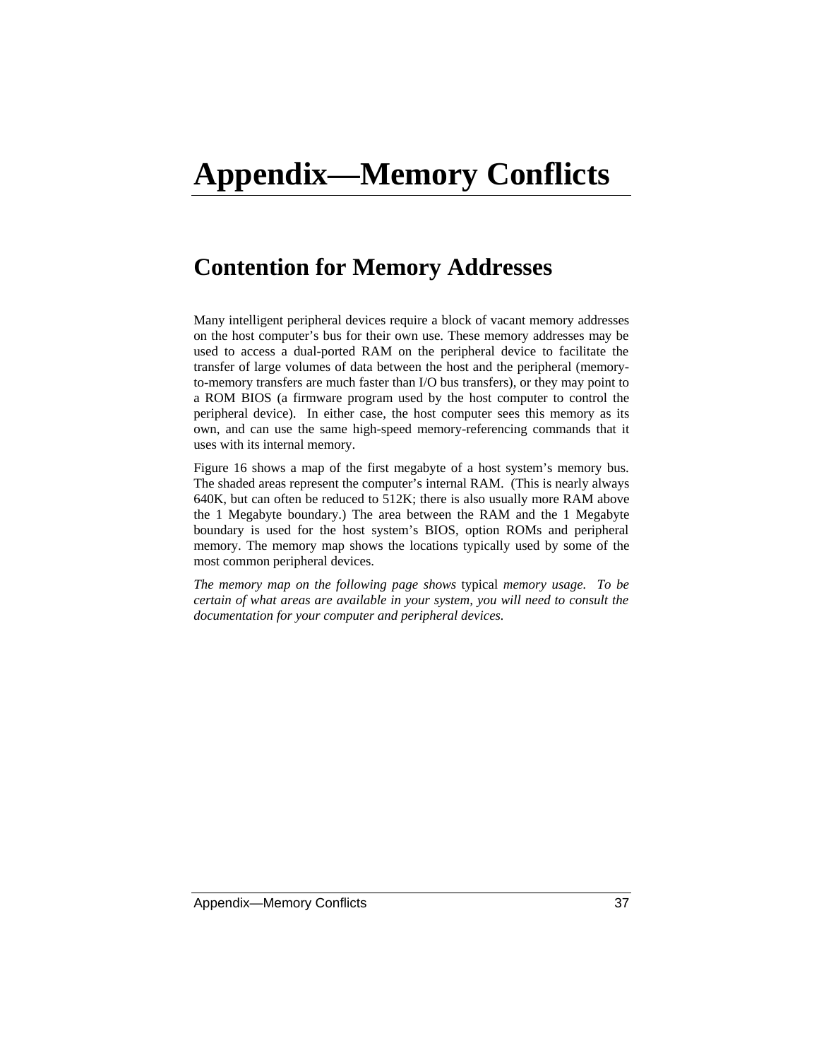# Appendix—Memory Conflicts

## Contention for Memory Addresses

Many intelligent peripheral devices require a block of vacant memory addresses on the host computer's bus for their own use. These memory addresses may be used to access a dual-ported RAM on the peripheral device to facilitate the transfer of large volumes of data between the host and the peripheral (memory-to-memory transfers are much faster than I/O bus transfers), or they may point to a ROM BIOS (a firmware program used by the host computer to control the peripheral device). In either case, the host computer sees this memory as its own, and can use the same high-speed memory-referencing commands that it uses with its internal memory.

Figure 16 shows a map of the first megabyte of a host system's memory bus. The shaded areas represent the computer's internal RAM. (This is nearly always 640K, but can often be reduced to 512K; there is also usually more RAM above the 1 Megabyte boundary.) The area between the RAM and the 1 Megabyte boundary is used for the host system's BIOS, option ROMs and peripheral memory. The memory map shows the locations typically used by some of the most common peripheral devices.

*The memory map on the following page shows* typical *memory usage. To be certain of what areas are available in your system, you will need to consult the documentation for your computer and peripheral devices.*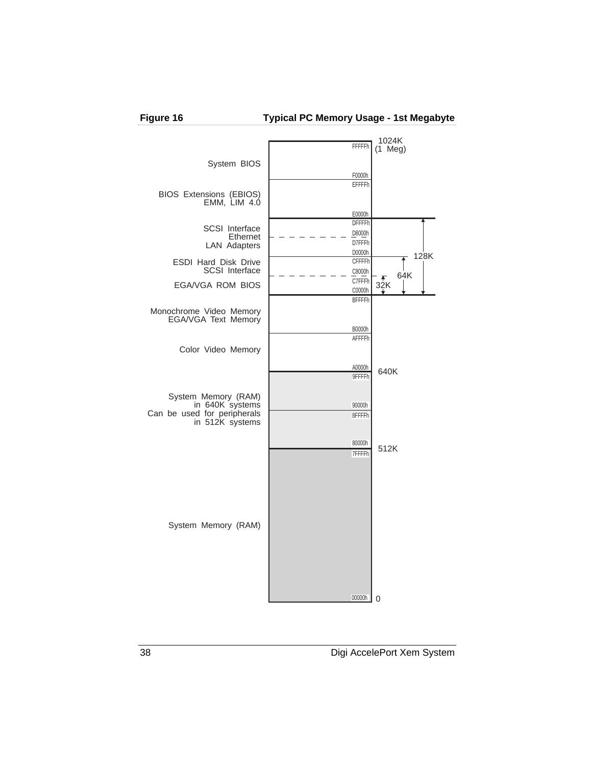**Figure 16** **Typical PC Memory Usage - 1st Megabyte**

| Usage | Address Range | Boundary |
|---|---|---|
| System BIOS | F0000h – FFFFFh | 1024K (1 Meg) |
| BIOS Extensions (EBIOS) EMM, LIM 4.0 | E0000h – EFFFFh | |
| SCSI Interface, Ethernet, LAN Adapters | D0000h – DFFFFh (D8000h / D7FFFh) | 128K (C0000h – DFFFFh) |
| ESDI Hard Disk Drive, SCSI Interface | C8000h – CFFFFh | 64K (C0000h – CFFFFh) |
| EGA/VGA ROM BIOS | C0000h – C7FFFh | 32K |
| Monochrome Video Memory, EGA/VGA Text Memory | B0000h – BFFFFh | |
| Color Video Memory | A0000h – AFFFFh | 640K |
| System Memory (RAM) in 640K systems; Can be used for peripherals in 512K systems | 80000h – 9FFFFh (90000h / 8FFFFh) | 512K |
| System Memory (RAM) | 00000h – 7FFFFh | 0 |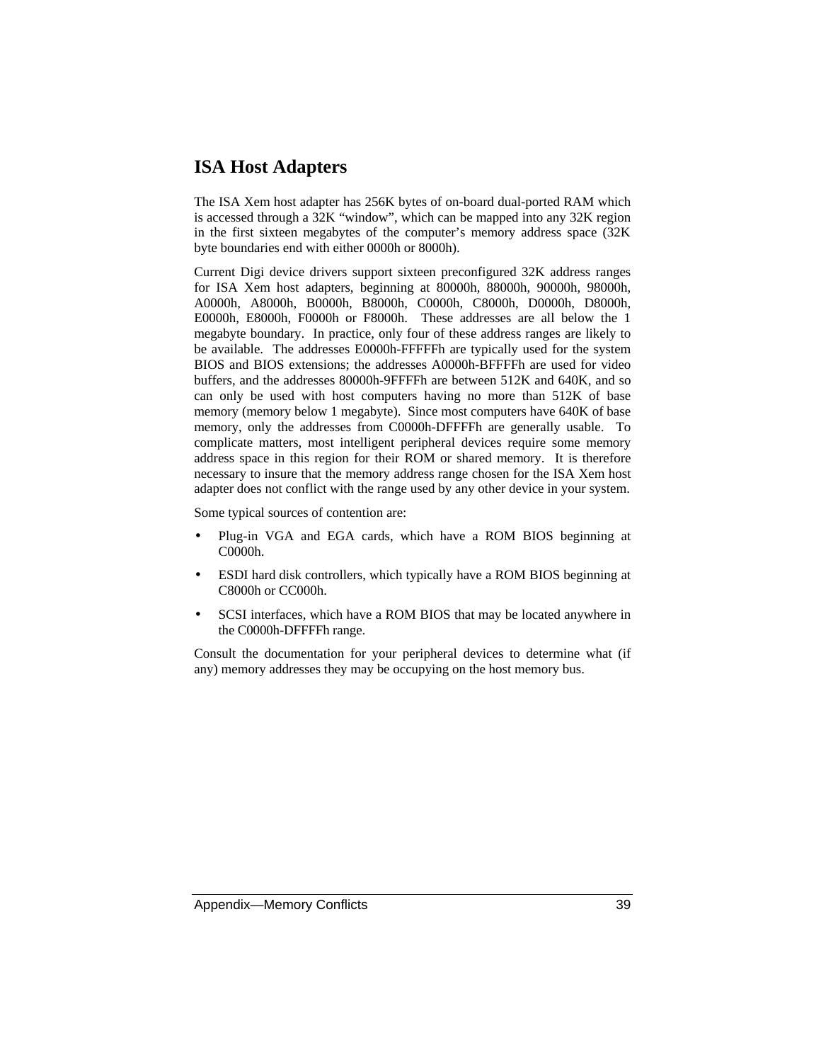## ISA Host Adapters

The ISA Xem host adapter has 256K bytes of on-board dual-ported RAM which is accessed through a 32K "window", which can be mapped into any 32K region in the first sixteen megabytes of the computer's memory address space (32K byte boundaries end with either 0000h or 8000h).

Current Digi device drivers support sixteen preconfigured 32K address ranges for ISA Xem host adapters, beginning at 80000h, 88000h, 90000h, 98000h, A0000h, A8000h, B0000h, B8000h, C0000h, C8000h, D0000h, D8000h, E0000h, E8000h, F0000h or F8000h. These addresses are all below the 1 megabyte boundary. In practice, only four of these address ranges are likely to be available. The addresses E0000h-FFFFFh are typically used for the system BIOS and BIOS extensions; the addresses A0000h-BFFFFh are used for video buffers, and the addresses 80000h-9FFFFh are between 512K and 640K, and so can only be used with host computers having no more than 512K of base memory (memory below 1 megabyte). Since most computers have 640K of base memory, only the addresses from C0000h-DFFFFh are generally usable. To complicate matters, most intelligent peripheral devices require some memory address space in this region for their ROM or shared memory. It is therefore necessary to insure that the memory address range chosen for the ISA Xem host adapter does not conflict with the range used by any other device in your system.

Some typical sources of contention are:

- Plug-in VGA and EGA cards, which have a ROM BIOS beginning at C0000h.
- ESDI hard disk controllers, which typically have a ROM BIOS beginning at C8000h or CC000h.
- SCSI interfaces, which have a ROM BIOS that may be located anywhere in the C0000h-DFFFFh range.

Consult the documentation for your peripheral devices to determine what (if any) memory addresses they may be occupying on the host memory bus.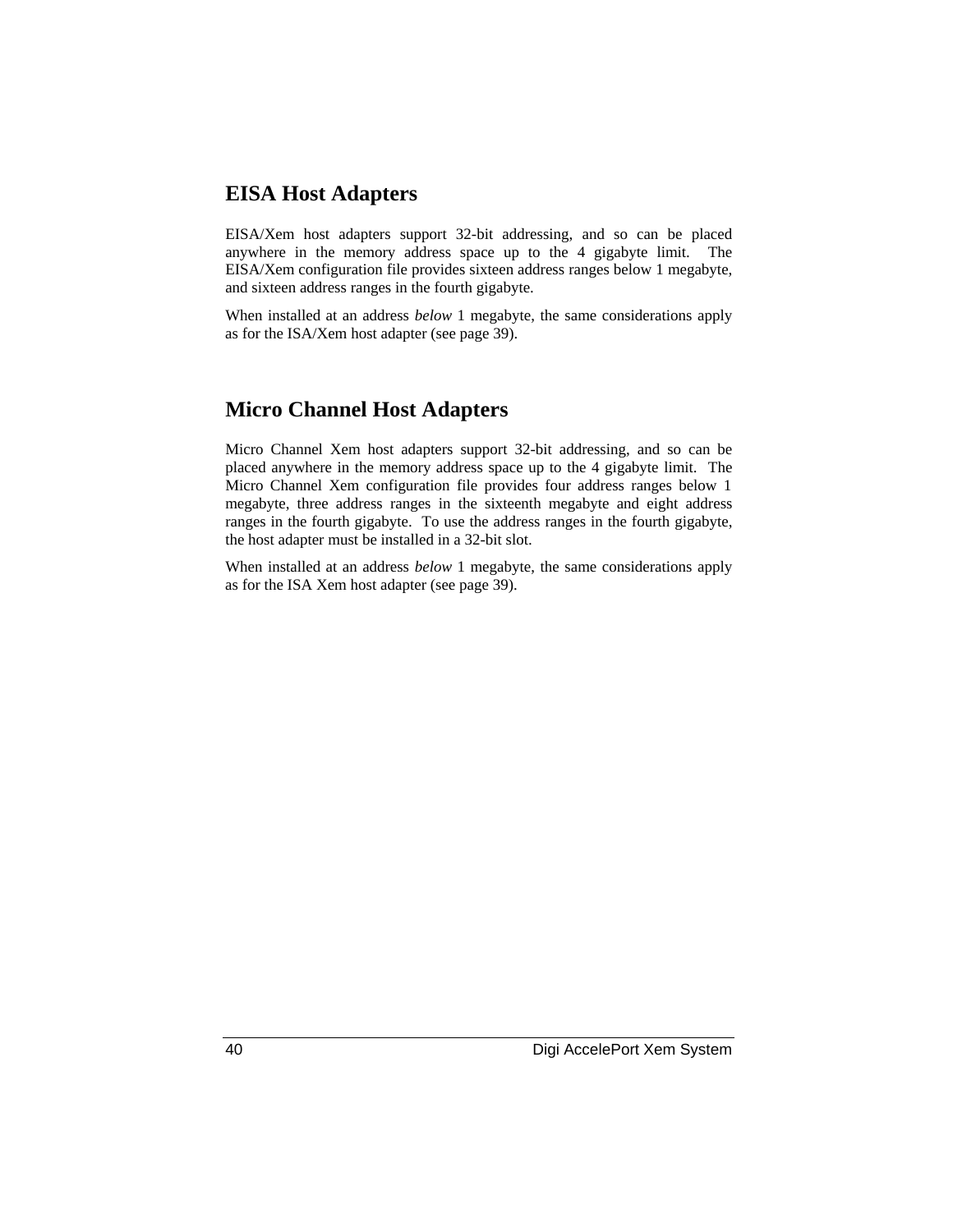## EISA Host Adapters

EISA/Xem host adapters support 32-bit addressing, and so can be placed anywhere in the memory address space up to the 4 gigabyte limit. The EISA/Xem configuration file provides sixteen address ranges below 1 megabyte, and sixteen address ranges in the fourth gigabyte.

When installed at an address *below* 1 megabyte, the same considerations apply as for the ISA/Xem host adapter (see page 39).

## Micro Channel Host Adapters

Micro Channel Xem host adapters support 32-bit addressing, and so can be placed anywhere in the memory address space up to the 4 gigabyte limit. The Micro Channel Xem configuration file provides four address ranges below 1 megabyte, three address ranges in the sixteenth megabyte and eight address ranges in the fourth gigabyte. To use the address ranges in the fourth gigabyte, the host adapter must be installed in a 32-bit slot.

When installed at an address *below* 1 megabyte, the same considerations apply as for the ISA Xem host adapter (see page 39).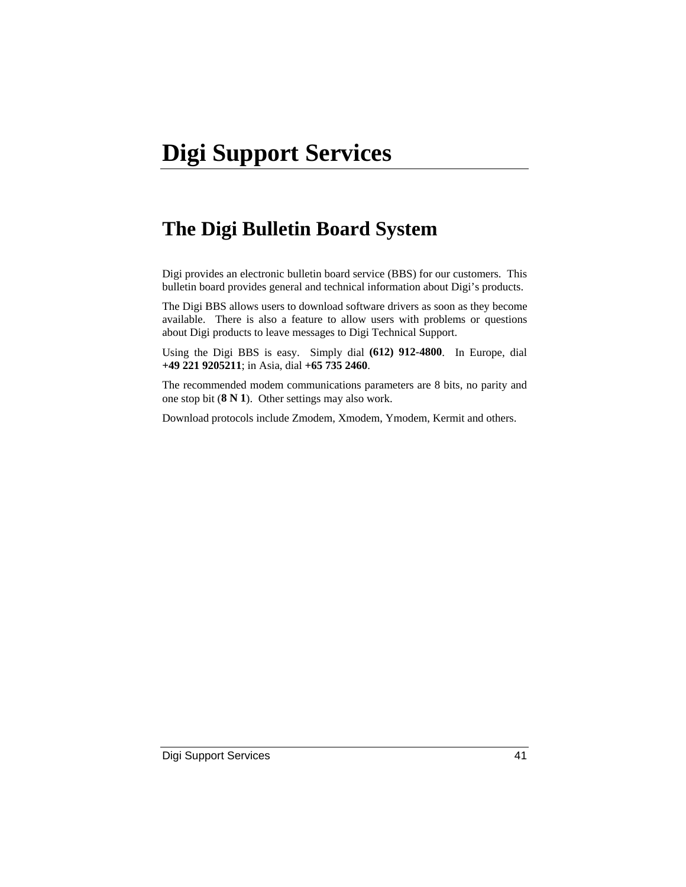# Digi Support Services

## The Digi Bulletin Board System

Digi provides an electronic bulletin board service (BBS) for our customers. This bulletin board provides general and technical information about Digi's products.

The Digi BBS allows users to download software drivers as soon as they become available. There is also a feature to allow users with problems or questions about Digi products to leave messages to Digi Technical Support.

Using the Digi BBS is easy. Simply dial **(612) 912-4800**. In Europe, dial **+49 221 9205211**; in Asia, dial **+65 735 2460**.

The recommended modem communications parameters are 8 bits, no parity and one stop bit (**8 N 1**). Other settings may also work.

Download protocols include Zmodem, Xmodem, Ymodem, Kermit and others.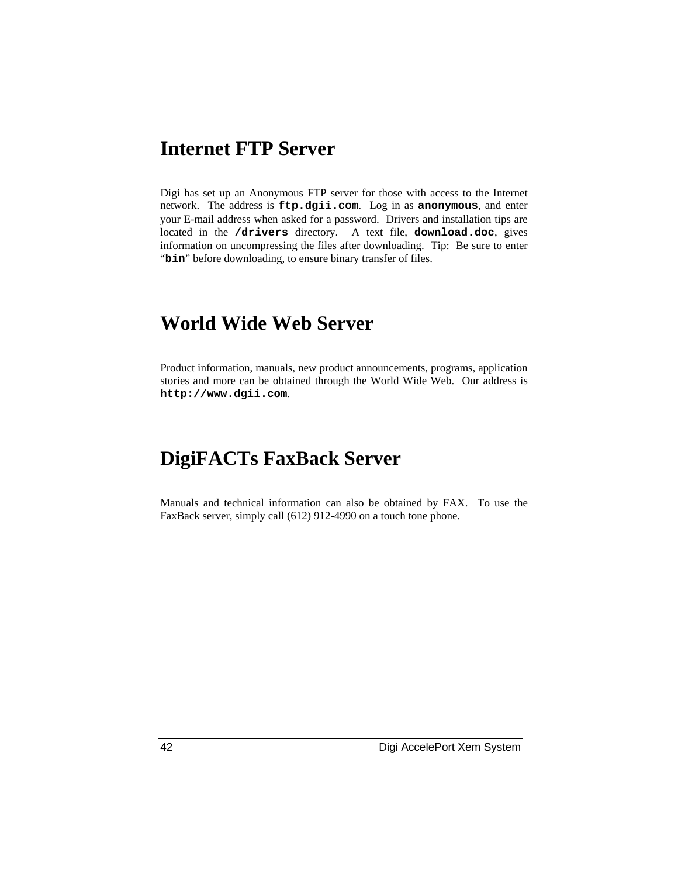## Internet FTP Server

Digi has set up an Anonymous FTP server for those with access to the Internet network. The address is **`ftp.dgii.com`**. Log in as **`anonymous`**, and enter your E-mail address when asked for a password. Drivers and installation tips are located in the **`/drivers`** directory. A text file, **`download.doc`**, gives information on uncompressing the files after downloading. Tip: Be sure to enter "**`bin`**" before downloading, to ensure binary transfer of files.

## World Wide Web Server

Product information, manuals, new product announcements, programs, application stories and more can be obtained through the World Wide Web. Our address is **`http://www.dgii.com`**.

## DigiFACTs FaxBack Server

Manuals and technical information can also be obtained by FAX. To use the FaxBack server, simply call (612) 912-4990 on a touch tone phone.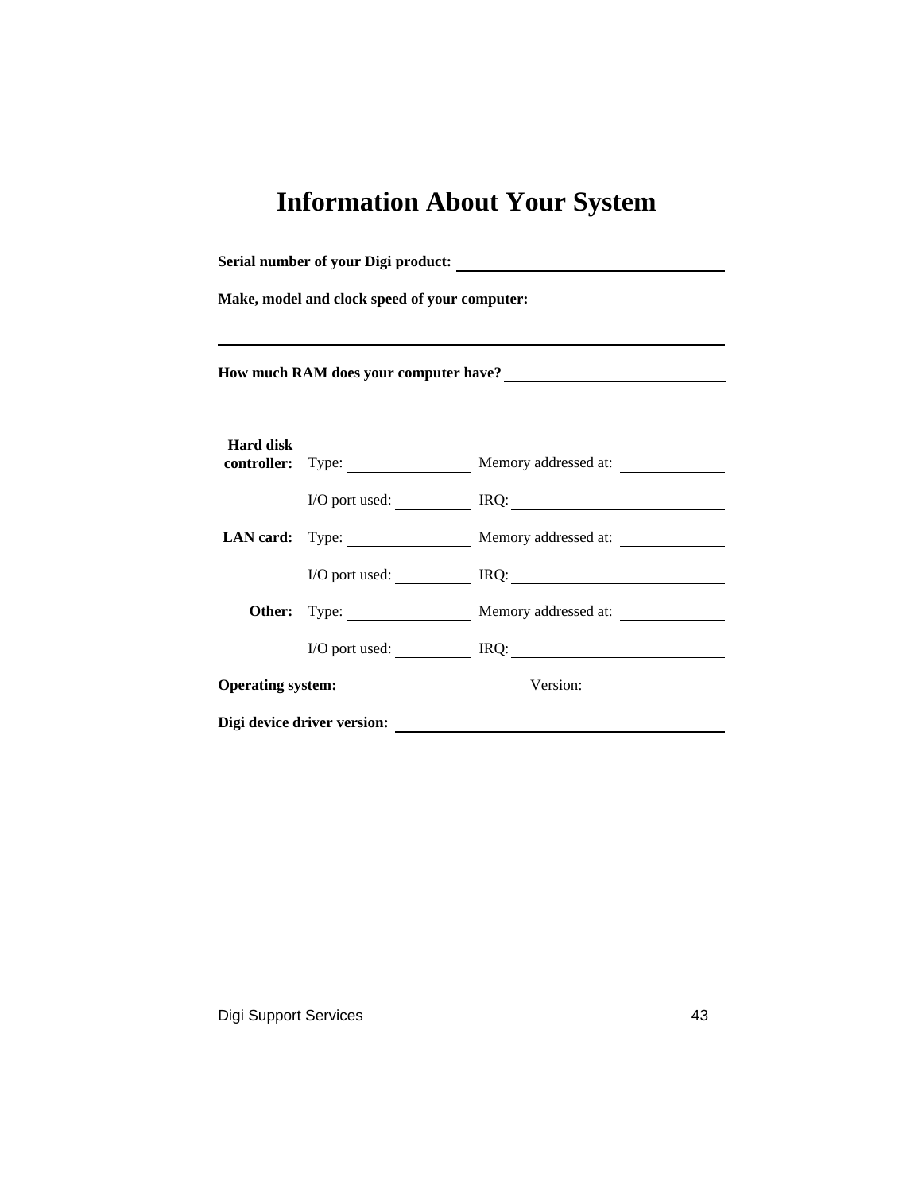# Information About Your System

**Serial number of your Digi product:** \_\_\_\_\_\_\_\_\_\_\_\_\_\_\_\_\_\_\_\_\_\_\_\_\_\_\_\_\_\_

**Make, model and clock speed of your computer:** \_\_\_\_\_\_\_\_\_\_\_\_\_\_\_\_\_\_\_\_\_\_\_\_

\_\_\_\_\_\_\_\_\_\_\_\_\_\_\_\_\_\_\_\_\_\_\_\_\_\_\_\_\_\_\_\_\_\_\_\_\_\_\_\_\_\_\_\_\_\_\_\_\_\_\_\_\_\_\_\_

**How much RAM does your computer have?** \_\_\_\_\_\_\_\_\_\_\_\_\_\_\_\_\_\_\_\_\_\_\_\_\_\_

| | | |
|---|---|---|
| **Hard disk controller:** | Type: \_\_\_\_\_\_\_\_\_\_\_\_ | Memory addressed at: \_\_\_\_\_\_\_\_\_\_ |
| | I/O port used: \_\_\_\_\_\_\_\_ | IRQ: \_\_\_\_\_\_\_\_\_\_\_\_\_\_\_\_\_\_\_\_ |
| **LAN card:** | Type: \_\_\_\_\_\_\_\_\_\_\_\_ | Memory addressed at: \_\_\_\_\_\_\_\_\_\_ |
| | I/O port used: \_\_\_\_\_\_\_\_ | IRQ: \_\_\_\_\_\_\_\_\_\_\_\_\_\_\_\_\_\_\_\_ |
| **Other:** | Type: \_\_\_\_\_\_\_\_\_\_\_\_ | Memory addressed at: \_\_\_\_\_\_\_\_\_\_ |
| | I/O port used: \_\_\_\_\_\_\_\_ | IRQ: \_\_\_\_\_\_\_\_\_\_\_\_\_\_\_\_\_\_\_\_ |

**Operating system:** \_\_\_\_\_\_\_\_\_\_\_\_\_\_\_\_\_\_\_\_ Version: \_\_\_\_\_\_\_\_\_\_\_\_\_\_\_

**Digi device driver version:** \_\_\_\_\_\_\_\_\_\_\_\_\_\_\_\_\_\_\_\_\_\_\_\_\_\_\_\_\_\_\_\_\_\_\_\_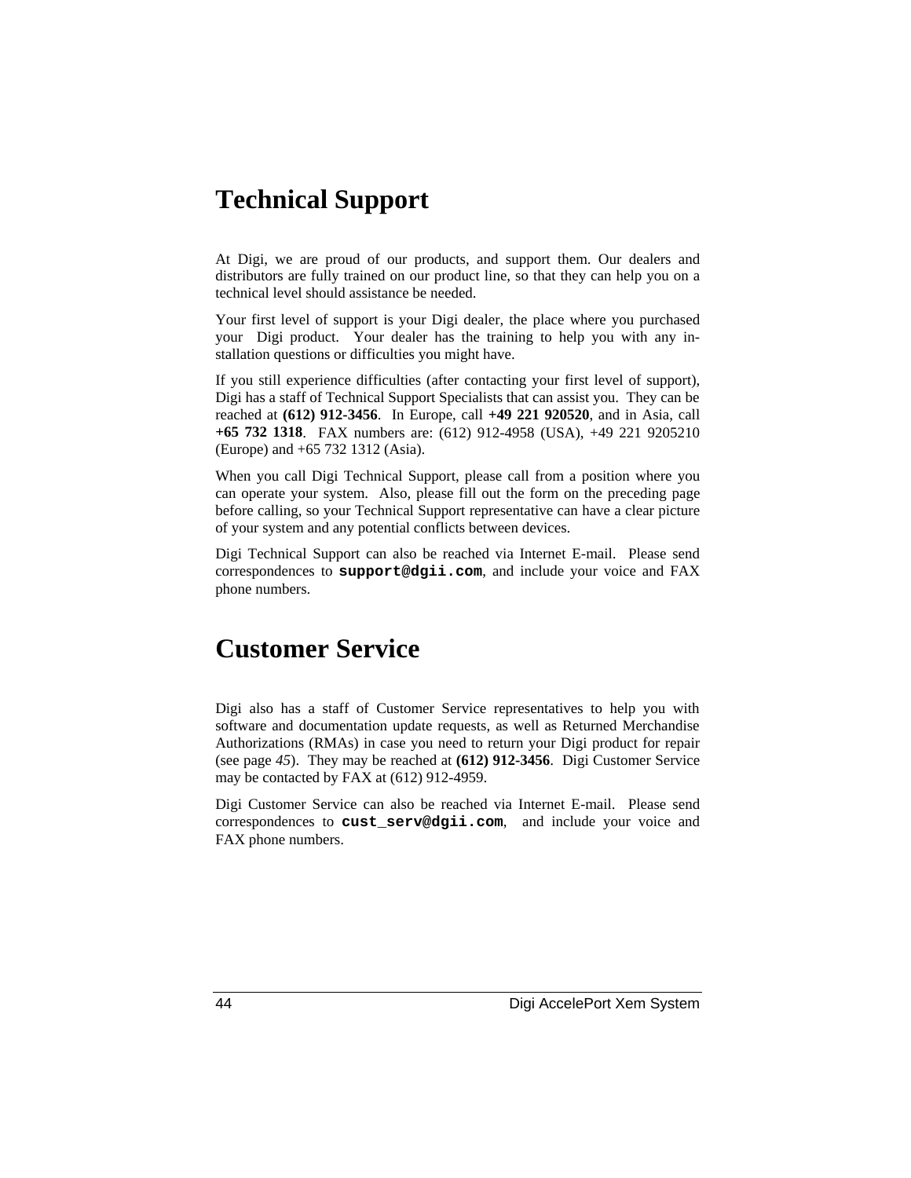# Technical Support

At Digi, we are proud of our products, and support them. Our dealers and distributors are fully trained on our product line, so that they can help you on a technical level should assistance be needed.

Your first level of support is your Digi dealer, the place where you purchased your Digi product. Your dealer has the training to help you with any installation questions or difficulties you might have.

If you still experience difficulties (after contacting your first level of support), Digi has a staff of Technical Support Specialists that can assist you. They can be reached at **(612) 912-3456**. In Europe, call **+49 221 920520**, and in Asia, call **+65 732 1318**. FAX numbers are: (612) 912-4958 (USA), +49 221 9205210 (Europe) and +65 732 1312 (Asia).

When you call Digi Technical Support, please call from a position where you can operate your system. Also, please fill out the form on the preceding page before calling, so your Technical Support representative can have a clear picture of your system and any potential conflicts between devices.

Digi Technical Support can also be reached via Internet E-mail. Please send correspondences to **`support@dgii.com`**, and include your voice and FAX phone numbers.

# Customer Service

Digi also has a staff of Customer Service representatives to help you with software and documentation update requests, as well as Returned Merchandise Authorizations (RMAs) in case you need to return your Digi product for repair (see page *45*). They may be reached at **(612) 912-3456**. Digi Customer Service may be contacted by FAX at (612) 912-4959.

Digi Customer Service can also be reached via Internet E-mail. Please send correspondences to **`cust_serv@dgii.com`**, and include your voice and FAX phone numbers.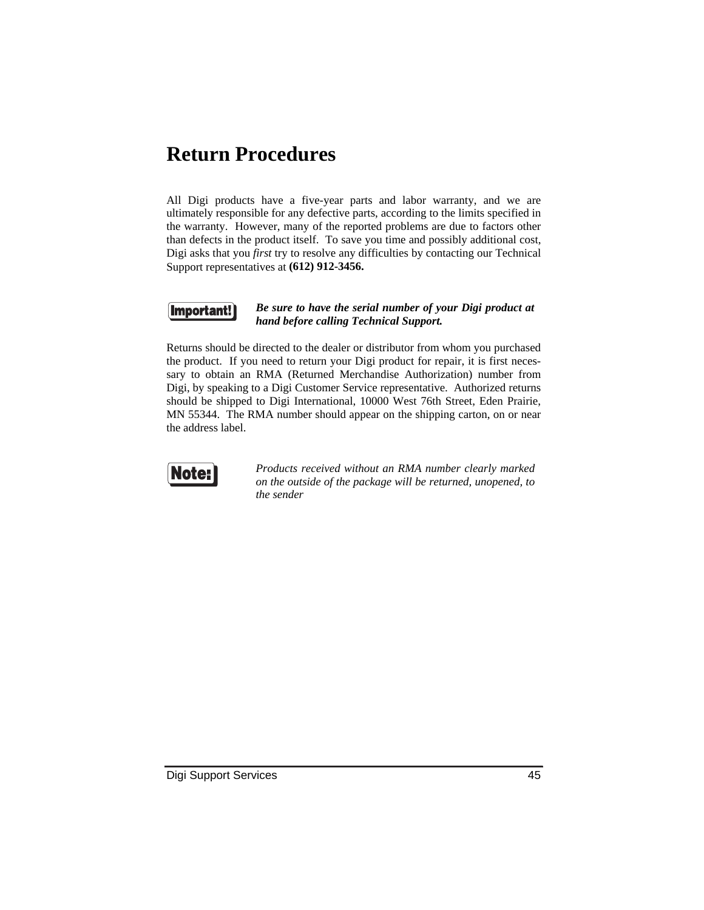# Return Procedures

All Digi products have a five-year parts and labor warranty, and we are ultimately responsible for any defective parts, according to the limits specified in the warranty. However, many of the reported problems are due to factors other than defects in the product itself. To save you time and possibly additional cost, Digi asks that you *first* try to resolve any difficulties by contacting our Technical Support representatives at **(612) 912-3456.**

**Important!** ***Be sure to have the serial number of your Digi product at hand before calling Technical Support.***

Returns should be directed to the dealer or distributor from whom you purchased the product. If you need to return your Digi product for repair, it is first necessary to obtain an RMA (Returned Merchandise Authorization) number from Digi, by speaking to a Digi Customer Service representative. Authorized returns should be shipped to Digi International, 10000 West 76th Street, Eden Prairie, MN 55344. The RMA number should appear on the shipping carton, on or near the address label.

**Note:** *Products received without an RMA number clearly marked on the outside of the package will be returned, unopened, to the sender*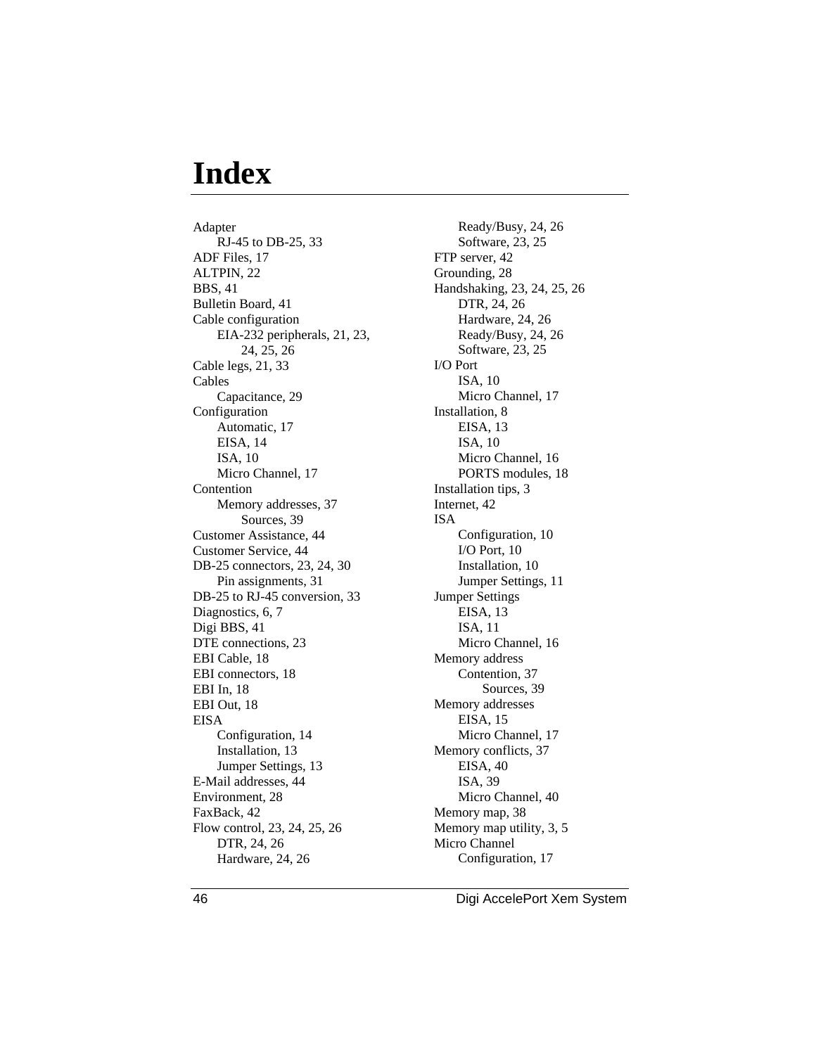# Index

Adapter
- RJ-45 to DB-25, 33

ADF Files, 17
ALTPIN, 22
BBS, 41
Bulletin Board, 41
Cable configuration
- EIA-232 peripherals, 21, 23, 24, 25, 26

Cable legs, 21, 33
Cables
- Capacitance, 29

Configuration
- Automatic, 17
- EISA, 14
- ISA, 10
- Micro Channel, 17

Contention
- Memory addresses, 37
  - Sources, 39

Customer Assistance, 44
Customer Service, 44
DB-25 connectors, 23, 24, 30
- Pin assignments, 31

DB-25 to RJ-45 conversion, 33
Diagnostics, 6, 7
Digi BBS, 41
DTE connections, 23
EBI Cable, 18
EBI connectors, 18
EBI In, 18
EBI Out, 18
EISA
- Configuration, 14
- Installation, 13
- Jumper Settings, 13

E-Mail addresses, 44
Environment, 28
FaxBack, 42
Flow control, 23, 24, 25, 26
- DTR, 24, 26
- Hardware, 24, 26
- Ready/Busy, 24, 26
- Software, 23, 25

FTP server, 42
Grounding, 28
Handshaking, 23, 24, 25, 26
- DTR, 24, 26
- Hardware, 24, 26
- Ready/Busy, 24, 26
- Software, 23, 25

I/O Port
- ISA, 10
- Micro Channel, 17

Installation, 8
- EISA, 13
- ISA, 10
- Micro Channel, 16
- PORTS modules, 18

Installation tips, 3
Internet, 42
ISA
- Configuration, 10
- I/O Port, 10
- Installation, 10
- Jumper Settings, 11

Jumper Settings
- EISA, 13
- ISA, 11
- Micro Channel, 16

Memory address
- Contention, 37
  - Sources, 39

Memory addresses
- EISA, 15
- Micro Channel, 17

Memory conflicts, 37
- EISA, 40
- ISA, 39
- Micro Channel, 40

Memory map, 38
Memory map utility, 3, 5
Micro Channel
- Configuration, 17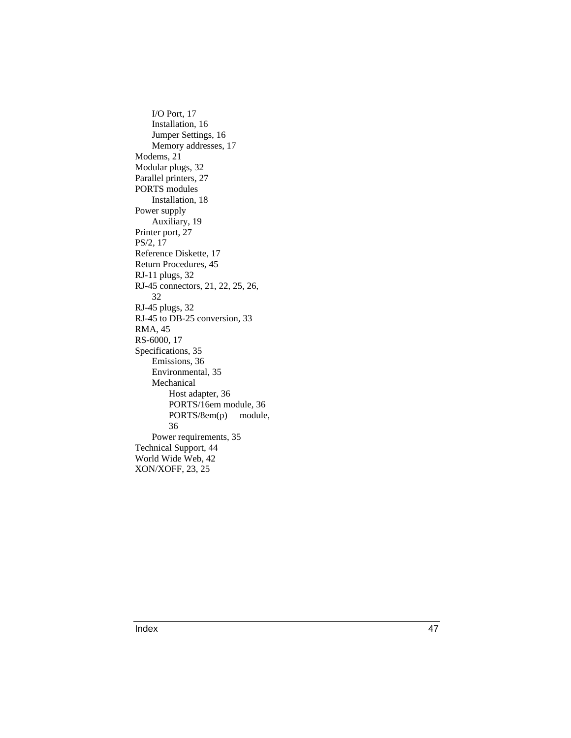- I/O Port, 17
- Installation, 16
- Jumper Settings, 16
- Memory addresses, 17

Modems, 21
Modular plugs, 32
Parallel printers, 27
PORTS modules

- Installation, 18

Power supply

- Auxiliary, 19

Printer port, 27
PS/2, 17
Reference Diskette, 17
Return Procedures, 45
RJ-11 plugs, 32
RJ-45 connectors, 21, 22, 25, 26, 32
RJ-45 plugs, 32
RJ-45 to DB-25 conversion, 33
RMA, 45
RS-6000, 17
Specifications, 35

- Emissions, 36
- Environmental, 35
- Mechanical
  - Host adapter, 36
  - PORTS/16em module, 36
  - PORTS/8em(p) module, 36
- Power requirements, 35

Technical Support, 44
World Wide Web, 42
XON/XOFF, 23, 25